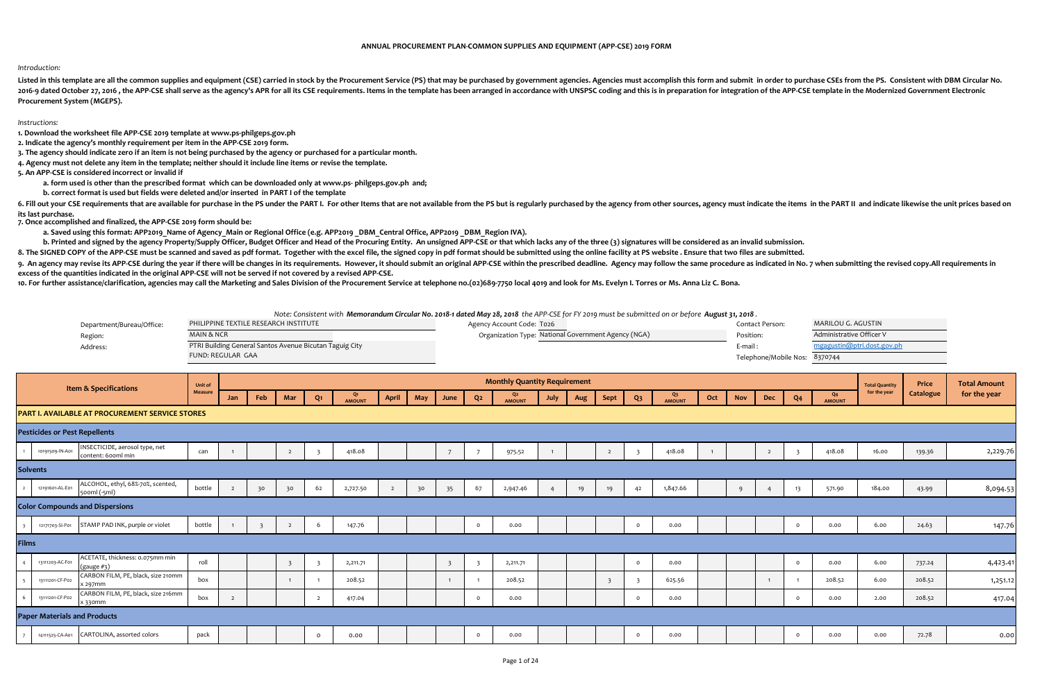# ANNUAL PROCUREMENT PLAN-COMMON SUPPLIES AND EQUIPMENT (APP-CSE) 2019 FORM

*Introduction:*

Listed in this template are all the common supplies and equipment (CSE) carried in stock by the Procurement Service (PS) that may be purchased by government agencies. Agencies must accomplish this form and submit in order to purchase CSEs from the PS. Consistent with DBM Circular No. 2016-9 dated October 27, 2016 , the APP-CSE shall serve as the agency's APR for all its CSE requirements. Items in the template has been arranged in accordance with UNSPSC coding and this is in preparation for integration of the APP-CSE template in the Modernized Government Electronic Procurement System (MGEPS).

*Instructions:*

1. Download the worksheet file APP-CSE 2019 template at www.ps-philgeps.gov.ph
2. Indicate the agency's monthly requirement per item in the APP-CSE 2019 form.
3. The agency should indicate zero if an item is not being purchased by the agency or purchased for a particular month.
4. Agency must not delete any item in the template; neither should it include line items or revise the template.
5. An APP-CSE is considered incorrect or invalid if
   a. form used is other than the prescribed format which can be downloaded only at www.ps- philgeps.gov.ph and;
   b. correct format is used but fields were deleted and/or inserted in PART I of the template
6. Fill out your CSE requirements that are available for purchase in the PS under the PART I. For other Items that are not available from the PS but is regularly purchased by the agency from other sources, agency must indicate the items in the PART II and indicate likewise the unit prices based on its last purchase.
7. Once accomplished and finalized, the APP-CSE 2019 form should be:
   a. Saved using this format: APP2019 _Name of Agency_Main or Regional Office (e.g. APP2019 _DBM_Central Office, APP2019 _DBM_Region IVA).
   b. Printed and signed by the agency Property/Supply Officer, Budget Officer and Head of the Procuring Entity. An unsigned APP-CSE or that which lacks any of the three (3) signatures will be considered as an invalid submission.
8. The SIGNED COPY of the APP-CSE must be scanned and saved as pdf format. Together with the excel file, the signed copy in pdf format should be submitted using the online facility at PS website . Ensure that two files are submitted.
9. An agency may revise its APP-CSE during the year if there will be changes in its requirements. However, it should submit an original APP-CSE within the prescribed deadline. Agency may follow the same procedure as indicated in No. 7 when submitting the revised copy.All requirements in excess of the quantities indicated in the original APP-CSE will not be served if not covered by a revised APP-CSE.
10. For further assistance/clarification, agencies may call the Marketing and Sales Division of the Procurement Service at telephone no.(02)689-7750 local 4019 and look for Ms. Evelyn I. Torres or Ms. Anna Liz C. Bona.

*Note: Consistent with **Memorandum Circular No. 2018-1 dated May 28, 2018** the APP-CSE for FY 2019 must be submitted on or before **August 31, 2018**.*

| | | | | | |
|---|---|---|---|---|---|
| Department/Bureau/Office: | PHILIPPINE TEXTILE RESEARCH INSTITUTE | Agency Account Code: | T026 | Contact Person: | MARILOU G. AGUSTIN |
| Region: | MAIN & NCR | Organization Type: | National Government Agency (NGA) | Position: | Administrative Officer V |
| Address: | PTRI Building General Santos Avenue Bicutan Taguig City | | | E-mail : | mgagustin@ptri.dost.gov.ph |
| | FUND: REGULAR GAA | | | Telephone/Mobile Nos: | 8370744 |

| | | Item & Specifications | Unit of Measure | Monthly Quantity Requirement | | | | | | | | | | | | | | | | | | | | Total Quantity for the year | Price Catalogue | Total Amount for the year |
|---|---|---|---|---|---|---|---|---|---|---|---|---|---|---|---|---|---|---|---|---|---|---|---|---|---|---|
| | | | | Jan | Feb | Mar | Q1 | Q1 AMOUNT | April | May | June | Q2 | Q2 AMOUNT | July | Aug | Sept | Q3 | Q3 AMOUNT | Oct | Nov | Dec | Q4 | Q4 AMOUNT | | | |
| **PART I. AVAILABLE AT PROCUREMENT SERVICE STORES** | | | | | | | | | | | | | | | | | | | | | | | | | | |
| **Pesticides or Pest Repellents** | | | | | | | | | | | | | | | | | | | | | | | | | | |
| 1 | 10191509-IN-A01 | INSECTICIDE, aerosol type, net content: 600ml min | can | 1 | | 2 | 3 | 418.08 | | | 7 | 7 | 975.52 | 1 | | 2 | 3 | 418.08 | 1 | | 2 | 3 | 418.08 | 16.00 | 139.36 | 2,229.76 |
| **Solvents** | | | | | | | | | | | | | | | | | | | | | | | | | | |
| 2 | 12191601-AL-E01 | ALCOHOL, ethyl, 68%-70%, scented, 500ml (-5ml) | bottle | 2 | 30 | 30 | 62 | 2,727.50 | 2 | 30 | 35 | 67 | 2,947.46 | 4 | 19 | 19 | 42 | 1,847.66 | | 9 | 4 | 13 | 571.90 | 184.00 | 43.99 | 8,094.53 |
| **Color Compounds and Dispersions** | | | | | | | | | | | | | | | | | | | | | | | | | | |
| 3 | 12171703-SI-P01 | STAMP PAD INK, purple or violet | bottle | 1 | 3 | 2 | 6 | 147.76 | | | | 0 | 0.00 | | | | 0 | 0.00 | | | | 0 | 0.00 | 6.00 | 24.63 | 147.76 |
| **Films** | | | | | | | | | | | | | | | | | | | | | | | | | | |
| 4 | 13111203-AC-F01 | ACETATE, thickness: 0.075mm min (gauge #3) | roll | | | 3 | 3 | 2,211.71 | | | 3 | 3 | 2,211.71 | | | | 0 | 0.00 | | | | 0 | 0.00 | 6.00 | 737.24 | 4,423.41 |
| 5 | 13111201-CF-P02 | CARBON FILM, PE, black, size 210mm x 297mm | box | | | 1 | 1 | 208.52 | | | 1 | 1 | 208.52 | | | 3 | 3 | 625.56 | | | 1 | 1 | 208.52 | 6.00 | 208.52 | 1,251.12 |
| 6 | 13111201-CF-P02 | CARBON FILM, PE, black, size 216mm x 330mm | box | 2 | | | 2 | 417.04 | | | | 0 | 0.00 | | | | 0 | 0.00 | | | | 0 | 0.00 | 2.00 | 208.52 | 417.04 |
| **Paper Materials and Products** | | | | | | | | | | | | | | | | | | | | | | | | | | |
| 7 | 14111525-CA-A01 | CARTOLINA, assorted colors | pack | | | | 0 | 0.00 | | | | 0 | 0.00 | | | | 0 | 0.00 | | | | 0 | 0.00 | 0.00 | 72.78 | 0.00 |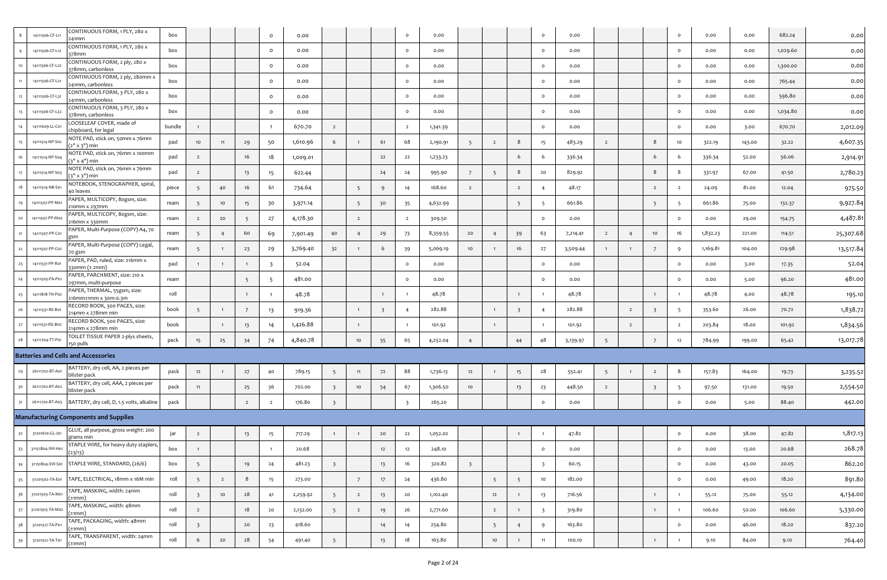| | | | | | | | | | | | | | | | | | | | | | | | | | | |
|---|---|---|---|---|---|---|---|---|---|---|---|---|---|---|---|---|---|---|---|---|---|---|---|---|---|---|
| 8 | 14111506-CF-L11 | CONTINUOUS FORM, 1 PLY, 280 x 241mm | box | | | | 0 | 0.00 | | | | 0 | 0.00 | | | | 0 | 0.00 | | | | 0 | 0.00 | 0.00 | 682.24 | 0.00 |
| 9 | 14111506-CF-L12 | CONTINUOUS FORM, 1 PLY, 280 x 378mm | box | | | | 0 | 0.00 | | | | 0 | 0.00 | | | | 0 | 0.00 | | | | 0 | 0.00 | 0.00 | 1,029.60 | 0.00 |
| 10 | 14111506-CF-L22 | CONTINUOUS FORM, 2 ply, 280 x 378mm, carbonless | box | | | | 0 | 0.00 | | | | 0 | 0.00 | | | | 0 | 0.00 | | | | 0 | 0.00 | 0.00 | 1,300.00 | 0.00 |
| 11 | 14111506-CF-L21 | CONTINUOUS FORM, 2 ply, 280mm x 241mm, carbonless | box | | | | 0 | 0.00 | | | | 0 | 0.00 | | | | 0 | 0.00 | | | | 0 | 0.00 | 0.00 | 765.44 | 0.00 |
| 12 | 14111506-CF-L31 | CONTINUOUS FORM, 3 PLY, 280 x 241mm, carbonless | box | | | | 0 | 0.00 | | | | 0 | 0.00 | | | | 0 | 0.00 | | | | 0 | 0.00 | 0.00 | 596.80 | 0.00 |
| 13 | 14111506-CF-L32 | CONTINUOUS FORM, 3 PLY, 280 x 378mm, carbonless | box | | | | 0 | 0.00 | | | | 0 | 0.00 | | | | 0 | 0.00 | | | | 0 | 0.00 | 0.00 | 1,034.80 | 0.00 |
| 14 | 14111609-LL-C01 | LOOSELEAF COVER, made of chipboard, for legal | bundle | 1 | | | 1 | 670.70 | 2 | | | 2 | 1,341.39 | | | | 0 | 0.00 | | | | 0 | 0.00 | 3.00 | 670.70 | 2,012.09 |
| 15 | 14111514-NP-S02 | NOTE PAD, stick on, 50mm x 76mm (2" x 3") min | pad | 10 | 11 | 29 | 50 | 1,610.96 | 6 | 1 | 61 | 68 | 2,190.91 | 5 | 2 | 8 | 15 | 483.29 | 2 | | 8 | 10 | 322.19 | 143.00 | 32.22 | 4,607.35 |
| 16 | 14111514-NP-S04 | NOTE PAD, stick on, 76mm x 100mm (3" x 4") min | pad | 2 | | 16 | 18 | 1,009.01 | | | 22 | 22 | 1,233.23 | | | 6 | 6 | 336.34 | | | 6 | 6 | 336.34 | 52.00 | 56.06 | 2,914.91 |
| 17 | 14111514-NP-S03 | NOTE PAD, stick on, 76mm x 76mm (3" x 3") min | pad | 2 | | 13 | 15 | 622.44 | | | 24 | 24 | 995.90 | 7 | 5 | 8 | 20 | 829.92 | | | 8 | 8 | 331.97 | 67.00 | 41.50 | 2,780.23 |
| 18 | 14111514-NB-S01 | NOTEBOOK, STENOGRAPHER, spiral, 40 leaves | piece | 5 | 40 | 16 | 61 | 734.64 | | 5 | 9 | 14 | 168.60 | 2 | | 2 | 4 | 48.17 | | | 2 | 2 | 24.09 | 81.00 | 12.04 | 975.50 |
| 19 | 14111507-PP-M01 | PAPER, MULTICOPY, 80gsm, size: 210mm x 297mm | ream | 5 | 10 | 15 | 30 | 3,971.14 | | 5 | 30 | 35 | 4,632.99 | | | 5 | 5 | 661.86 | | | 5 | 5 | 661.86 | 75.00 | 132.37 | 9,927.84 |
| 20 | 14111507-PP-M02 | PAPER, MULTICOPY, 80gsm, size: 216mm x 330mm | ream | 2 | 20 | 5 | 27 | 4,178.30 | | 2 | | 2 | 309.50 | | | | 0 | 0.00 | | | | 0 | 0.00 | 29.00 | 154.75 | 4,487.81 |
| 21 | 14111507-PP-C01 | PAPER, Multi-Purpose (COPY) A4, 70 gsm | ream | 5 | 4 | 60 | 69 | 7,901.49 | 40 | 4 | 29 | 73 | 8,359.55 | 20 | 4 | 39 | 63 | 7,214.41 | 2 | 4 | 10 | 16 | 1,832.23 | 221.00 | 114.51 | 25,307.68 |
| 22 | 14111507-PP-C02 | PAPER, Multi-Purpose (COPY) Legal, 70 gsm | ream | 5 | 1 | 23 | 29 | 3,769.40 | 32 | 1 | 6 | 39 | 5,069.19 | 10 | 1 | 16 | 27 | 3,509.44 | 1 | 1 | 7 | 9 | 1,169.81 | 104.00 | 129.98 | 13,517.84 |
| 23 | 14111531-PP-R01 | PAPER, PAD, ruled, size: 216mm x 330mm (± 2mm) | pad | 1 | 1 | 1 | 3 | 52.04 | | | | 0 | 0.00 | | | | 0 | 0.00 | | | | 0 | 0.00 | 3.00 | 17.35 | 52.04 |
| 24 | 14111503-PA-P01 | PAPER, PARCHMENT, size: 210 x 297mm, multi-purpose | ream | | | 5 | 5 | 481.00 | | | | 0 | 0.00 | | | | 0 | 0.00 | | | | 0 | 0.00 | 5.00 | 96.20 | 481.00 |
| 25 | 14111818-TH-P02 | PAPER, THERMAL, 55gsm, size: 216mm±1mm x 30m-0.3m | roll | | | 1 | 1 | 48.78 | | | 1 | 1 | 48.78 | | | 1 | 1 | 48.78 | | | 1 | 1 | 48.78 | 4.00 | 48.78 | 195.10 |
| 26 | 14111531-RE-B01 | RECORD BOOK, 300 PAGES, size: 214mm x 278mm min | book | 5 | 1 | 7 | 13 | 919.36 | | 1 | 3 | 4 | 282.88 | | 1 | 3 | 4 | 282.88 | | 2 | 3 | 5 | 353.60 | 26.00 | 70.72 | 1,838.72 |
| 27 | 14111531-RE-B02 | RECORD BOOK, 500 PAGES, size: 214mm x 278mm min | book | | 1 | 13 | 14 | 1,426.88 | | 1 | | 1 | 101.92 | | 1 | | 1 | 101.92 | | 2 | | 2 | 203.84 | 18.00 | 101.92 | 1,834.56 |
| 28 | 14111704-TT-P01 | TOILET TISSUE PAPER 2-plys sheets, 150 pulls | pack | 15 | 25 | 34 | 74 | 4,840.78 | | 10 | 55 | 65 | 4,252.04 | 4 | | 44 | 48 | 3,139.97 | 5 | | 7 | 12 | 784.99 | 199.00 | 65.42 | 13,017.78 |
| **Batteries and Cells and Accessories** | | | | | | | | | | | | | | | | | | | | | | | | | | |
| 29 | 26111702-BT-A01 | BATTERY, dry cell, AA, 2 pieces per blister pack | pack | 12 | 1 | 27 | 40 | 789.15 | 5 | 11 | 72 | 88 | 1,736.13 | 12 | 1 | 15 | 28 | 552.41 | 5 | 1 | 2 | 8 | 157.83 | 164.00 | 19.73 | 3,235.52 |
| 30 | 26111702-BT-A02 | BATTERY, dry cell, AAA, 2 pieces per blister pack | pack | 11 | | 25 | 36 | 702.00 | 3 | 10 | 54 | 67 | 1,306.50 | 10 | | 13 | 23 | 448.50 | 2 | | 3 | 5 | 97.50 | 131.00 | 19.50 | 2,554.50 |
| 31 | 26111702-BT-A03 | BATTERY, dry cell, D, 1.5 volts, alkaline | pack | | | 2 | 2 | 176.80 | 3 | | | 3 | 265.20 | | | | 0 | 0.00 | | | | 0 | 0.00 | 5.00 | 88.40 | 442.00 |
| **Manufacturing Components and Supplies** | | | | | | | | | | | | | | | | | | | | | | | | | | |
| 32 | 31201610-GL-J01 | GLUE, all purpose, gross weight: 200 grams min | jar | 2 | | 13 | 15 | 717.29 | 1 | 1 | 20 | 22 | 1,052.02 | | | 1 | 1 | 47.82 | | | | 0 | 0.00 | 38.00 | 47.82 | 1,817.13 |
| 33 | 31151804-SW-H01 | STAPLE WIRE, for heavy duty staplers, (23/13) | box | 1 | | | 1 | 20.68 | | | 12 | 12 | 248.10 | | | | 0 | 0.00 | | | | 0 | 0.00 | 13.00 | 20.68 | 268.78 |
| 34 | 31151804-SW-S01 | STAPLE WIRE, STANDARD, (26/6) | box | 5 | | 19 | 24 | 481.23 | 3 | | 13 | 16 | 320.82 | 3 | | | 3 | 60.15 | | | | 0 | 0.00 | 43.00 | 20.05 | 862.20 |
| 35 | 31201502-TA-E01 | TAPE, ELECTRICAL, 18mm x 16M min | roll | 5 | 2 | 8 | 15 | 273.00 | | 7 | 17 | 24 | 436.80 | | 5 | 5 | 10 | 182.00 | | | | 0 | 0.00 | 49.00 | 18.20 | 891.80 |
| 36 | 31201503-TA-M01 | TAPE, MASKING, width: 24mm (±1mm) | roll | 3 | 10 | 28 | 41 | 2,259.92 | 5 | 2 | 13 | 20 | 1,102.40 | | 12 | 1 | 13 | 716.56 | | | 1 | 1 | 55.12 | 75.00 | 55.12 | 4,134.00 |
| 37 | 31201503-TA-M02 | TAPE, MASKING, width: 48mm (±1mm) | roll | 2 | | 18 | 20 | 2,132.00 | 5 | 2 | 19 | 26 | 2,771.60 | | 2 | 1 | 3 | 319.80 | | | 1 | 1 | 106.60 | 50.00 | 106.60 | 5,330.00 |
| 38 | 31201517-TA-P01 | TAPE, PACKAGING, width: 48mm (±1mm) | roll | 3 | | 20 | 23 | 418.60 | | | 14 | 14 | 254.80 | | 5 | 4 | 9 | 163.80 | | | | 0 | 0.00 | 46.00 | 18.20 | 837.20 |
| 39 | 31201512-TA-T01 | TAPE, TRANSPARENT, width: 24mm (±1mm) | roll | 6 | 20 | 28 | 54 | 491.40 | 5 | | 13 | 18 | 163.80 | | 10 | 1 | 11 | 100.10 | | | 1 | 1 | 9.10 | 84.00 | 9.10 | 764.40 |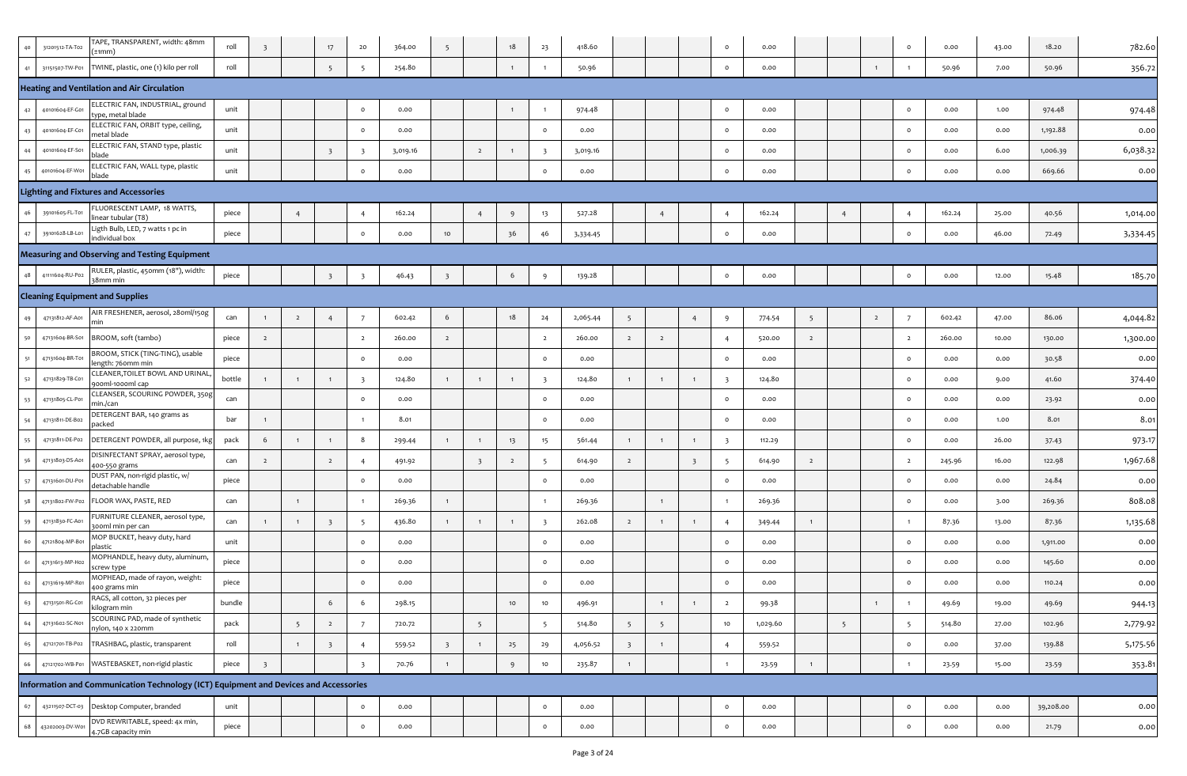| | | | | | | | | | | | | | | | | | | | | | | | | | | |
|---|---|---|---|---|---|---|---|---|---|---|---|---|---|---|---|---|---|---|---|---|---|---|---|---|---|---|
| 40 | 31201512-TA-T02 | TAPE, TRANSPARENT, width: 48mm (±1mm) | roll | 3 | | 17 | 20 | 364.00 | 5 | | 18 | 23 | 418.60 | | | | 0 | 0.00 | | | | 0 | 0.00 | 43.00 | 18.20 | 782.60 |
| 41 | 31151507-TW-P01 | TWINE, plastic, one (1) kilo per roll | roll | | | 5 | 5 | 254.80 | | | 1 | 1 | 50.96 | | | | 0 | 0.00 | | | 1 | 1 | 50.96 | 7.00 | 50.96 | 356.72 |
| **Heating and Ventilation and Air Circulation** | | | | | | | | | | | | | | | | | | | | | | | | | | |
| 42 | 40101604-EF-G01 | ELECTRIC FAN, INDUSTRIAL, ground type, metal blade | unit | | | | 0 | 0.00 | | | 1 | 1 | 974.48 | | | | 0 | 0.00 | | | | 0 | 0.00 | 1.00 | 974.48 | 974.48 |
| 43 | 40101604-EF-C01 | ELECTRIC FAN, ORBIT type, ceiling, metal blade | unit | | | | 0 | 0.00 | | | | 0 | 0.00 | | | | 0 | 0.00 | | | | 0 | 0.00 | 0.00 | 1,192.88 | 0.00 |
| 44 | 40101604-EF-S01 | ELECTRIC FAN, STAND type, plastic blade | unit | | | 3 | 3 | 3,019.16 | | 2 | 1 | 3 | 3,019.16 | | | | 0 | 0.00 | | | | 0 | 0.00 | 6.00 | 1,006.39 | 6,038.32 |
| 45 | 40101604-EF-W01 | ELECTRIC FAN, WALL type, plastic blade | unit | | | | 0 | 0.00 | | | | 0 | 0.00 | | | | 0 | 0.00 | | | | 0 | 0.00 | 0.00 | 669.66 | 0.00 |
| **Lighting and Fixtures and Accessories** | | | | | | | | | | | | | | | | | | | | | | | | | | |
| 46 | 39101605-FL-T01 | FLUORESCENT LAMP, 18 WATTS, linear tubular (T8) | piece | | 4 | | 4 | 162.24 | | 4 | 9 | 13 | 527.28 | | 4 | | 4 | 162.24 | | 4 | | 4 | 162.24 | 25.00 | 40.56 | 1,014.00 |
| 47 | 39101628-LB-L01 | Ligth Bulb, LED, 7 watts 1 pc in individual box | piece | | | | 0 | 0.00 | 10 | | 36 | 46 | 3,334.45 | | | | 0 | 0.00 | | | | 0 | 0.00 | 46.00 | 72.49 | 3,334.45 |
| **Measuring and Observing and Testing Equipment** | | | | | | | | | | | | | | | | | | | | | | | | | | |
| 48 | 41111604-RU-P02 | RULER, plastic, 450mm (18"), width: 38mm min | piece | | | 3 | 3 | 46.43 | 3 | | 6 | 9 | 139.28 | | | | 0 | 0.00 | | | | 0 | 0.00 | 12.00 | 15.48 | 185.70 |
| **Cleaning Equipment and Supplies** | | | | | | | | | | | | | | | | | | | | | | | | | | |
| 49 | 47131812-AF-A01 | AIR FRESHENER, aerosol, 280ml/150g min | can | 1 | 2 | 4 | 7 | 602.42 | 6 | | 18 | 24 | 2,065.44 | 5 | | 4 | 9 | 774.54 | 5 | | 2 | 7 | 602.42 | 47.00 | 86.06 | 4,044.82 |
| 50 | 47131604-BR-S01 | BROOM, soft (tambo) | piece | 2 | | | 2 | 260.00 | 2 | | | 2 | 260.00 | 2 | 2 | | 4 | 520.00 | 2 | | | 2 | 260.00 | 10.00 | 130.00 | 1,300.00 |
| 51 | 47131604-BR-T01 | BROOM, STICK (TING-TING), usable length: 760mm min | piece | | | | 0 | 0.00 | | | | 0 | 0.00 | | | | 0 | 0.00 | | | | 0 | 0.00 | 0.00 | 30.58 | 0.00 |
| 52 | 47131829-TB-C01 | CLEANER,TOILET BOWL AND URINAL, 900ml-1000ml cap | bottle | 1 | 1 | 1 | 3 | 124.80 | 1 | 1 | 1 | 3 | 124.80 | 1 | 1 | 1 | 3 | 124.80 | | | | 0 | 0.00 | 9.00 | 41.60 | 374.40 |
| 53 | 47131805-CL-P01 | CLEANSER, SCOURING POWDER, 350g min./can | can | | | | 0 | 0.00 | | | | 0 | 0.00 | | | | 0 | 0.00 | | | | 0 | 0.00 | 0.00 | 23.92 | 0.00 |
| 54 | 47131811-DE-B02 | DETERGENT BAR, 140 grams as packed | bar | 1 | | | 1 | 8.01 | | | | 0 | 0.00 | | | | 0 | 0.00 | | | | 0 | 0.00 | 1.00 | 8.01 | 8.01 |
| 55 | 47131811-DE-P02 | DETERGENT POWDER, all purpose, 1kg | pack | 6 | 1 | 1 | 8 | 299.44 | 1 | 1 | 13 | 15 | 561.44 | 1 | 1 | 1 | 3 | 112.29 | | | | 0 | 0.00 | 26.00 | 37.43 | 973.17 |
| 56 | 47131803-DS-A01 | DISINFECTANT SPRAY, aerosol type, 400-550 grams | can | 2 | | 2 | 4 | 491.92 | | 3 | 2 | 5 | 614.90 | 2 | | 3 | 5 | 614.90 | 2 | | | 2 | 245.96 | 16.00 | 122.98 | 1,967.68 |
| 57 | 47131601-DU-P01 | DUST PAN, non-rigid plastic, w/ detachable handle | piece | | | | 0 | 0.00 | | | | 0 | 0.00 | | | | 0 | 0.00 | | | | 0 | 0.00 | 0.00 | 24.84 | 0.00 |
| 58 | 47131802-FW-P02 | FLOOR WAX, PASTE, RED | can | | 1 | | 1 | 269.36 | 1 | | | 1 | 269.36 | | 1 | | 1 | 269.36 | | | | 0 | 0.00 | 3.00 | 269.36 | 808.08 |
| 59 | 47131830-FC-A01 | FURNITURE CLEANER, aerosol type, 300ml min per can | can | 1 | 1 | 3 | 5 | 436.80 | 1 | 1 | 1 | 3 | 262.08 | 2 | 1 | 1 | 4 | 349.44 | 1 | | | 1 | 87.36 | 13.00 | 87.36 | 1,135.68 |
| 60 | 47121804-MP-B01 | MOP BUCKET, heavy duty, hard plastic | unit | | | | 0 | 0.00 | | | | 0 | 0.00 | | | | 0 | 0.00 | | | | 0 | 0.00 | 0.00 | 1,911.00 | 0.00 |
| 61 | 47131613-MP-H02 | MOPHANDLE, heavy duty, aluminum, screw type | piece | | | | 0 | 0.00 | | | | 0 | 0.00 | | | | 0 | 0.00 | | | | 0 | 0.00 | 0.00 | 145.60 | 0.00 |
| 62 | 47131619-MP-R01 | MOPHEAD, made of rayon, weight: 400 grams min | piece | | | | 0 | 0.00 | | | | 0 | 0.00 | | | | 0 | 0.00 | | | | 0 | 0.00 | 0.00 | 110.24 | 0.00 |
| 63 | 47131501-RG-C01 | RAGS, all cotton, 32 pieces per kilogram min | bundle | | | 6 | 6 | 298.15 | | | 10 | 10 | 496.91 | | 1 | 1 | 2 | 99.38 | | | 1 | 1 | 49.69 | 19.00 | 49.69 | 944.13 |
| 64 | 47131602-SC-N01 | SCOURING PAD, made of synthetic nylon, 140 x 220mm | pack | | 5 | 2 | 7 | 720.72 | | 5 | | 5 | 514.80 | 5 | 5 | | 10 | 1,029.60 | | 5 | | 5 | 514.80 | 27.00 | 102.96 | 2,779.92 |
| 65 | 47121701-TB-P02 | TRASHBAG, plastic, transparent | roll | | 1 | 3 | 4 | 559.52 | 3 | 1 | 25 | 29 | 4,056.52 | 3 | 1 | | 4 | 559.52 | | | | 0 | 0.00 | 37.00 | 139.88 | 5,175.56 |
| 66 | 47121702-WB-P01 | WASTEBASKET, non-rigid plastic | piece | 3 | | | 3 | 70.76 | 1 | | 9 | 10 | 235.87 | 1 | | | 1 | 23.59 | 1 | | | 1 | 23.59 | 15.00 | 23.59 | 353.81 |
| **Information and Communication Technology (ICT) Equipment and Devices and Accessories** | | | | | | | | | | | | | | | | | | | | | | | | | | |
| 67 | 43211507-DCT-03 | Desktop Computer, branded | unit | | | | 0 | 0.00 | | | | 0 | 0.00 | | | | 0 | 0.00 | | | | 0 | 0.00 | 0.00 | 39,208.00 | 0.00 |
| 68 | 43202003-DV-W01 | DVD REWRITABLE, speed: 4x min, 4.7GB capacity min | piece | | | | 0 | 0.00 | | | | 0 | 0.00 | | | | 0 | 0.00 | | | | 0 | 0.00 | 0.00 | 21.79 | 0.00 |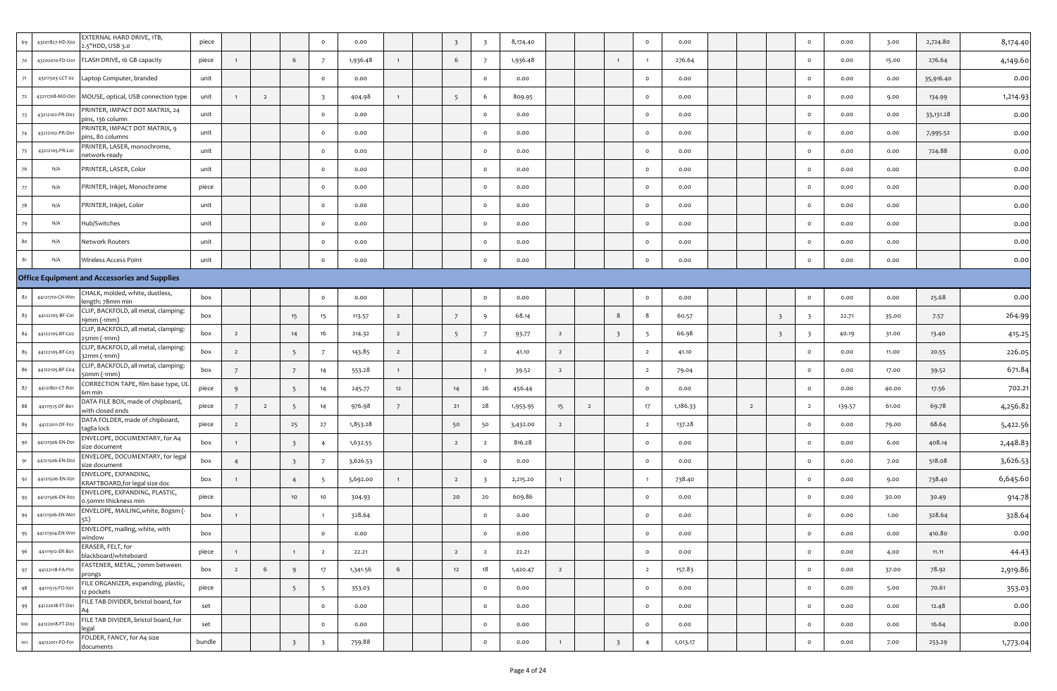| | | | | | | | | | | | | | | | | | | | | | | | | | | |
|---|---|---|---|---|---|---|---|---|---|---|---|---|---|---|---|---|---|---|---|---|---|---|---|---|---|---|
| 69 | 43201827-HD-X02 | EXTERNAL HARD DRIVE, 1TB, 2.5"HDD, USB 3.0 | piece | | | | 0 | 0.00 | | | 3 | 3 | 8,174.40 | | | | 0 | 0.00 | | | | 0 | 0.00 | 3.00 | 2,724.80 | 8,174.40 |
| 70 | 43202010-FD-U01 | FLASH DRIVE, 16 GB capacity | piece | 1 | | 6 | 7 | 1,936.48 | 1 | | 6 | 7 | 1,936.48 | | | 1 | 1 | 276.64 | | | | 0 | 0.00 | 15.00 | 276.64 | 4,149.60 |
| 71 | 43211503-LCT-02 | Laptop Computer, branded | unit | | | | 0 | 0.00 | | | | 0 | 0.00 | | | | 0 | 0.00 | | | | 0 | 0.00 | 0.00 | 35,916.40 | 0.00 |
| 72 | 43211708-MO-O01 | MOUSE, optical, USB connection type | unit | 1 | 2 | | 3 | 404.98 | 1 | | 5 | 6 | 809.95 | | | | 0 | 0.00 | | | | 0 | 0.00 | 9.00 | 134.99 | 1,214.93 |
| 73 | 43212102-PR-D02 | PRINTER, IMPACT DOT MATRIX, 24 pins, 136 column | unit | | | | 0 | 0.00 | | | | 0 | 0.00 | | | | 0 | 0.00 | | | | 0 | 0.00 | 0.00 | 33,131.28 | 0.00 |
| 74 | 43212102-PR-D01 | PRINTER, IMPACT DOT MATRIX, 9 pins, 80 columns | unit | | | | 0 | 0.00 | | | | 0 | 0.00 | | | | 0 | 0.00 | | | | 0 | 0.00 | 0.00 | 7,995.52 | 0.00 |
| 75 | 43212105-PR-L01 | PRINTER, LASER, monochrome, network-ready | unit | | | | 0 | 0.00 | | | | 0 | 0.00 | | | | 0 | 0.00 | | | | 0 | 0.00 | 0.00 | 724.88 | 0.00 |
| 76 | N/A | PRINTER, LASER, Color | unit | | | | 0 | 0.00 | | | | 0 | 0.00 | | | | 0 | 0.00 | | | | 0 | 0.00 | 0.00 | | 0.00 |
| 77 | N/A | PRINTER, Inkjet, Monochrome | piece | | | | 0 | 0.00 | | | | 0 | 0.00 | | | | 0 | 0.00 | | | | 0 | 0.00 | 0.00 | | 0.00 |
| 78 | N/A | PRINTER, Inkjet, Color | unit | | | | 0 | 0.00 | | | | 0 | 0.00 | | | | 0 | 0.00 | | | | 0 | 0.00 | 0.00 | | 0.00 |
| 79 | N/A | Hub/Switches | unit | | | | 0 | 0.00 | | | | 0 | 0.00 | | | | 0 | 0.00 | | | | 0 | 0.00 | 0.00 | | 0.00 |
| 80 | N/A | Network Routers | unit | | | | 0 | 0.00 | | | | 0 | 0.00 | | | | 0 | 0.00 | | | | 0 | 0.00 | 0.00 | | 0.00 |
| 81 | N/A | Wireless Access Point | unit | | | | 0 | 0.00 | | | | 0 | 0.00 | | | | 0 | 0.00 | | | | 0 | 0.00 | 0.00 | | 0.00 |
| **Office Equipment and Accessories and Supplies** | | | | | | | | | | | | | | | | | | | | | | | | | | |
| 82 | 44121710-CH-W01 | CHALK, molded, white, dustless, length: 78mm min | box | | | | 0 | 0.00 | | | | 0 | 0.00 | | | | 0 | 0.00 | | | | 0 | 0.00 | 0.00 | 25.68 | 0.00 |
| 83 | 44122105-BF-C01 | CLIP, BACKFOLD, all metal, clamping: 19mm (-1mm) | box | | | 15 | 15 | 113.57 | 2 | | 7 | 9 | 68.14 | | | 8 | 8 | 60.57 | | | 3 | 3 | 22.71 | 35.00 | 7.57 | 264.99 |
| 84 | 44122105-BF-C02 | CLIP, BACKFOLD, all metal, clamping: 25mm (-1mm) | box | 2 | | 14 | 16 | 214.32 | 2 | | 5 | 7 | 93.77 | 2 | | 3 | 5 | 66.98 | | | 3 | 3 | 40.19 | 31.00 | 13.40 | 415.25 |
| 85 | 44122105-BF-C03 | CLIP, BACKFOLD, all metal, clamping: 32mm (-1mm) | box | 2 | | 5 | 7 | 143.85 | 2 | | | 2 | 41.10 | 2 | | | 2 | 41.10 | | | | 0 | 0.00 | 11.00 | 20.55 | 226.05 |
| 86 | 44122105-BF-C04 | CLIP, BACKFOLD, all metal, clamping: 50mm (-1mm) | box | 7 | | 7 | 14 | 553.28 | 1 | | | 1 | 39.52 | 2 | | | 2 | 79.04 | | | | 0 | 0.00 | 17.00 | 39.52 | 671.84 |
| 87 | 44121801-CT-R01 | CORRECTION TAPE, film base type, UL 6m min | piece | 9 | | 5 | 14 | 245.77 | 12 | | 14 | 26 | 456.44 | | | | 0 | 0.00 | | | | 0 | 0.00 | 40.00 | 17.56 | 702.21 |
| 88 | 44111515-DF-B01 | DATA FILE BOX, made of chipboard, with closed ends | piece | 7 | 2 | 5 | 14 | 976.98 | 7 | | 21 | 28 | 1,953.95 | 15 | 2 | | 17 | 1,186.33 | | 2 | | 2 | 139.57 | 61.00 | 69.78 | 4,256.82 |
| 89 | 44122011-DF-F01 | DATA FOLDER, made of chipboard, taglia lock | piece | 2 | | 25 | 27 | 1,853.28 | | | 50 | 50 | 3,432.00 | 2 | | | 2 | 137.28 | | | | 0 | 0.00 | 79.00 | 68.64 | 5,422.56 |
| 90 | 44121506-EN-D01 | ENVELOPE, DOCUMENTARY, for A4 size document | box | 1 | | 3 | 4 | 1,632.55 | | | 2 | 2 | 816.28 | | | | 0 | 0.00 | | | | 0 | 0.00 | 6.00 | 408.14 | 2,448.83 |
| 91 | 44121506-EN-D02 | ENVELOPE, DOCUMENTARY, for legal size document | box | 4 | | 3 | 7 | 3,626.53 | | | | 0 | 0.00 | | | | 0 | 0.00 | | | | 0 | 0.00 | 7.00 | 518.08 | 3,626.53 |
| 92 | 44121506-EN-X01 | ENVELOPE, EXPANDING, KRAFTBOARD,for legal size doc | box | 1 | | 4 | 5 | 3,692.00 | 1 | | 2 | 3 | 2,215.20 | 1 | | | 1 | 738.40 | | | | 0 | 0.00 | 9.00 | 738.40 | 6,645.60 |
| 93 | 44121506-EN-X02 | ENVELOPE, EXPANDING, PLASTIC, 0.50mm thickness min | piece | | | 10 | 10 | 304.93 | | | 20 | 20 | 609.86 | | | | 0 | 0.00 | | | | 0 | 0.00 | 30.00 | 30.49 | 914.78 |
| 94 | 44121506-EN-M01 | ENVELOPE, MAILING,white, 80gsm (-5%) | box | 1 | | | 1 | 328.64 | | | | 0 | 0.00 | | | | 0 | 0.00 | | | | 0 | 0.00 | 1.00 | 328.64 | 328.64 |
| 95 | 44121504-EN-W01 | ENVELOPE, mailing, white, with window | box | | | | 0 | 0.00 | | | | 0 | 0.00 | | | | 0 | 0.00 | | | | 0 | 0.00 | 0.00 | 410.80 | 0.00 |
| 96 | 44111912-ER-B01 | ERASER, FELT, for blackboard/whiteboard | piece | 1 | | 1 | 2 | 22.21 | | | 2 | 2 | 22.21 | | | | 0 | 0.00 | | | | 0 | 0.00 | 4.00 | 11.11 | 44.43 |
| 97 | 44122118-FA-P01 | FASTENER, METAL, 70mm between prongs | box | 2 | 6 | 9 | 17 | 1,341.56 | 6 | | 12 | 18 | 1,420.47 | 2 | | | 2 | 157.83 | | | | 0 | 0.00 | 37.00 | 78.92 | 2,919.86 |
| 98 | 44111515-FO-X01 | FILE ORGANIZER, expanding, plastic, 12 pockets | piece | | | 5 | 5 | 353.03 | | | | 0 | 0.00 | | | | 0 | 0.00 | | | | 0 | 0.00 | 5.00 | 70.61 | 353.03 |
| 99 | 44122018-FT-D01 | FILE TAB DIVIDER, bristol board, for A4 | set | | | | 0 | 0.00 | | | | 0 | 0.00 | | | | 0 | 0.00 | | | | 0 | 0.00 | 0.00 | 12.48 | 0.00 |
| 100 | 44122018-FT-D02 | FILE TAB DIVIDER, bristol board, for legal | set | | | | 0 | 0.00 | | | | 0 | 0.00 | | | | 0 | 0.00 | | | | 0 | 0.00 | 0.00 | 16.64 | 0.00 |
| 101 | 44122011-FO-F01 | FOLDER, FANCY, for A4 size documents | bundle | | | 3 | 3 | 759.88 | | | | 0 | 0.00 | 1 | | 3 | 4 | 1,013.17 | | | | 0 | 0.00 | 7.00 | 253.29 | 1,773.04 |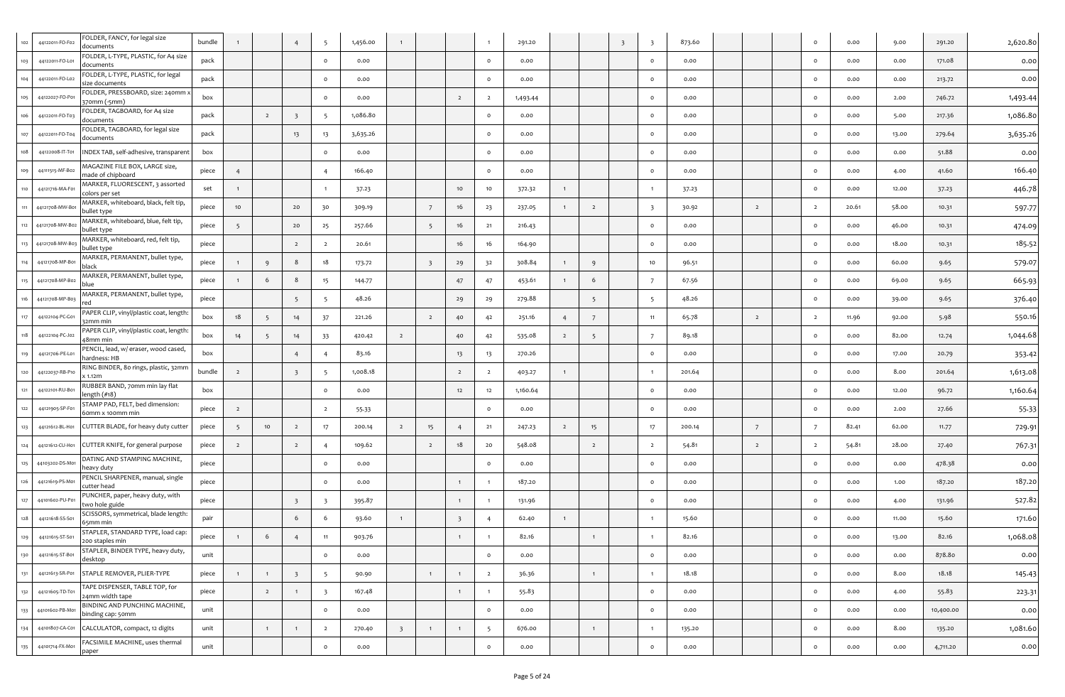| | | | | | | | | | | | | | | | | | | | | | | | | | | |
|---|---|---|---|---|---|---|---|---|---|---|---|---|---|---|---|---|---|---|---|---|---|---|---|---|---|---|
| 102 | 44122011-FO-F02 | FOLDER, FANCY, for legal size documents | bundle | 1 | | 4 | 5 | 1,456.00 | 1 | | | 1 | 291.20 | | | 3 | 3 | 873.60 | | | | 0 | 0.00 | 9.00 | 291.20 | 2,620.80 |
| 103 | 44122011-FO-L01 | FOLDER, L-TYPE, PLASTIC, for A4 size documents | pack | | | | 0 | 0.00 | | | | 0 | 0.00 | | | | 0 | 0.00 | | | | 0 | 0.00 | 0.00 | 171.08 | 0.00 |
| 104 | 44122011-FO-L02 | FOLDER, L-TYPE, PLASTIC, for legal size documents | pack | | | | 0 | 0.00 | | | | 0 | 0.00 | | | | 0 | 0.00 | | | | 0 | 0.00 | 0.00 | 213.72 | 0.00 |
| 105 | 44122027-FO-P01 | FOLDER, PRESSBOARD, size: 240mm x 370mm (-5mm) | box | | | | 0 | 0.00 | | | 2 | 2 | 1,493.44 | | | | 0 | 0.00 | | | | 0 | 0.00 | 2.00 | 746.72 | 1,493.44 |
| 106 | 44122011-FO-T03 | FOLDER, TAGBOARD, for A4 size documents | pack | | 2 | 3 | 5 | 1,086.80 | | | | 0 | 0.00 | | | | 0 | 0.00 | | | | 0 | 0.00 | 5.00 | 217.36 | 1,086.80 |
| 107 | 44122011-FO-T04 | FOLDER, TAGBOARD, for legal size documents | pack | | | 13 | 13 | 3,635.26 | | | | 0 | 0.00 | | | | 0 | 0.00 | | | | 0 | 0.00 | 13.00 | 279.64 | 3,635.26 |
| 108 | 44122008-IT-T01 | INDEX TAB, self-adhesive, transparent | box | | | | 0 | 0.00 | | | | 0 | 0.00 | | | | 0 | 0.00 | | | | 0 | 0.00 | 0.00 | 51.88 | 0.00 |
| 109 | 44111515-MF-B02 | MAGAZINE FILE BOX, LARGE size, made of chipboard | piece | 4 | | | 4 | 166.40 | | | | 0 | 0.00 | | | | 0 | 0.00 | | | | 0 | 0.00 | 4.00 | 41.60 | 166.40 |
| 110 | 44121716-MA-F01 | MARKER, FLUORESCENT, 3 assorted colors per set | set | 1 | | | 1 | 37.23 | | | 10 | 10 | 372.32 | 1 | | | 1 | 37.23 | | | | 0 | 0.00 | 12.00 | 37.23 | 446.78 |
| 111 | 44121708-MW-B01 | MARKER, whiteboard, black, felt tip, bullet type | piece | 10 | | 20 | 30 | 309.19 | | 7 | 16 | 23 | 237.05 | 1 | 2 | | 3 | 30.92 | | 2 | | 2 | 20.61 | 58.00 | 10.31 | 597.77 |
| 112 | 44121708-MW-B02 | MARKER, whiteboard, blue, felt tip, bullet type | piece | 5 | | 20 | 25 | 257.66 | | 5 | 16 | 21 | 216.43 | | | | 0 | 0.00 | | | | 0 | 0.00 | 46.00 | 10.31 | 474.09 |
| 113 | 44121708-MW-B03 | MARKER, whiteboard, red, felt tip, bullet type | piece | | | 2 | 2 | 20.61 | | | 16 | 16 | 164.90 | | | | 0 | 0.00 | | | | 0 | 0.00 | 18.00 | 10.31 | 185.52 |
| 114 | 44121708-MP-B01 | MARKER, PERMANENT, bullet type, black | piece | 1 | 9 | 8 | 18 | 173.72 | | 3 | 29 | 32 | 308.84 | 1 | 9 | | 10 | 96.51 | | | | 0 | 0.00 | 60.00 | 9.65 | 579.07 |
| 115 | 44121708-MP-B02 | MARKER, PERMANENT, bullet type, blue | piece | 1 | 6 | 8 | 15 | 144.77 | | | 47 | 47 | 453.61 | 1 | 6 | | 7 | 67.56 | | | | 0 | 0.00 | 69.00 | 9.65 | 665.93 |
| 116 | 44121708-MP-B03 | MARKER, PERMANENT, bullet type, red | piece | | | 5 | 5 | 48.26 | | | 29 | 29 | 279.88 | | 5 | | 5 | 48.26 | | | | 0 | 0.00 | 39.00 | 9.65 | 376.40 |
| 117 | 44122104-PC-G01 | PAPER CLIP, vinyl/plastic coat, length: 32mm min | box | 18 | 5 | 14 | 37 | 221.26 | | 2 | 40 | 42 | 251.16 | 4 | 7 | | 11 | 65.78 | | 2 | | 2 | 11.96 | 92.00 | 5.98 | 550.16 |
| 118 | 44122104-PC-J02 | PAPER CLIP, vinyl/plastic coat, length: 48mm min | box | 14 | 5 | 14 | 33 | 420.42 | 2 | | 40 | 42 | 535.08 | 2 | 5 | | 7 | 89.18 | | | | 0 | 0.00 | 82.00 | 12.74 | 1,044.68 |
| 119 | 44121706-PE-L01 | PENCIL, lead, w/ eraser, wood cased, hardness: HB | box | | | 4 | 4 | 83.16 | | | 13 | 13 | 270.26 | | | | 0 | 0.00 | | | | 0 | 0.00 | 17.00 | 20.79 | 353.42 |
| 120 | 44122037-RB-P10 | RING BINDER, 80 rings, plastic, 32mm x 1.12m | bundle | 2 | | 3 | 5 | 1,008.18 | | | 2 | 2 | 403.27 | 1 | | | 1 | 201.64 | | | | 0 | 0.00 | 8.00 | 201.64 | 1,613.08 |
| 121 | 44122101-RU-B01 | RUBBER BAND, 70mm min lay flat length (#18) | box | | | | 0 | 0.00 | | | 12 | 12 | 1,160.64 | | | | 0 | 0.00 | | | | 0 | 0.00 | 12.00 | 96.72 | 1,160.64 |
| 122 | 44121905-SP-F01 | STAMP PAD, FELT, bed dimension: 60mm x 100mm min | piece | 2 | | | 2 | 55.33 | | | | 0 | 0.00 | | | | 0 | 0.00 | | | | 0 | 0.00 | 2.00 | 27.66 | 55.33 |
| 123 | 44121612-BL-H01 | CUTTER BLADE, for heavy duty cutter | piece | 5 | 10 | 2 | 17 | 200.14 | 2 | 15 | 4 | 21 | 247.23 | 2 | 15 | | 17 | 200.14 | | 7 | | 7 | 82.41 | 62.00 | 11.77 | 729.91 |
| 124 | 44121612-CU-H01 | CUTTER KNIFE, for general purpose | piece | 2 | | 2 | 4 | 109.62 | | 2 | 18 | 20 | 548.08 | | 2 | | 2 | 54.81 | | 2 | | 2 | 54.81 | 28.00 | 27.40 | 767.31 |
| 125 | 44103202-DS-M01 | DATING AND STAMPING MACHINE, heavy duty | piece | | | | 0 | 0.00 | | | | 0 | 0.00 | | | | 0 | 0.00 | | | | 0 | 0.00 | 0.00 | 478.38 | 0.00 |
| 126 | 44121619-PS-M01 | PENCIL SHARPENER, manual, single cutter head | piece | | | | 0 | 0.00 | | | 1 | 1 | 187.20 | | | | 0 | 0.00 | | | | 0 | 0.00 | 1.00 | 187.20 | 187.20 |
| 127 | 44101602-PU-P01 | PUNCHER, paper, heavy duty, with two hole guide | piece | | | 3 | 3 | 395.87 | | | 1 | 1 | 131.96 | | | | 0 | 0.00 | | | | 0 | 0.00 | 4.00 | 131.96 | 527.82 |
| 128 | 44121618-SS-S01 | SCISSORS, symmetrical, blade length: 65mm min | pair | | | 6 | 6 | 93.60 | 1 | | 3 | 4 | 62.40 | 1 | | | 1 | 15.60 | | | | 0 | 0.00 | 11.00 | 15.60 | 171.60 |
| 129 | 44121615-ST-S01 | STAPLER, STANDARD TYPE, load cap: 200 staples min | piece | 1 | 6 | 4 | 11 | 903.76 | | | 1 | 1 | 82.16 | | 1 | | 1 | 82.16 | | | | 0 | 0.00 | 13.00 | 82.16 | 1,068.08 |
| 130 | 44121615-ST-B01 | STAPLER, BINDER TYPE, heavy duty, desktop | unit | | | | 0 | 0.00 | | | | 0 | 0.00 | | | | 0 | 0.00 | | | | 0 | 0.00 | 0.00 | 878.80 | 0.00 |
| 131 | 44121613-SR-P01 | STAPLE REMOVER, PLIER-TYPE | piece | 1 | 1 | 3 | 5 | 90.90 | | 1 | 1 | 2 | 36.36 | | 1 | | 1 | 18.18 | | | | 0 | 0.00 | 8.00 | 18.18 | 145.43 |
| 132 | 44121605-TD-T01 | TAPE DISPENSER, TABLE TOP, for 24mm width tape | piece | | 2 | 1 | 3 | 167.48 | | | 1 | 1 | 55.83 | | | | 0 | 0.00 | | | | 0 | 0.00 | 4.00 | 55.83 | 223.31 |
| 133 | 44101602-PB-M01 | BINDING AND PUNCHING MACHINE, binding cap: 50mm | unit | | | | 0 | 0.00 | | | | 0 | 0.00 | | | | 0 | 0.00 | | | | 0 | 0.00 | 0.00 | 10,400.00 | 0.00 |
| 134 | 44101807-CA-C01 | CALCULATOR, compact, 12 digits | unit | | 1 | 1 | 2 | 270.40 | 3 | 1 | 1 | 5 | 676.00 | | 1 | | 1 | 135.20 | | | | 0 | 0.00 | 8.00 | 135.20 | 1,081.60 |
| 135 | 44101714-FX-M01 | FACSIMILE MACHINE, uses thermal paper | unit | | | | 0 | 0.00 | | | | 0 | 0.00 | | | | 0 | 0.00 | | | | 0 | 0.00 | 0.00 | 4,711.20 | 0.00 |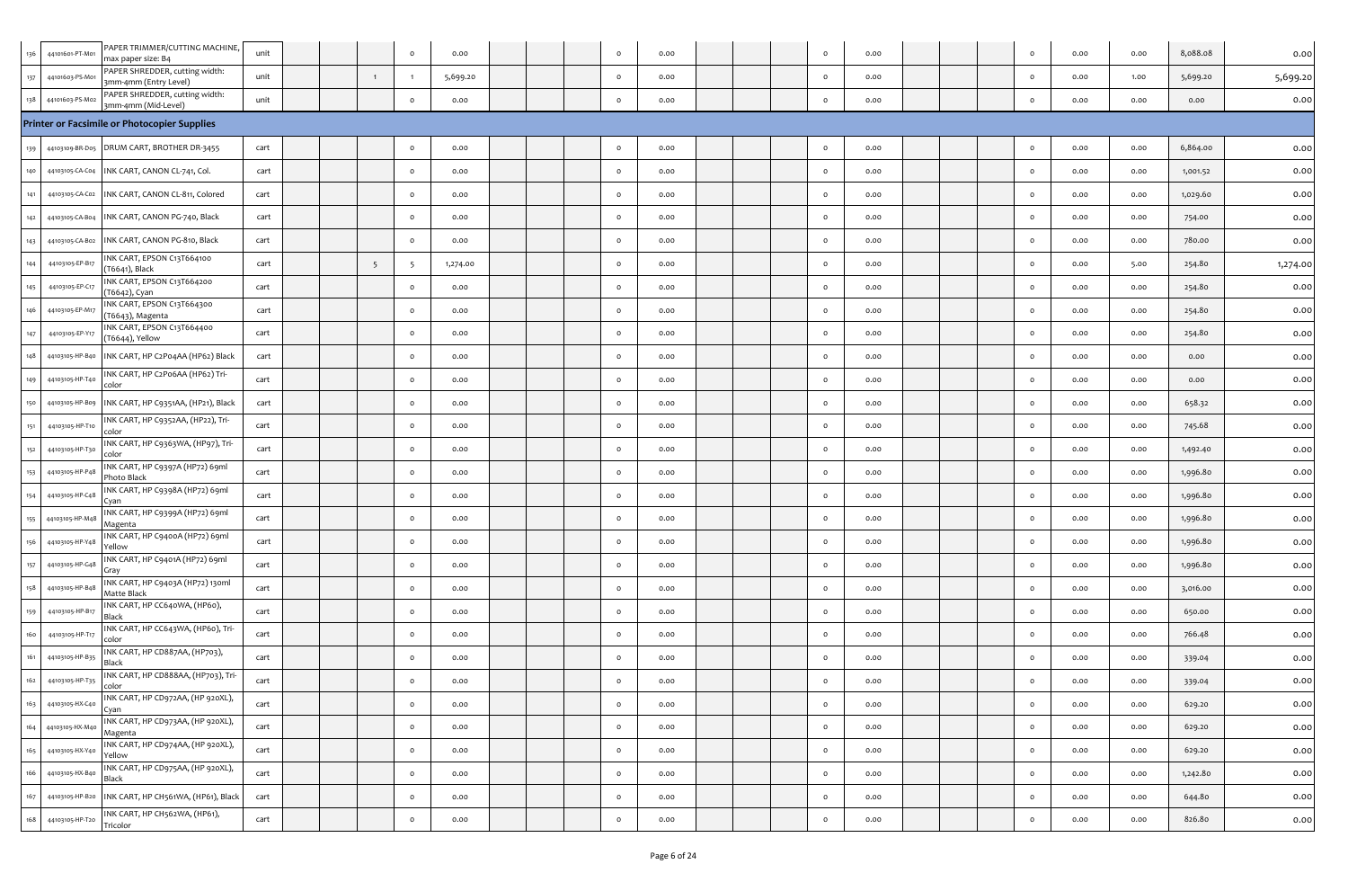| | | | | | | | | | | | | | | | | | | | | | | | | | | |
|---|---|---|---|---|---|---|---|---|---|---|---|---|---|---|---|---|---|---|---|---|---|---|---|---|---|---|
| 136 | 44101601-PT-M01 | PAPER TRIMMER/CUTTING MACHINE, max paper size: B4 | unit | | | | 0 | 0.00 | | | | 0 | 0.00 | | | | 0 | 0.00 | | | | 0 | 0.00 | 0.00 | 8,088.08 | 0.00 |
| 137 | 44101603-PS-M01 | PAPER SHREDDER, cutting width: 3mm-4mm (Entry Level) | unit | | | 1 | 1 | 5,699.20 | | | | 0 | 0.00 | | | | 0 | 0.00 | | | | 0 | 0.00 | 1.00 | 5,699.20 | 5,699.20 |
| 138 | 44101603-PS-M02 | PAPER SHREDDER, cutting width: 3mm-4mm (Mid-Level) | unit | | | | 0 | 0.00 | | | | 0 | 0.00 | | | | 0 | 0.00 | | | | 0 | 0.00 | 0.00 | 0.00 | 0.00 |
| **Printer or Facsimile or Photocopier Supplies** | | | | | | | | | | | | | | | | | | | | | | | | | | |
| 139 | 44103109-BR-D05 | DRUM CART, BROTHER DR-3455 | cart | | | | 0 | 0.00 | | | | 0 | 0.00 | | | | 0 | 0.00 | | | | 0 | 0.00 | 0.00 | 6,864.00 | 0.00 |
| 140 | 44103105-CA-C04 | INK CART, CANON CL-741, Col. | cart | | | | 0 | 0.00 | | | | 0 | 0.00 | | | | 0 | 0.00 | | | | 0 | 0.00 | 0.00 | 1,001.52 | 0.00 |
| 141 | 44103105-CA-C02 | INK CART, CANON CL-811, Colored | cart | | | | 0 | 0.00 | | | | 0 | 0.00 | | | | 0 | 0.00 | | | | 0 | 0.00 | 0.00 | 1,029.60 | 0.00 |
| 142 | 44103105-CA-B04 | INK CART, CANON PG-740, Black | cart | | | | 0 | 0.00 | | | | 0 | 0.00 | | | | 0 | 0.00 | | | | 0 | 0.00 | 0.00 | 754.00 | 0.00 |
| 143 | 44103105-CA-B02 | INK CART, CANON PG-810, Black | cart | | | | 0 | 0.00 | | | | 0 | 0.00 | | | | 0 | 0.00 | | | | 0 | 0.00 | 0.00 | 780.00 | 0.00 |
| 144 | 44103105-EP-B17 | INK CART, EPSON C13T664100 (T6641), Black | cart | | | 5 | 5 | 1,274.00 | | | | 0 | 0.00 | | | | 0 | 0.00 | | | | 0 | 0.00 | 5.00 | 254.80 | 1,274.00 |
| 145 | 44103105-EP-C17 | INK CART, EPSON C13T664200 (T6642), Cyan | cart | | | | 0 | 0.00 | | | | 0 | 0.00 | | | | 0 | 0.00 | | | | 0 | 0.00 | 0.00 | 254.80 | 0.00 |
| 146 | 44103105-EP-M17 | INK CART, EPSON C13T664300 (T6643), Magenta | cart | | | | 0 | 0.00 | | | | 0 | 0.00 | | | | 0 | 0.00 | | | | 0 | 0.00 | 0.00 | 254.80 | 0.00 |
| 147 | 44103105-EP-Y17 | INK CART, EPSON C13T664400 (T6644), Yellow | cart | | | | 0 | 0.00 | | | | 0 | 0.00 | | | | 0 | 0.00 | | | | 0 | 0.00 | 0.00 | 254.80 | 0.00 |
| 148 | 44103105-HP-B40 | INK CART, HP C2P04AA (HP62) Black | cart | | | | 0 | 0.00 | | | | 0 | 0.00 | | | | 0 | 0.00 | | | | 0 | 0.00 | 0.00 | 0.00 | 0.00 |
| 149 | 44103105-HP-T40 | INK CART, HP C2P06AA (HP62) Tri-color | cart | | | | 0 | 0.00 | | | | 0 | 0.00 | | | | 0 | 0.00 | | | | 0 | 0.00 | 0.00 | 0.00 | 0.00 |
| 150 | 44103105-HP-B09 | INK CART, HP C9351AA, (HP21), Black | cart | | | | 0 | 0.00 | | | | 0 | 0.00 | | | | 0 | 0.00 | | | | 0 | 0.00 | 0.00 | 658.32 | 0.00 |
| 151 | 44103105-HP-T10 | INK CART, HP C9352AA, (HP22), Tri-color | cart | | | | 0 | 0.00 | | | | 0 | 0.00 | | | | 0 | 0.00 | | | | 0 | 0.00 | 0.00 | 745.68 | 0.00 |
| 152 | 44103105-HP-T30 | INK CART, HP C9363WA, (HP97), Tri-color | cart | | | | 0 | 0.00 | | | | 0 | 0.00 | | | | 0 | 0.00 | | | | 0 | 0.00 | 0.00 | 1,492.40 | 0.00 |
| 153 | 44103105-HP-P48 | INK CART, HP C9397A (HP72) 69ml Photo Black | cart | | | | 0 | 0.00 | | | | 0 | 0.00 | | | | 0 | 0.00 | | | | 0 | 0.00 | 0.00 | 1,996.80 | 0.00 |
| 154 | 44103105-HP-C48 | INK CART, HP C9398A (HP72) 69ml Cyan | cart | | | | 0 | 0.00 | | | | 0 | 0.00 | | | | 0 | 0.00 | | | | 0 | 0.00 | 0.00 | 1,996.80 | 0.00 |
| 155 | 44103105-HP-M48 | INK CART, HP C9399A (HP72) 69ml Magenta | cart | | | | 0 | 0.00 | | | | 0 | 0.00 | | | | 0 | 0.00 | | | | 0 | 0.00 | 0.00 | 1,996.80 | 0.00 |
| 156 | 44103105-HP-Y48 | INK CART, HP C9400A (HP72) 69ml Yellow | cart | | | | 0 | 0.00 | | | | 0 | 0.00 | | | | 0 | 0.00 | | | | 0 | 0.00 | 0.00 | 1,996.80 | 0.00 |
| 157 | 44103105-HP-G48 | INK CART, HP C9401A (HP72) 69ml Gray | cart | | | | 0 | 0.00 | | | | 0 | 0.00 | | | | 0 | 0.00 | | | | 0 | 0.00 | 0.00 | 1,996.80 | 0.00 |
| 158 | 44103105-HP-B48 | INK CART, HP C9403A (HP72) 130ml Matte Black | cart | | | | 0 | 0.00 | | | | 0 | 0.00 | | | | 0 | 0.00 | | | | 0 | 0.00 | 0.00 | 3,016.00 | 0.00 |
| 159 | 44103105-HP-B17 | INK CART, HP CC640WA, (HP60), Black | cart | | | | 0 | 0.00 | | | | 0 | 0.00 | | | | 0 | 0.00 | | | | 0 | 0.00 | 0.00 | 650.00 | 0.00 |
| 160 | 44103105-HP-T17 | INK CART, HP CC643WA, (HP60), Tri-color | cart | | | | 0 | 0.00 | | | | 0 | 0.00 | | | | 0 | 0.00 | | | | 0 | 0.00 | 0.00 | 766.48 | 0.00 |
| 161 | 44103105-HP-B35 | INK CART, HP CD887AA, (HP703), Black | cart | | | | 0 | 0.00 | | | | 0 | 0.00 | | | | 0 | 0.00 | | | | 0 | 0.00 | 0.00 | 339.04 | 0.00 |
| 162 | 44103105-HP-T35 | INK CART, HP CD888AA, (HP703), Tri-color | cart | | | | 0 | 0.00 | | | | 0 | 0.00 | | | | 0 | 0.00 | | | | 0 | 0.00 | 0.00 | 339.04 | 0.00 |
| 163 | 44103105-HX-C40 | INK CART, HP CD972AA, (HP 920XL), Cyan | cart | | | | 0 | 0.00 | | | | 0 | 0.00 | | | | 0 | 0.00 | | | | 0 | 0.00 | 0.00 | 629.20 | 0.00 |
| 164 | 44103105-HX-M40 | INK CART, HP CD973AA, (HP 920XL), Magenta | cart | | | | 0 | 0.00 | | | | 0 | 0.00 | | | | 0 | 0.00 | | | | 0 | 0.00 | 0.00 | 629.20 | 0.00 |
| 165 | 44103105-HX-Y40 | INK CART, HP CD974AA, (HP 920XL), Yellow | cart | | | | 0 | 0.00 | | | | 0 | 0.00 | | | | 0 | 0.00 | | | | 0 | 0.00 | 0.00 | 629.20 | 0.00 |
| 166 | 44103105-HX-B40 | INK CART, HP CD975AA, (HP 920XL), Black | cart | | | | 0 | 0.00 | | | | 0 | 0.00 | | | | 0 | 0.00 | | | | 0 | 0.00 | 0.00 | 1,242.80 | 0.00 |
| 167 | 44103105-HP-B20 | INK CART, HP CH561WA, (HP61), Black | cart | | | | 0 | 0.00 | | | | 0 | 0.00 | | | | 0 | 0.00 | | | | 0 | 0.00 | 0.00 | 644.80 | 0.00 |
| 168 | 44103105-HP-T20 | INK CART, HP CH562WA, (HP61), Tricolor | cart | | | | 0 | 0.00 | | | | 0 | 0.00 | | | | 0 | 0.00 | | | | 0 | 0.00 | 0.00 | 826.80 | 0.00 |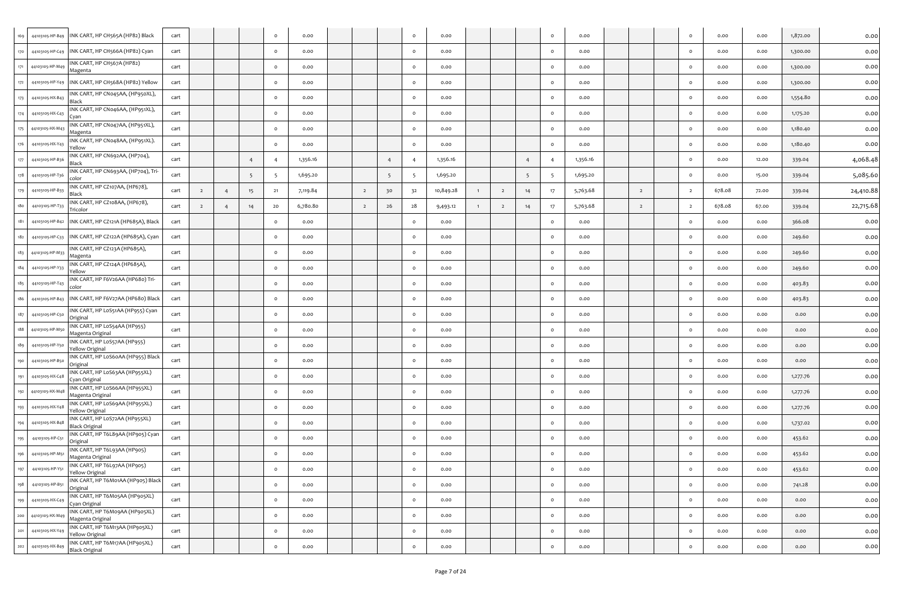| | | | | | | | | | | | | | | | | | | | | | | | | | | |
|---|---|---|---|---|---|---|---|---|---|---|---|---|---|---|---|---|---|---|---|---|---|---|---|---|---|---|
| 169 | 44103105-HP-B49 | INK CART, HP CH565A (HP82) Black | cart | | | | 0 | 0.00 | | | | 0 | 0.00 | | | | 0 | 0.00 | | | | 0 | 0.00 | 0.00 | 1,872.00 | 0.00 |
| 170 | 44103105-HP-C49 | INK CART, HP CH566A (HP82) Cyan | cart | | | | 0 | 0.00 | | | | 0 | 0.00 | | | | 0 | 0.00 | | | | 0 | 0.00 | 0.00 | 1,300.00 | 0.00 |
| 171 | 44103105-HP-M49 | INK CART, HP CH567A (HP82) Magenta | cart | | | | 0 | 0.00 | | | | 0 | 0.00 | | | | 0 | 0.00 | | | | 0 | 0.00 | 0.00 | 1,300.00 | 0.00 |
| 172 | 44103105-HP-Y49 | INK CART, HP CH568A (HP82) Yellow | cart | | | | 0 | 0.00 | | | | 0 | 0.00 | | | | 0 | 0.00 | | | | 0 | 0.00 | 0.00 | 1,300.00 | 0.00 |
| 173 | 44103105-HX-B43 | INK CART, HP CN045AA, (HP950XL), Black | cart | | | | 0 | 0.00 | | | | 0 | 0.00 | | | | 0 | 0.00 | | | | 0 | 0.00 | 0.00 | 1,554.80 | 0.00 |
| 174 | 44103105-HX-C43 | INK CART, HP CN046AA, (HP951XL), Cyan | cart | | | | 0 | 0.00 | | | | 0 | 0.00 | | | | 0 | 0.00 | | | | 0 | 0.00 | 0.00 | 1,175.20 | 0.00 |
| 175 | 44103105-HX-M43 | INK CART, HP CN047AA, (HP951XL), Magenta | cart | | | | 0 | 0.00 | | | | 0 | 0.00 | | | | 0 | 0.00 | | | | 0 | 0.00 | 0.00 | 1,180.40 | 0.00 |
| 176 | 44103105-HX-Y43 | INK CART, HP CN048AA, (HP951XL). Yellow | cart | | | | 0 | 0.00 | | | | 0 | 0.00 | | | | 0 | 0.00 | | | | 0 | 0.00 | 0.00 | 1,180.40 | 0.00 |
| 177 | 44103105-HP-B36 | INK CART, HP CN692AA, (HP704), Black | cart | | | 4 | 4 | 1,356.16 | | | 4 | 4 | 1,356.16 | | | 4 | 4 | 1,356.16 | | | | 0 | 0.00 | 12.00 | 339.04 | 4,068.48 |
| 178 | 44103105-HP-T36 | INK CART, HP CN693AA, (HP704), Tri-color | cart | | | 5 | 5 | 1,695.20 | | | 5 | 5 | 1,695.20 | | | 5 | 5 | 1,695.20 | | | | 0 | 0.00 | 15.00 | 339.04 | 5,085.60 |
| 179 | 44103105-HP-B33 | INK CART, HP CZ107AA, (HP678), Black | cart | 2 | 4 | 15 | 21 | 7,119.84 | | 2 | 30 | 32 | 10,849.28 | 1 | 2 | 14 | 17 | 5,763.68 | | 2 | | 2 | 678.08 | 72.00 | 339.04 | 24,410.88 |
| 180 | 44103105-HP-T33 | INK CART, HP CZ108AA, (HP678), Tricolor | cart | 2 | 4 | 14 | 20 | 6,780.80 | | 2 | 26 | 28 | 9,493.12 | 1 | 2 | 14 | 17 | 5,763.68 | | 2 | | 2 | 678.08 | 67.00 | 339.04 | 22,715.68 |
| 181 | 44103105-HP-B42 | INK CART, HP CZ121A (HP685A), Black | cart | | | | 0 | 0.00 | | | | 0 | 0.00 | | | | 0 | 0.00 | | | | 0 | 0.00 | 0.00 | 366.08 | 0.00 |
| 182 | 44103105-HP-C33 | INK CART, HP CZ122A (HP685A), Cyan | cart | | | | 0 | 0.00 | | | | 0 | 0.00 | | | | 0 | 0.00 | | | | 0 | 0.00 | 0.00 | 249.60 | 0.00 |
| 183 | 44103105-HP-M33 | INK CART, HP CZ123A (HP685A), Magenta | cart | | | | 0 | 0.00 | | | | 0 | 0.00 | | | | 0 | 0.00 | | | | 0 | 0.00 | 0.00 | 249.60 | 0.00 |
| 184 | 44103105-HP-Y33 | INK CART, HP CZ124A (HP685A), Yellow | cart | | | | 0 | 0.00 | | | | 0 | 0.00 | | | | 0 | 0.00 | | | | 0 | 0.00 | 0.00 | 249.60 | 0.00 |
| 185 | 44103105-HP-T43 | INK CART, HP F6V26AA (HP680) Tri-color | cart | | | | 0 | 0.00 | | | | 0 | 0.00 | | | | 0 | 0.00 | | | | 0 | 0.00 | 0.00 | 403.83 | 0.00 |
| 186 | 44103105-HP-B43 | INK CART, HP F6V27AA (HP680) Black | cart | | | | 0 | 0.00 | | | | 0 | 0.00 | | | | 0 | 0.00 | | | | 0 | 0.00 | 0.00 | 403.83 | 0.00 |
| 187 | 44103105-HP-C50 | INK CART, HP L0S51AA (HP955) Cyan Original | cart | | | | 0 | 0.00 | | | | 0 | 0.00 | | | | 0 | 0.00 | | | | 0 | 0.00 | 0.00 | 0.00 | 0.00 |
| 188 | 44103105-HP-M50 | INK CART, HP L0S54AA (HP955) Magenta Original | cart | | | | 0 | 0.00 | | | | 0 | 0.00 | | | | 0 | 0.00 | | | | 0 | 0.00 | 0.00 | 0.00 | 0.00 |
| 189 | 44103105-HP-Y50 | INK CART, HP L0S57AA (HP955) Yellow Original | cart | | | | 0 | 0.00 | | | | 0 | 0.00 | | | | 0 | 0.00 | | | | 0 | 0.00 | 0.00 | 0.00 | 0.00 |
| 190 | 44103105-HP-B50 | INK CART, HP L0S60AA (HP955) Black Original | cart | | | | 0 | 0.00 | | | | 0 | 0.00 | | | | 0 | 0.00 | | | | 0 | 0.00 | 0.00 | 0.00 | 0.00 |
| 191 | 44103105-HX-C48 | INK CART, HP L0S63AA (HP955XL) Cyan Original | cart | | | | 0 | 0.00 | | | | 0 | 0.00 | | | | 0 | 0.00 | | | | 0 | 0.00 | 0.00 | 1,277.76 | 0.00 |
| 192 | 44103105-HX-M48 | INK CART, HP L0S66AA (HP955XL) Magenta Original | cart | | | | 0 | 0.00 | | | | 0 | 0.00 | | | | 0 | 0.00 | | | | 0 | 0.00 | 0.00 | 1,277.76 | 0.00 |
| 193 | 44103105-HX-Y48 | INK CART, HP L0S69AA (HP955XL) Yellow Original | cart | | | | 0 | 0.00 | | | | 0 | 0.00 | | | | 0 | 0.00 | | | | 0 | 0.00 | 0.00 | 1,277.76 | 0.00 |
| 194 | 44103105-HX-B48 | INK CART, HP L0S72AA (HP955XL) Black Original | cart | | | | 0 | 0.00 | | | | 0 | 0.00 | | | | 0 | 0.00 | | | | 0 | 0.00 | 0.00 | 1,737.02 | 0.00 |
| 195 | 44103105-HP-C51 | INK CART, HP T6L89AA (HP905) Cyan Original | cart | | | | 0 | 0.00 | | | | 0 | 0.00 | | | | 0 | 0.00 | | | | 0 | 0.00 | 0.00 | 453.62 | 0.00 |
| 196 | 44103105-HP-M51 | INK CART, HP T6L93AA (HP905) Magenta Original | cart | | | | 0 | 0.00 | | | | 0 | 0.00 | | | | 0 | 0.00 | | | | 0 | 0.00 | 0.00 | 453.62 | 0.00 |
| 197 | 44103105-HP-Y51 | INK CART, HP T6L97AA (HP905) Yellow Original | cart | | | | 0 | 0.00 | | | | 0 | 0.00 | | | | 0 | 0.00 | | | | 0 | 0.00 | 0.00 | 453.62 | 0.00 |
| 198 | 44103105-HP-B51 | INK CART, HP T6M01AA (HP905) Black Original | cart | | | | 0 | 0.00 | | | | 0 | 0.00 | | | | 0 | 0.00 | | | | 0 | 0.00 | 0.00 | 741.28 | 0.00 |
| 199 | 44103105-HX-C49 | INK CART, HP T6M05AA (HP905XL) Cyan Original | cart | | | | 0 | 0.00 | | | | 0 | 0.00 | | | | 0 | 0.00 | | | | 0 | 0.00 | 0.00 | 0.00 | 0.00 |
| 200 | 44103105-HX-M49 | INK CART, HP T6M09AA (HP905XL) Magenta Original | cart | | | | 0 | 0.00 | | | | 0 | 0.00 | | | | 0 | 0.00 | | | | 0 | 0.00 | 0.00 | 0.00 | 0.00 |
| 201 | 44103105-HX-Y49 | INK CART, HP T6M13AA (HP905XL) Yellow Original | cart | | | | 0 | 0.00 | | | | 0 | 0.00 | | | | 0 | 0.00 | | | | 0 | 0.00 | 0.00 | 0.00 | 0.00 |
| 202 | 44103105-HX-B49 | INK CART, HP T6M17AA (HP905XL) Black Original | cart | | | | 0 | 0.00 | | | | 0 | 0.00 | | | | 0 | 0.00 | | | | 0 | 0.00 | 0.00 | 0.00 | 0.00 |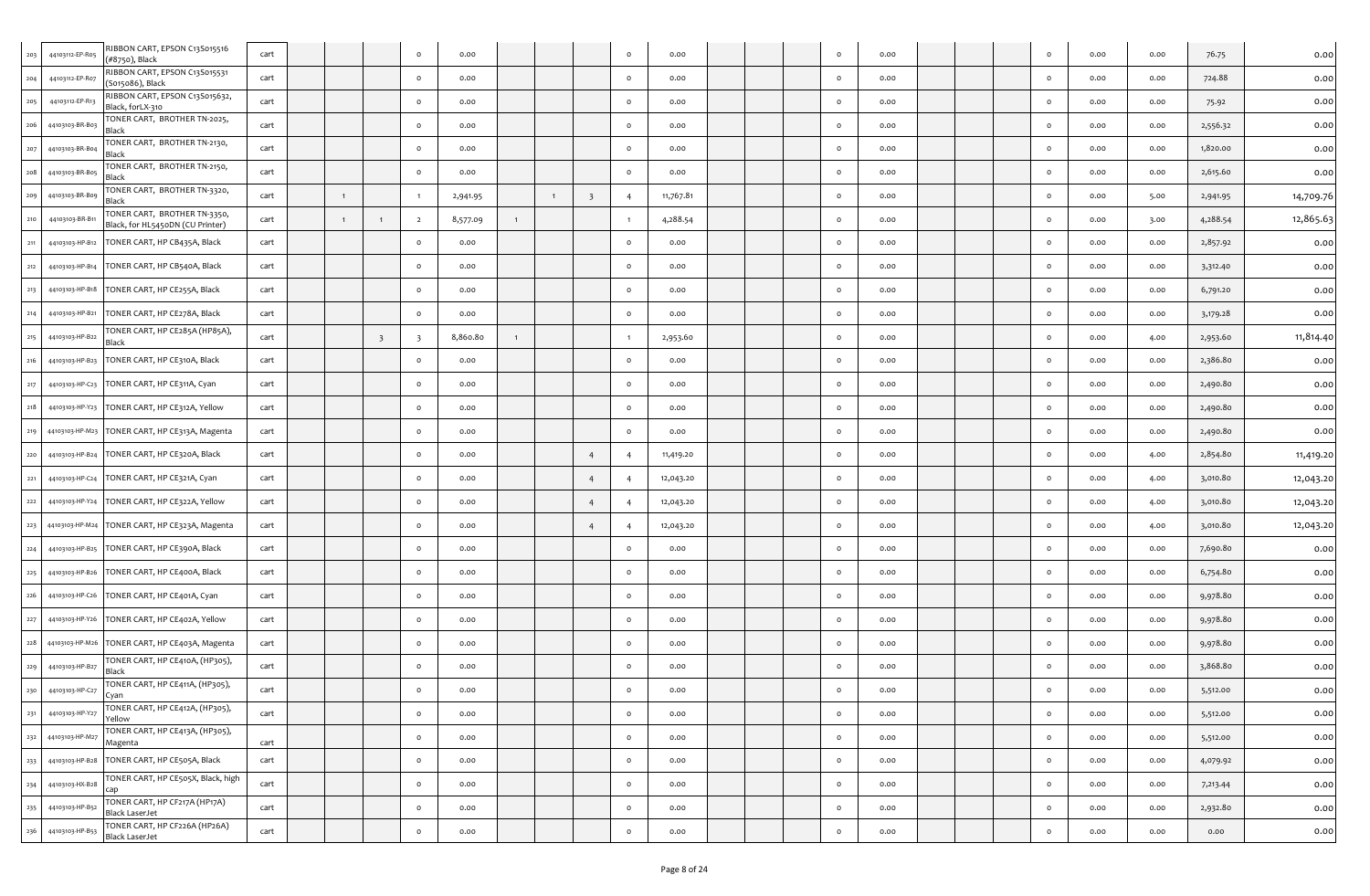| | | | | | | | | | | | | | | | | | | | | | | | | | | |
|---|---|---|---|---|---|---|---|---|---|---|---|---|---|---|---|---|---|---|---|---|---|---|---|---|---|---|
| 203 | 44103112-EP-R05 | RIBBON CART, EPSON C13S015516 (#8750), Black | cart | | | | 0 | 0.00 | | | | 0 | 0.00 | | | | 0 | 0.00 | | | | 0 | 0.00 | 0.00 | 76.75 | 0.00 |
| 204 | 44103112-EP-R07 | RIBBON CART, EPSON C13S015531 (S015086), Black | cart | | | | 0 | 0.00 | | | | 0 | 0.00 | | | | 0 | 0.00 | | | | 0 | 0.00 | 0.00 | 724.88 | 0.00 |
| 205 | 44103112-EP-R13 | RIBBON CART, EPSON C13S015632, Black, forLX-310 | cart | | | | 0 | 0.00 | | | | 0 | 0.00 | | | | 0 | 0.00 | | | | 0 | 0.00 | 0.00 | 75.92 | 0.00 |
| 206 | 44103103-BR-B03 | TONER CART, BROTHER TN-2025, Black | cart | | | | 0 | 0.00 | | | | 0 | 0.00 | | | | 0 | 0.00 | | | | 0 | 0.00 | 0.00 | 2,556.32 | 0.00 |
| 207 | 44103103-BR-B04 | TONER CART, BROTHER TN-2130, Black | cart | | | | 0 | 0.00 | | | | 0 | 0.00 | | | | 0 | 0.00 | | | | 0 | 0.00 | 0.00 | 1,820.00 | 0.00 |
| 208 | 44103103-BR-B05 | TONER CART, BROTHER TN-2150, Black | cart | | | | 0 | 0.00 | | | | 0 | 0.00 | | | | 0 | 0.00 | | | | 0 | 0.00 | 0.00 | 2,615.60 | 0.00 |
| 209 | 44103103-BR-B09 | TONER CART, BROTHER TN-3320, Black | cart | | 1 | | 1 | 2,941.95 | | 1 | 3 | 4 | 11,767.81 | | | | 0 | 0.00 | | | | 0 | 0.00 | 5.00 | 2,941.95 | 14,709.76 |
| 210 | 44103103-BR-B11 | TONER CART, BROTHER TN-3350, Black, for HL5450DN (CU Printer) | cart | | 1 | 1 | 2 | 8,577.09 | 1 | | | 1 | 4,288.54 | | | | 0 | 0.00 | | | | 0 | 0.00 | 3.00 | 4,288.54 | 12,865.63 |
| 211 | 44103103-HP-B12 | TONER CART, HP CB435A, Black | cart | | | | 0 | 0.00 | | | | 0 | 0.00 | | | | 0 | 0.00 | | | | 0 | 0.00 | 0.00 | 2,857.92 | 0.00 |
| 212 | 44103103-HP-B14 | TONER CART, HP CB540A, Black | cart | | | | 0 | 0.00 | | | | 0 | 0.00 | | | | 0 | 0.00 | | | | 0 | 0.00 | 0.00 | 3,312.40 | 0.00 |
| 213 | 44103103-HP-B18 | TONER CART, HP CE255A, Black | cart | | | | 0 | 0.00 | | | | 0 | 0.00 | | | | 0 | 0.00 | | | | 0 | 0.00 | 0.00 | 6,791.20 | 0.00 |
| 214 | 44103103-HP-B21 | TONER CART, HP CE278A, Black | cart | | | | 0 | 0.00 | | | | 0 | 0.00 | | | | 0 | 0.00 | | | | 0 | 0.00 | 0.00 | 3,179.28 | 0.00 |
| 215 | 44103103-HP-B22 | TONER CART, HP CE285A (HP85A), Black | cart | | | 3 | 3 | 8,860.80 | 1 | | | 1 | 2,953.60 | | | | 0 | 0.00 | | | | 0 | 0.00 | 4.00 | 2,953.60 | 11,814.40 |
| 216 | 44103103-HP-B23 | TONER CART, HP CE310A, Black | cart | | | | 0 | 0.00 | | | | 0 | 0.00 | | | | 0 | 0.00 | | | | 0 | 0.00 | 0.00 | 2,386.80 | 0.00 |
| 217 | 44103103-HP-C23 | TONER CART, HP CE311A, Cyan | cart | | | | 0 | 0.00 | | | | 0 | 0.00 | | | | 0 | 0.00 | | | | 0 | 0.00 | 0.00 | 2,490.80 | 0.00 |
| 218 | 44103103-HP-Y23 | TONER CART, HP CE312A, Yellow | cart | | | | 0 | 0.00 | | | | 0 | 0.00 | | | | 0 | 0.00 | | | | 0 | 0.00 | 0.00 | 2,490.80 | 0.00 |
| 219 | 44103103-HP-M23 | TONER CART, HP CE313A, Magenta | cart | | | | 0 | 0.00 | | | | 0 | 0.00 | | | | 0 | 0.00 | | | | 0 | 0.00 | 0.00 | 2,490.80 | 0.00 |
| 220 | 44103103-HP-B24 | TONER CART, HP CE320A, Black | cart | | | | 0 | 0.00 | | | 4 | 4 | 11,419.20 | | | | 0 | 0.00 | | | | 0 | 0.00 | 4.00 | 2,854.80 | 11,419.20 |
| 221 | 44103103-HP-C24 | TONER CART, HP CE321A, Cyan | cart | | | | 0 | 0.00 | | | 4 | 4 | 12,043.20 | | | | 0 | 0.00 | | | | 0 | 0.00 | 4.00 | 3,010.80 | 12,043.20 |
| 222 | 44103103-HP-Y24 | TONER CART, HP CE322A, Yellow | cart | | | | 0 | 0.00 | | | 4 | 4 | 12,043.20 | | | | 0 | 0.00 | | | | 0 | 0.00 | 4.00 | 3,010.80 | 12,043.20 |
| 223 | 44103103-HP-M24 | TONER CART, HP CE323A, Magenta | cart | | | | 0 | 0.00 | | | 4 | 4 | 12,043.20 | | | | 0 | 0.00 | | | | 0 | 0.00 | 4.00 | 3,010.80 | 12,043.20 |
| 224 | 44103103-HP-B25 | TONER CART, HP CE390A, Black | cart | | | | 0 | 0.00 | | | | 0 | 0.00 | | | | 0 | 0.00 | | | | 0 | 0.00 | 0.00 | 7,690.80 | 0.00 |
| 225 | 44103103-HP-B26 | TONER CART, HP CE400A, Black | cart | | | | 0 | 0.00 | | | | 0 | 0.00 | | | | 0 | 0.00 | | | | 0 | 0.00 | 0.00 | 6,754.80 | 0.00 |
| 226 | 44103103-HP-C26 | TONER CART, HP CE401A, Cyan | cart | | | | 0 | 0.00 | | | | 0 | 0.00 | | | | 0 | 0.00 | | | | 0 | 0.00 | 0.00 | 9,978.80 | 0.00 |
| 227 | 44103103-HP-Y26 | TONER CART, HP CE402A, Yellow | cart | | | | 0 | 0.00 | | | | 0 | 0.00 | | | | 0 | 0.00 | | | | 0 | 0.00 | 0.00 | 9,978.80 | 0.00 |
| 228 | 44103103-HP-M26 | TONER CART, HP CE403A, Magenta | cart | | | | 0 | 0.00 | | | | 0 | 0.00 | | | | 0 | 0.00 | | | | 0 | 0.00 | 0.00 | 9,978.80 | 0.00 |
| 229 | 44103103-HP-B27 | TONER CART, HP CE410A, (HP305), Black | cart | | | | 0 | 0.00 | | | | 0 | 0.00 | | | | 0 | 0.00 | | | | 0 | 0.00 | 0.00 | 3,868.80 | 0.00 |
| 230 | 44103103-HP-C27 | TONER CART, HP CE411A, (HP305), Cyan | cart | | | | 0 | 0.00 | | | | 0 | 0.00 | | | | 0 | 0.00 | | | | 0 | 0.00 | 0.00 | 5,512.00 | 0.00 |
| 231 | 44103103-HP-Y27 | TONER CART, HP CE412A, (HP305), Yellow | cart | | | | 0 | 0.00 | | | | 0 | 0.00 | | | | 0 | 0.00 | | | | 0 | 0.00 | 0.00 | 5,512.00 | 0.00 |
| 232 | 44103103-HP-M27 | TONER CART, HP CE413A, (HP305), Magenta | cart | | | | 0 | 0.00 | | | | 0 | 0.00 | | | | 0 | 0.00 | | | | 0 | 0.00 | 0.00 | 5,512.00 | 0.00 |
| 233 | 44103103-HP-B28 | TONER CART, HP CE505A, Black | cart | | | | 0 | 0.00 | | | | 0 | 0.00 | | | | 0 | 0.00 | | | | 0 | 0.00 | 0.00 | 4,079.92 | 0.00 |
| 234 | 44103103-HX-B28 | TONER CART, HP CE505X, Black, high cap | cart | | | | 0 | 0.00 | | | | 0 | 0.00 | | | | 0 | 0.00 | | | | 0 | 0.00 | 0.00 | 7,213.44 | 0.00 |
| 235 | 44103103-HP-B52 | TONER CART, HP CF217A (HP17A) Black LaserJet | cart | | | | 0 | 0.00 | | | | 0 | 0.00 | | | | 0 | 0.00 | | | | 0 | 0.00 | 0.00 | 2,932.80 | 0.00 |
| 236 | 44103103-HP-B53 | TONER CART, HP CF226A (HP26A) Black LaserJet | cart | | | | 0 | 0.00 | | | | 0 | 0.00 | | | | 0 | 0.00 | | | | 0 | 0.00 | 0.00 | 0.00 | 0.00 |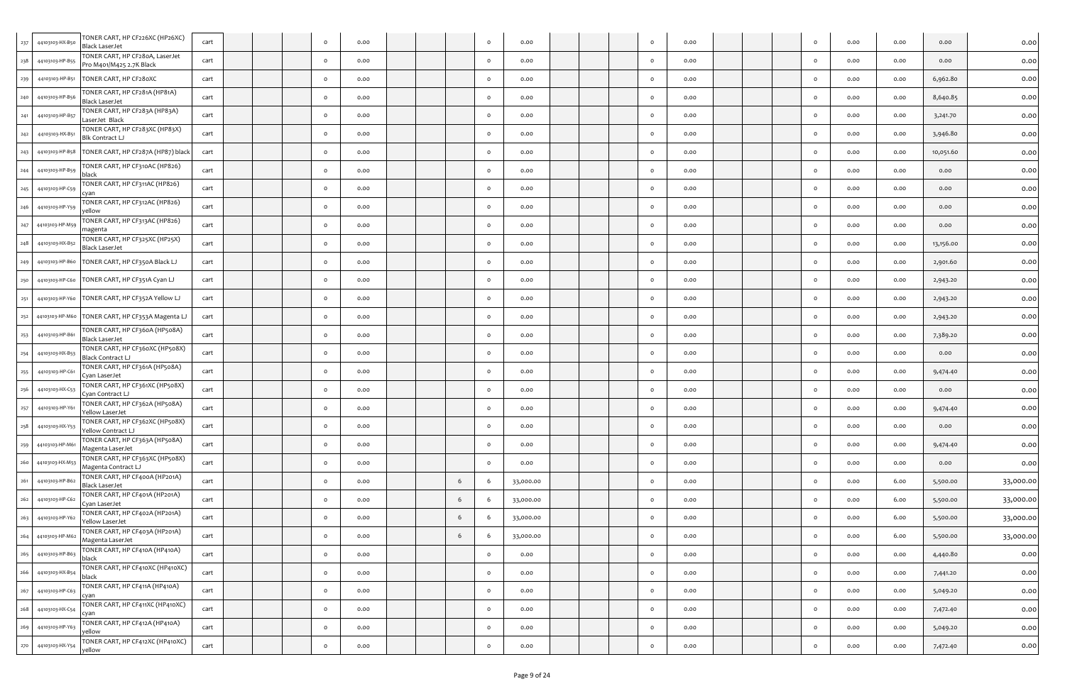| | | | | | | | | | | | | | | | | | | | | | | | | | | |
|---|---|---|---|---|---|---|---|---|---|---|---|---|---|---|---|---|---|---|---|---|---|---|---|---|---|---|
| 237 | 44103103-HX-B50 | TONER CART, HP CF226XC (HP26XC) Black LaserJet | cart | | | | 0 | 0.00 | | | | 0 | 0.00 | | | | 0 | 0.00 | | | | 0 | 0.00 | 0.00 | 0.00 | 0.00 |
| 238 | 44103103-HP-B55 | TONER CART, HP CF280A, LaserJet Pro M401/M425 2.7K Black | cart | | | | 0 | 0.00 | | | | 0 | 0.00 | | | | 0 | 0.00 | | | | 0 | 0.00 | 0.00 | 0.00 | 0.00 |
| 239 | 44103103-HP-B51 | TONER CART, HP CF280XC | cart | | | | 0 | 0.00 | | | | 0 | 0.00 | | | | 0 | 0.00 | | | | 0 | 0.00 | 0.00 | 6,962.80 | 0.00 |
| 240 | 44103103-HP-B56 | TONER CART, HP CF281A (HP81A) Black LaserJet | cart | | | | 0 | 0.00 | | | | 0 | 0.00 | | | | 0 | 0.00 | | | | 0 | 0.00 | 0.00 | 8,640.85 | 0.00 |
| 241 | 44103103-HP-B57 | TONER CART, HP CF283A (HP83A) LaserJet Black | cart | | | | 0 | 0.00 | | | | 0 | 0.00 | | | | 0 | 0.00 | | | | 0 | 0.00 | 0.00 | 3,241.70 | 0.00 |
| 242 | 44103103-HX-B51 | TONER CART, HP CF283XC (HP83X) Blk Contract LJ | cart | | | | 0 | 0.00 | | | | 0 | 0.00 | | | | 0 | 0.00 | | | | 0 | 0.00 | 0.00 | 3,946.80 | 0.00 |
| 243 | 44103103-HP-B58 | TONER CART, HP CF287A (HP87) black | cart | | | | 0 | 0.00 | | | | 0 | 0.00 | | | | 0 | 0.00 | | | | 0 | 0.00 | 0.00 | 10,051.60 | 0.00 |
| 244 | 44103103-HP-B59 | TONER CART, HP CF310AC (HP826) black | cart | | | | 0 | 0.00 | | | | 0 | 0.00 | | | | 0 | 0.00 | | | | 0 | 0.00 | 0.00 | 0.00 | 0.00 |
| 245 | 44103103-HP-C59 | TONER CART, HP CF311AC (HP826) cyan | cart | | | | 0 | 0.00 | | | | 0 | 0.00 | | | | 0 | 0.00 | | | | 0 | 0.00 | 0.00 | 0.00 | 0.00 |
| 246 | 44103103-HP-Y59 | TONER CART, HP CF312AC (HP826) yellow | cart | | | | 0 | 0.00 | | | | 0 | 0.00 | | | | 0 | 0.00 | | | | 0 | 0.00 | 0.00 | 0.00 | 0.00 |
| 247 | 44103103-HP-M59 | TONER CART, HP CF313AC (HP826) magenta | cart | | | | 0 | 0.00 | | | | 0 | 0.00 | | | | 0 | 0.00 | | | | 0 | 0.00 | 0.00 | 0.00 | 0.00 |
| 248 | 44103103-HX-B52 | TONER CART, HP CF325XC (HP25X) Black LaserJet | cart | | | | 0 | 0.00 | | | | 0 | 0.00 | | | | 0 | 0.00 | | | | 0 | 0.00 | 0.00 | 13,156.00 | 0.00 |
| 249 | 44103103-HP-B60 | TONER CART, HP CF350A Black LJ | cart | | | | 0 | 0.00 | | | | 0 | 0.00 | | | | 0 | 0.00 | | | | 0 | 0.00 | 0.00 | 2,901.60 | 0.00 |
| 250 | 44103103-HP-C60 | TONER CART, HP CF351A Cyan LJ | cart | | | | 0 | 0.00 | | | | 0 | 0.00 | | | | 0 | 0.00 | | | | 0 | 0.00 | 0.00 | 2,943.20 | 0.00 |
| 251 | 44103103-HP-Y60 | TONER CART, HP CF352A Yellow LJ | cart | | | | 0 | 0.00 | | | | 0 | 0.00 | | | | 0 | 0.00 | | | | 0 | 0.00 | 0.00 | 2,943.20 | 0.00 |
| 252 | 44103103-HP-M60 | TONER CART, HP CF353A Magenta LJ | cart | | | | 0 | 0.00 | | | | 0 | 0.00 | | | | 0 | 0.00 | | | | 0 | 0.00 | 0.00 | 2,943.20 | 0.00 |
| 253 | 44103103-HP-B61 | TONER CART, HP CF360A (HP508A) Black LaserJet | cart | | | | 0 | 0.00 | | | | 0 | 0.00 | | | | 0 | 0.00 | | | | 0 | 0.00 | 0.00 | 7,389.20 | 0.00 |
| 254 | 44103103-HX-B53 | TONER CART, HP CF360XC (HP508X) Black Contract LJ | cart | | | | 0 | 0.00 | | | | 0 | 0.00 | | | | 0 | 0.00 | | | | 0 | 0.00 | 0.00 | 0.00 | 0.00 |
| 255 | 44103103-HP-C61 | TONER CART, HP CF361A (HP508A) Cyan LaserJet | cart | | | | 0 | 0.00 | | | | 0 | 0.00 | | | | 0 | 0.00 | | | | 0 | 0.00 | 0.00 | 9,474.40 | 0.00 |
| 256 | 44103103-HX-C53 | TONER CART, HP CF361XC (HP508X) Cyan Contract LJ | cart | | | | 0 | 0.00 | | | | 0 | 0.00 | | | | 0 | 0.00 | | | | 0 | 0.00 | 0.00 | 0.00 | 0.00 |
| 257 | 44103103-HP-Y61 | TONER CART, HP CF362A (HP508A) Yellow LaserJet | cart | | | | 0 | 0.00 | | | | 0 | 0.00 | | | | 0 | 0.00 | | | | 0 | 0.00 | 0.00 | 9,474.40 | 0.00 |
| 258 | 44103103-HX-Y53 | TONER CART, HP CF362XC (HP508X) Yellow Contract LJ | cart | | | | 0 | 0.00 | | | | 0 | 0.00 | | | | 0 | 0.00 | | | | 0 | 0.00 | 0.00 | 0.00 | 0.00 |
| 259 | 44103103-HP-M61 | TONER CART, HP CF363A (HP508A) Magenta LaserJet | cart | | | | 0 | 0.00 | | | | 0 | 0.00 | | | | 0 | 0.00 | | | | 0 | 0.00 | 0.00 | 9,474.40 | 0.00 |
| 260 | 44103103-HX-M53 | TONER CART, HP CF363XC (HP508X) Magenta Contract LJ | cart | | | | 0 | 0.00 | | | | 0 | 0.00 | | | | 0 | 0.00 | | | | 0 | 0.00 | 0.00 | 0.00 | 0.00 |
| 261 | 44103103-HP-B62 | TONER CART, HP CF400A (HP201A) Black LaserJet | cart | | | | 0 | 0.00 | | | 6 | 6 | 33,000.00 | | | | 0 | 0.00 | | | | 0 | 0.00 | 6.00 | 5,500.00 | 33,000.00 |
| 262 | 44103103-HP-C62 | TONER CART, HP CF401A (HP201A) Cyan LaserJet | cart | | | | 0 | 0.00 | | | 6 | 6 | 33,000.00 | | | | 0 | 0.00 | | | | 0 | 0.00 | 6.00 | 5,500.00 | 33,000.00 |
| 263 | 44103103-HP-Y62 | TONER CART, HP CF402A (HP201A) Yellow LaserJet | cart | | | | 0 | 0.00 | | | 6 | 6 | 33,000.00 | | | | 0 | 0.00 | | | | 0 | 0.00 | 6.00 | 5,500.00 | 33,000.00 |
| 264 | 44103103-HP-M62 | TONER CART, HP CF403A (HP201A) Magenta LaserJet | cart | | | | 0 | 0.00 | | | 6 | 6 | 33,000.00 | | | | 0 | 0.00 | | | | 0 | 0.00 | 6.00 | 5,500.00 | 33,000.00 |
| 265 | 44103103-HP-B63 | TONER CART, HP CF410A (HP410A) black | cart | | | | 0 | 0.00 | | | | 0 | 0.00 | | | | 0 | 0.00 | | | | 0 | 0.00 | 0.00 | 4,440.80 | 0.00 |
| 266 | 44103103-HX-B54 | TONER CART, HP CF410XC (HP410XC) black | cart | | | | 0 | 0.00 | | | | 0 | 0.00 | | | | 0 | 0.00 | | | | 0 | 0.00 | 0.00 | 7,441.20 | 0.00 |
| 267 | 44103103-HP-C63 | TONER CART, HP CF411A (HP410A) cyan | cart | | | | 0 | 0.00 | | | | 0 | 0.00 | | | | 0 | 0.00 | | | | 0 | 0.00 | 0.00 | 5,049.20 | 0.00 |
| 268 | 44103103-HX-C54 | TONER CART, HP CF411XC (HP410XC) cyan | cart | | | | 0 | 0.00 | | | | 0 | 0.00 | | | | 0 | 0.00 | | | | 0 | 0.00 | 0.00 | 7,472.40 | 0.00 |
| 269 | 44103103-HP-Y63 | TONER CART, HP CF412A (HP410A) yellow | cart | | | | 0 | 0.00 | | | | 0 | 0.00 | | | | 0 | 0.00 | | | | 0 | 0.00 | 0.00 | 5,049.20 | 0.00 |
| 270 | 44103103-HX-Y54 | TONER CART, HP CF412XC (HP410XC) yellow | cart | | | | 0 | 0.00 | | | | 0 | 0.00 | | | | 0 | 0.00 | | | | 0 | 0.00 | 0.00 | 7,472.40 | 0.00 |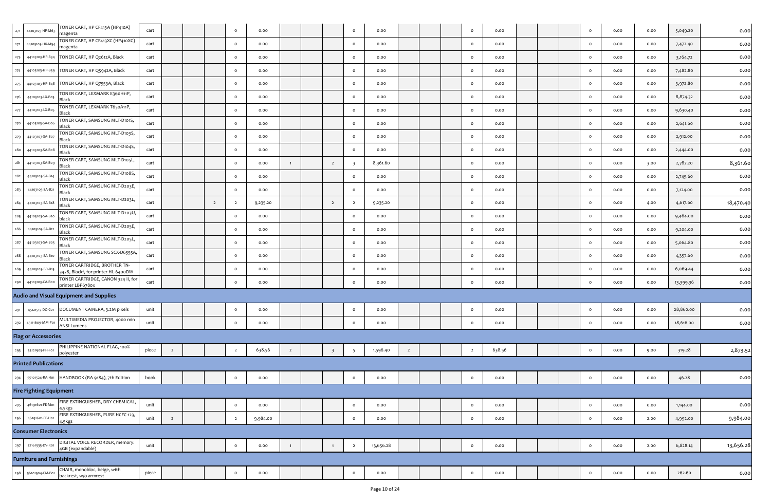| | | | | | | | | | | | | | | | | | | | | | | | | | | |
|---|---|---|---|---|---|---|---|---|---|---|---|---|---|---|---|---|---|---|---|---|---|---|---|---|---|---|
| 271 | 44103103-HP-M63 | TONER CART, HP CF413A (HP410A) magenta | cart | | | | 0 | 0.00 | | | | 0 | 0.00 | | | | 0 | 0.00 | | | | 0 | 0.00 | 0.00 | 5,049.20 | 0.00 |
| 272 | 44103103-HX-M54 | TONER CART, HP CF413XC (HP410XC) magenta | cart | | | | 0 | 0.00 | | | | 0 | 0.00 | | | | 0 | 0.00 | | | | 0 | 0.00 | 0.00 | 7,472.40 | 0.00 |
| 273 | 44103103-HP-B34 | TONER CART, HP Q2612A, Black | cart | | | | 0 | 0.00 | | | | 0 | 0.00 | | | | 0 | 0.00 | | | | 0 | 0.00 | 0.00 | 3,164.72 | 0.00 |
| 274 | 44103103-HP-B39 | TONER CART, HP Q5942A, Black | cart | | | | 0 | 0.00 | | | | 0 | 0.00 | | | | 0 | 0.00 | | | | 0 | 0.00 | 0.00 | 7,482.80 | 0.00 |
| 275 | 44103103-HP-B48 | TONER CART, HP Q7553A, Black | cart | | | | 0 | 0.00 | | | | 0 | 0.00 | | | | 0 | 0.00 | | | | 0 | 0.00 | 0.00 | 3,972.80 | 0.00 |
| 276 | 44103103-LX-B03 | TONER CART, LEXMARK E360H11P, Black | cart | | | | 0 | 0.00 | | | | 0 | 0.00 | | | | 0 | 0.00 | | | | 0 | 0.00 | 0.00 | 8,874.32 | 0.00 |
| 277 | 44103103-LX-B05 | TONER CART, LEXMARK T650A11P, Black | cart | | | | 0 | 0.00 | | | | 0 | 0.00 | | | | 0 | 0.00 | | | | 0 | 0.00 | 0.00 | 9,630.40 | 0.00 |
| 278 | 44103103-SA-B06 | TONER CART, SAMSUNG MLT-D101S, Black | cart | | | | 0 | 0.00 | | | | 0 | 0.00 | | | | 0 | 0.00 | | | | 0 | 0.00 | 0.00 | 2,641.60 | 0.00 |
| 279 | 44103103-SA-B07 | TONER CART, SAMSUNG MLT-D103S, Black | cart | | | | 0 | 0.00 | | | | 0 | 0.00 | | | | 0 | 0.00 | | | | 0 | 0.00 | 0.00 | 2,912.00 | 0.00 |
| 280 | 44103103-SA-B08 | TONER CART, SAMSUNG MLT-D104S, Black | cart | | | | 0 | 0.00 | | | | 0 | 0.00 | | | | 0 | 0.00 | | | | 0 | 0.00 | 0.00 | 2,444.00 | 0.00 |
| 281 | 44103103-SA-B09 | TONER CART, SAMSUNG MLT-D105L, Black | cart | | | | 0 | 0.00 | 1 | | 2 | 3 | 8,361.60 | | | | 0 | 0.00 | | | | 0 | 0.00 | 3.00 | 2,787.20 | 8,361.60 |
| 282 | 44103103-SA-B14 | TONER CART, SAMSUNG MLT-D108S, Black | cart | | | | 0 | 0.00 | | | | 0 | 0.00 | | | | 0 | 0.00 | | | | 0 | 0.00 | 0.00 | 2,745.60 | 0.00 |
| 283 | 44103103-SA-B21 | TONER CART, SAMSUNG MLT-D203E, Black | cart | | | | 0 | 0.00 | | | | 0 | 0.00 | | | | 0 | 0.00 | | | | 0 | 0.00 | 0.00 | 7,124.00 | 0.00 |
| 284 | 44103103-SA-B18 | TONER CART, SAMSUNG MLT-D203L, Black | cart | | | 2 | 2 | 9,235.20 | | | 2 | 2 | 9,235.20 | | | | 0 | 0.00 | | | | 0 | 0.00 | 4.00 | 4,617.60 | 18,470.40 |
| 285 | 44103103-SA-B20 | TONER CART, SAMSUNG MLT-D203U, black | cart | | | | 0 | 0.00 | | | | 0 | 0.00 | | | | 0 | 0.00 | | | | 0 | 0.00 | 0.00 | 9,464.00 | 0.00 |
| 286 | 44103103-SA-B12 | TONER CART, SAMSUNG MLT-D205E, Black | cart | | | | 0 | 0.00 | | | | 0 | 0.00 | | | | 0 | 0.00 | | | | 0 | 0.00 | 0.00 | 9,204.00 | 0.00 |
| 287 | 44103103-SA-B05 | TONER CART, SAMSUNG MLT-D205L, Black | cart | | | | 0 | 0.00 | | | | 0 | 0.00 | | | | 0 | 0.00 | | | | 0 | 0.00 | 0.00 | 5,064.80 | 0.00 |
| 288 | 44103103-SA-B10 | TONER CART, SAMSUNG SCX-D6555A, Black | cart | | | | 0 | 0.00 | | | | 0 | 0.00 | | | | 0 | 0.00 | | | | 0 | 0.00 | 0.00 | 4,357.60 | 0.00 |
| 289 | 44103103-BR-B15 | TONER CARTRIDGE, BROTHER TN-3478, Blackf, for printer HL-6400DW | cart | | | | 0 | 0.00 | | | | 0 | 0.00 | | | | 0 | 0.00 | | | | 0 | 0.00 | 0.00 | 6,069.44 | 0.00 |
| 290 | 44103103-CA-B00 | TONER CARTRIDGE, CANON 324 II, for printer LBP6780x | cart | | | | 0 | 0.00 | | | | 0 | 0.00 | | | | 0 | 0.00 | | | | 0 | 0.00 | 0.00 | 13,399.36 | 0.00 |
| **Audio and Visual Equipment and Supplies** | | | | | | | | | | | | | | | | | | | | | | | | | | |
| 291 | 45121517-DO-C01 | DOCUMENT CAMERA, 3.2M pixels | unit | | | | 0 | 0.00 | | | | 0 | 0.00 | | | | 0 | 0.00 | | | | 0 | 0.00 | 0.00 | 28,860.00 | 0.00 |
| 292 | 45111609-MM-P01 | MULTIMEDIA PROJECTOR, 4000 min ANSI Lumens | unit | | | | 0 | 0.00 | | | | 0 | 0.00 | | | | 0 | 0.00 | | | | 0 | 0.00 | 0.00 | 18,616.00 | 0.00 |
| **Flag or Accessories** | | | | | | | | | | | | | | | | | | | | | | | | | | |
| 293 | 55121905-PH-F01 | PHILIPPINE NATIONAL FLAG, 100% polyester | piece | 2 | | | 2 | 638.56 | 2 | | 3 | 5 | 1,596.40 | 2 | | | 2 | 638.56 | | | | 0 | 0.00 | 9.00 | 319.28 | 2,873.52 |
| **Printed Publications** | | | | | | | | | | | | | | | | | | | | | | | | | | |
| 294 | 55101524-RA-H01 | HANDBOOK (RA 9184), 7th Edition | book | | | | 0 | 0.00 | | | | 0 | 0.00 | | | | 0 | 0.00 | | | | 0 | 0.00 | 0.00 | 46.28 | 0.00 |
| **Fire Fighting Equipment** | | | | | | | | | | | | | | | | | | | | | | | | | | |
| 295 | 46191601-FE-M01 | FIRE EXTINGUISHER, DRY CHEMICAL, 4.5kgs | unit | | | | 0 | 0.00 | | | | 0 | 0.00 | | | | 0 | 0.00 | | | | 0 | 0.00 | 0.00 | 1,144.00 | 0.00 |
| 296 | 46191601-FE-H01 | FIRE EXTINGUISHER, PURE HCFC 123, 4.5kgs | unit | 2 | | | 2 | 9,984.00 | | | | 0 | 0.00 | | | | 0 | 0.00 | | | | 0 | 0.00 | 2.00 | 4,992.00 | 9,984.00 |
| **Consumer Electronics** | | | | | | | | | | | | | | | | | | | | | | | | | | |
| 297 | 52161535-DV-R01 | DIGITAL VOICE RECORDER, memory: 4GB (expandable) | unit | | | | 0 | 0.00 | 1 | | 1 | 2 | 13,656.28 | | | | 0 | 0.00 | | | | 0 | 0.00 | 2.00 | 6,828.14 | 13,656.28 |
| **Furniture and Furnishings** | | | | | | | | | | | | | | | | | | | | | | | | | | |
| 298 | 56101504-CM-B01 | CHAIR, monobloc, beige, with backrest, w/o armrest | piece | | | | 0 | 0.00 | | | | 0 | 0.00 | | | | 0 | 0.00 | | | | 0 | 0.00 | 0.00 | 262.60 | 0.00 |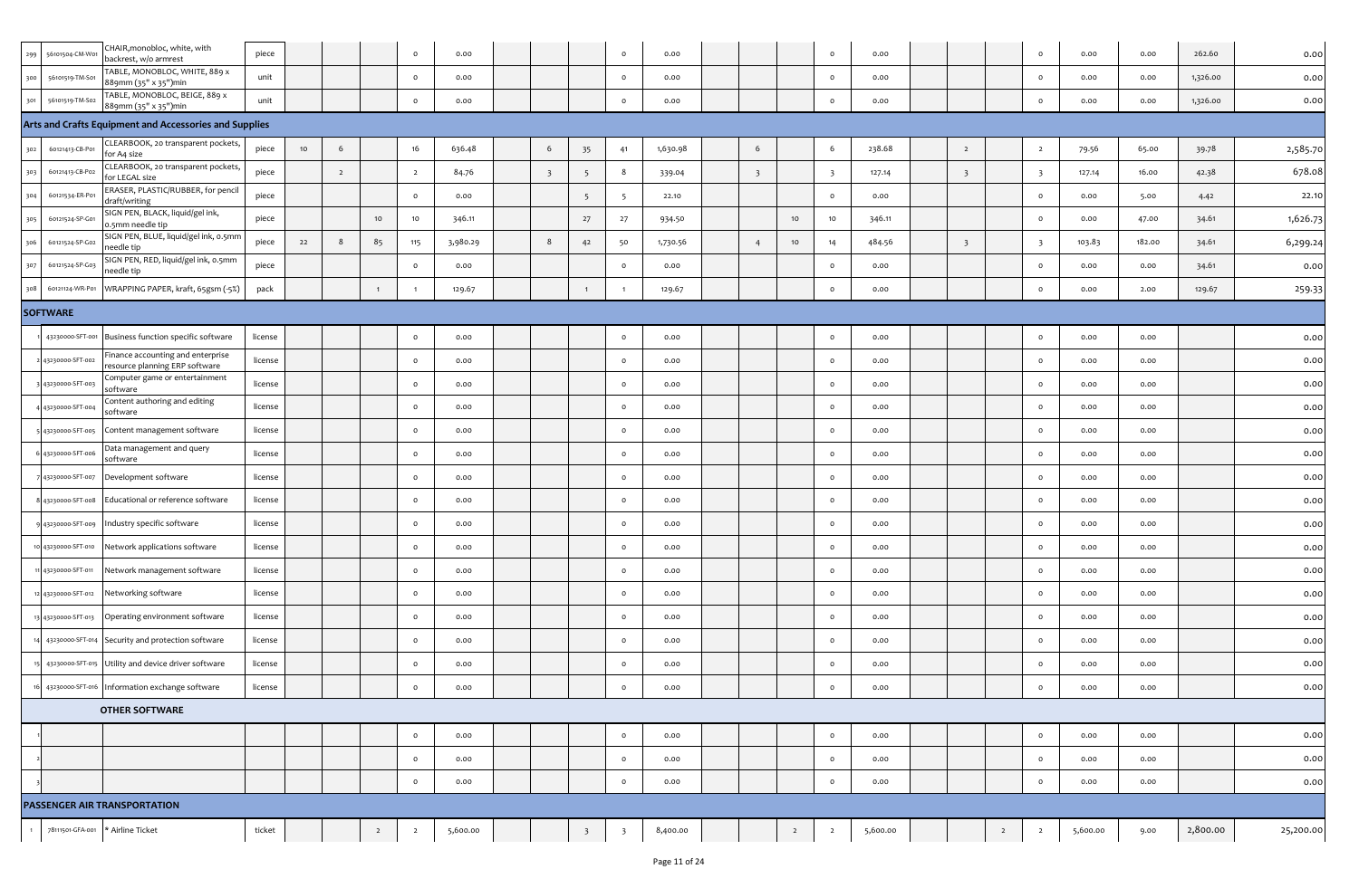| | | | | | | | | | | | | | | | | | | | | | | | | | | |
|---|---|---|---|---|---|---|---|---|---|---|---|---|---|---|---|---|---|---|---|---|---|---|---|---|---|---|
| 299 | 56101504-CM-W01 | CHAIR,monobloc, white, with backrest, w/o armrest | piece | | | | 0 | 0.00 | | | | 0 | 0.00 | | | | 0 | 0.00 | | | | 0 | 0.00 | 0.00 | 262.60 | 0.00 |
| 300 | 56101519-TM-S01 | TABLE, MONOBLOC, WHITE, 889 x 889mm (35" x 35")min | unit | | | | 0 | 0.00 | | | | 0 | 0.00 | | | | 0 | 0.00 | | | | 0 | 0.00 | 0.00 | 1,326.00 | 0.00 |
| 301 | 56101519-TM-S02 | TABLE, MONOBLOC, BEIGE, 889 x 889mm (35" x 35")min | unit | | | | 0 | 0.00 | | | | 0 | 0.00 | | | | 0 | 0.00 | | | | 0 | 0.00 | 0.00 | 1,326.00 | 0.00 |
| **Arts and Crafts Equipment and Accessories and Supplies** | | | | | | | | | | | | | | | | | | | | | | | | | | |
| 302 | 60121413-CB-P01 | CLEARBOOK, 20 transparent pockets, for A4 size | piece | 10 | 6 | | 16 | 636.48 | | 6 | 35 | 41 | 1,630.98 | 6 | | | 6 | 238.68 | | 2 | | 2 | 79.56 | 65.00 | 39.78 | 2,585.70 |
| 303 | 60121413-CB-P02 | CLEARBOOK, 20 transparent pockets, for LEGAL size | piece | | 2 | | 2 | 84.76 | 3 | 5 | | 8 | 339.04 | 3 | | | 3 | 127.14 | | 3 | | 3 | 127.14 | 16.00 | 42.38 | 678.08 |
| 304 | 60121534-ER-P01 | ERASER, PLASTIC/RUBBER, for pencil draft/writing | piece | | | | 0 | 0.00 | | 5 | | 5 | 22.10 | | | | 0 | 0.00 | | | | 0 | 0.00 | 5.00 | 4.42 | 22.10 |
| 305 | 60121524-SP-G01 | SIGN PEN, BLACK, liquid/gel ink, 0.5mm needle tip | piece | | | 10 | 10 | 346.11 | | | 27 | 27 | 934.50 | | | 10 | 10 | 346.11 | | | | 0 | 0.00 | 47.00 | 34.61 | 1,626.73 |
| 306 | 60121524-SP-G02 | SIGN PEN, BLUE, liquid/gel ink, 0.5mm needle tip | piece | 22 | 8 | 85 | 115 | 3,980.29 | | 8 | 42 | 50 | 1,730.56 | | 4 | 10 | 14 | 484.56 | | 3 | | 3 | 103.83 | 182.00 | 34.61 | 6,299.24 |
| 307 | 60121524-SP-G03 | SIGN PEN, RED, liquid/gel ink, 0.5mm needle tip | piece | | | | 0 | 0.00 | | | | 0 | 0.00 | | | | 0 | 0.00 | | | | 0 | 0.00 | 0.00 | 34.61 | 0.00 |
| 308 | 60121124-WR-P01 | WRAPPING PAPER, kraft, 65gsm (-5%) | pack | | | 1 | 1 | 129.67 | | | 1 | 1 | 129.67 | | | | 0 | 0.00 | | | | 0 | 0.00 | 2.00 | 129.67 | 259.33 |
| **SOFTWARE** | | | | | | | | | | | | | | | | | | | | | | | | | | |
| 1 | 43230000-SFT-001 | Business function specific software | license | | | | 0 | 0.00 | | | | 0 | 0.00 | | | | 0 | 0.00 | | | | 0 | 0.00 | 0.00 | | 0.00 |
| 2 | 43230000-SFT-002 | Finance accounting and enterprise resource planning ERP software | license | | | | 0 | 0.00 | | | | 0 | 0.00 | | | | 0 | 0.00 | | | | 0 | 0.00 | 0.00 | | 0.00 |
| 3 | 43230000-SFT-003 | Computer game or entertainment software | license | | | | 0 | 0.00 | | | | 0 | 0.00 | | | | 0 | 0.00 | | | | 0 | 0.00 | 0.00 | | 0.00 |
| 4 | 43230000-SFT-004 | Content authoring and editing software | license | | | | 0 | 0.00 | | | | 0 | 0.00 | | | | 0 | 0.00 | | | | 0 | 0.00 | 0.00 | | 0.00 |
| 5 | 43230000-SFT-005 | Content management software | license | | | | 0 | 0.00 | | | | 0 | 0.00 | | | | 0 | 0.00 | | | | 0 | 0.00 | 0.00 | | 0.00 |
| 6 | 43230000-SFT-006 | Data management and query software | license | | | | 0 | 0.00 | | | | 0 | 0.00 | | | | 0 | 0.00 | | | | 0 | 0.00 | 0.00 | | 0.00 |
| 7 | 43230000-SFT-007 | Development software | license | | | | 0 | 0.00 | | | | 0 | 0.00 | | | | 0 | 0.00 | | | | 0 | 0.00 | 0.00 | | 0.00 |
| 8 | 43230000-SFT-008 | Educational or reference software | license | | | | 0 | 0.00 | | | | 0 | 0.00 | | | | 0 | 0.00 | | | | 0 | 0.00 | 0.00 | | 0.00 |
| 9 | 43230000-SFT-009 | Industry specific software | license | | | | 0 | 0.00 | | | | 0 | 0.00 | | | | 0 | 0.00 | | | | 0 | 0.00 | 0.00 | | 0.00 |
| 10 | 43230000-SFT-010 | Network applications software | license | | | | 0 | 0.00 | | | | 0 | 0.00 | | | | 0 | 0.00 | | | | 0 | 0.00 | 0.00 | | 0.00 |
| 11 | 43230000-SFT-011 | Network management software | license | | | | 0 | 0.00 | | | | 0 | 0.00 | | | | 0 | 0.00 | | | | 0 | 0.00 | 0.00 | | 0.00 |
| 12 | 43230000-SFT-012 | Networking software | license | | | | 0 | 0.00 | | | | 0 | 0.00 | | | | 0 | 0.00 | | | | 0 | 0.00 | 0.00 | | 0.00 |
| 13 | 43230000-SFT-013 | Operating environment software | license | | | | 0 | 0.00 | | | | 0 | 0.00 | | | | 0 | 0.00 | | | | 0 | 0.00 | 0.00 | | 0.00 |
| 14 | 43230000-SFT-014 | Security and protection software | license | | | | 0 | 0.00 | | | | 0 | 0.00 | | | | 0 | 0.00 | | | | 0 | 0.00 | 0.00 | | 0.00 |
| 15 | 43230000-SFT-015 | Utility and device driver software | license | | | | 0 | 0.00 | | | | 0 | 0.00 | | | | 0 | 0.00 | | | | 0 | 0.00 | 0.00 | | 0.00 |
| 16 | 43230000-SFT-016 | Information exchange software | license | | | | 0 | 0.00 | | | | 0 | 0.00 | | | | 0 | 0.00 | | | | 0 | 0.00 | 0.00 | | 0.00 |
| | | **OTHER SOFTWARE** | | | | | | | | | | | | | | | | | | | | | | | | |
| 1 | | | | | | | 0 | 0.00 | | | | 0 | 0.00 | | | | 0 | 0.00 | | | | 0 | 0.00 | 0.00 | | 0.00 |
| 2 | | | | | | | 0 | 0.00 | | | | 0 | 0.00 | | | | 0 | 0.00 | | | | 0 | 0.00 | 0.00 | | 0.00 |
| 3 | | | | | | | 0 | 0.00 | | | | 0 | 0.00 | | | | 0 | 0.00 | | | | 0 | 0.00 | 0.00 | | 0.00 |
| **PASSENGER AIR TRANSPORTATION** | | | | | | | | | | | | | | | | | | | | | | | | | | |
| 1 | 78111501-GFA-001 | * Airline Ticket | ticket | | | 2 | 2 | 5,600.00 | | | 3 | 3 | 8,400.00 | | | 2 | 2 | 5,600.00 | | | 2 | 2 | 5,600.00 | 9.00 | 2,800.00 | 25,200.00 |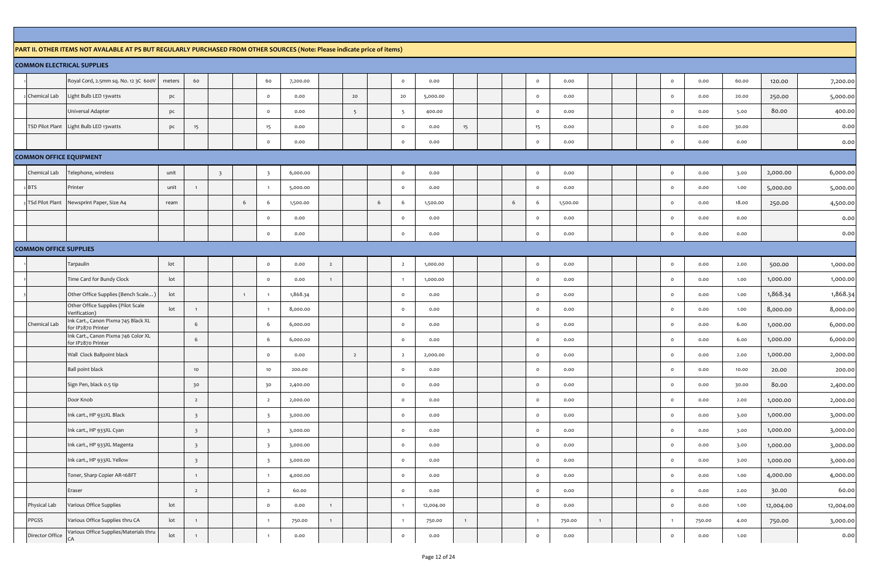## PART II. OTHER ITEMS NOT AVALABLE AT PS BUT REGULARLY PURCHASED FROM OTHER SOURCES (Note: Please indicate price of items)

| | | | | | | | | | | | | | | | | | | | | | | | | | | |
|---|---|---|---|---|---|---|---|---|---|---|---|---|---|---|---|---|---|---|---|---|---|---|---|---|---|---|
| **COMMON ELECTRICAL SUPPLIES** | | | | | | | | | | | | | | | | | | | | | | | | | | |
| 1 | | Royal Cord, 2.5mm sq. No. 12 3C 600V | meters | 60 | | | 60 | 7,200.00 | | | | 0 | 0.00 | | | | 0 | 0.00 | | | | 0 | 0.00 | 60.00 | 120.00 | 7,200.00 |
| 2 | Chemical Lab | Light Bulb LED 13watts | pc | | | | 0 | 0.00 | | 20 | | 20 | 5,000.00 | | | | 0 | 0.00 | | | | 0 | 0.00 | 20.00 | 250.00 | 5,000.00 |
| | | Universal Adapter | pc | | | | 0 | 0.00 | | 5 | | 5 | 400.00 | | | | 0 | 0.00 | | | | 0 | 0.00 | 5.00 | 80.00 | 400.00 |
| | TSD Pilot Plant | Light Bulb LED 13watts | pc | 15 | | | 15 | 0.00 | | | | 0 | 0.00 | 15 | | | 15 | 0.00 | | | | 0 | 0.00 | 30.00 | | 0.00 |
| | | | | | | | 0 | 0.00 | | | | 0 | 0.00 | | | | 0 | 0.00 | | | | 0 | 0.00 | 0.00 | | 0.00 |
| **COMMON OFFICE EQUIPMENT** | | | | | | | | | | | | | | | | | | | | | | | | | | |
| | Chemical Lab | Telephone, wireless | unit | | 3 | | 3 | 6,000.00 | | | | 0 | 0.00 | | | | 0 | 0.00 | | | | 0 | 0.00 | 3.00 | 2,000.00 | 6,000.00 |
| 2 | BTS | Printer | unit | 1 | | | 1 | 5,000.00 | | | | 0 | 0.00 | | | | 0 | 0.00 | | | | 0 | 0.00 | 1.00 | 5,000.00 | 5,000.00 |
| 3 | TSd Pilot Plant | Newsprint Paper, Size A4 | ream | | | 6 | 6 | 1,500.00 | | | 6 | 6 | 1,500.00 | | | 6 | 6 | 1,500.00 | | | | 0 | 0.00 | 18.00 | 250.00 | 4,500.00 |
| | | | | | | | 0 | 0.00 | | | | 0 | 0.00 | | | | 0 | 0.00 | | | | 0 | 0.00 | 0.00 | | 0.00 |
| | | | | | | | 0 | 0.00 | | | | 0 | 0.00 | | | | 0 | 0.00 | | | | 0 | 0.00 | 0.00 | | 0.00 |
| **COMMON OFFICE SUPPLIES** | | | | | | | | | | | | | | | | | | | | | | | | | | |
| 1 | | Tarpaulin | lot | | | | 0 | 0.00 | 2 | | | 2 | 1,000.00 | | | | 0 | 0.00 | | | | 0 | 0.00 | 2.00 | 500.00 | 1,000.00 |
| 2 | | Time Card for Bundy Clock | lot | | | | 0 | 0.00 | 1 | | | 1 | 1,000.00 | | | | 0 | 0.00 | | | | 0 | 0.00 | 1.00 | 1,000.00 | 1,000.00 |
| 3 | | Other Office Supplies (Bench Scale…) | lot | | | 1 | 1 | 1,868.34 | | | | 0 | 0.00 | | | | 0 | 0.00 | | | | 0 | 0.00 | 1.00 | 1,868.34 | 1,868.34 |
| | | Other Office Supplies (Pilot Scale Verification) | lot | 1 | | | 1 | 8,000.00 | | | | 0 | 0.00 | | | | 0 | 0.00 | | | | 0 | 0.00 | 1.00 | 8,000.00 | 8,000.00 |
| | Chemical Lab | Ink Cart., Canon Pixma 745 Black XL for IP2870 Printer | | 6 | | | 6 | 6,000.00 | | | | 0 | 0.00 | | | | 0 | 0.00 | | | | 0 | 0.00 | 6.00 | 1,000.00 | 6,000.00 |
| | | Ink Cart., Canon Pixma 746 Color XL for IP2870 Printer | | 6 | | | 6 | 6,000.00 | | | | 0 | 0.00 | | | | 0 | 0.00 | | | | 0 | 0.00 | 6.00 | 1,000.00 | 6,000.00 |
| | | Wall Clock Ballpoint black | | | | | 0 | 0.00 | | 2 | | 2 | 2,000.00 | | | | 0 | 0.00 | | | | 0 | 0.00 | 2.00 | 1,000.00 | 2,000.00 |
| | | Ball point black | | 10 | | | 10 | 200.00 | | | | 0 | 0.00 | | | | 0 | 0.00 | | | | 0 | 0.00 | 10.00 | 20.00 | 200.00 |
| | | Sign Pen, black 0.5 tip | | 30 | | | 30 | 2,400.00 | | | | 0 | 0.00 | | | | 0 | 0.00 | | | | 0 | 0.00 | 30.00 | 80.00 | 2,400.00 |
| | | Door Knob | | 2 | | | 2 | 2,000.00 | | | | 0 | 0.00 | | | | 0 | 0.00 | | | | 0 | 0.00 | 2.00 | 1,000.00 | 2,000.00 |
| | | Ink cart., HP 932XL Black | | 3 | | | 3 | 3,000.00 | | | | 0 | 0.00 | | | | 0 | 0.00 | | | | 0 | 0.00 | 3.00 | 1,000.00 | 3,000.00 |
| | | Ink cart., HP 933XL Cyan | | 3 | | | 3 | 3,000.00 | | | | 0 | 0.00 | | | | 0 | 0.00 | | | | 0 | 0.00 | 3.00 | 1,000.00 | 3,000.00 |
| | | Ink cart., HP 933XL Magenta | | 3 | | | 3 | 3,000.00 | | | | 0 | 0.00 | | | | 0 | 0.00 | | | | 0 | 0.00 | 3.00 | 1,000.00 | 3,000.00 |
| | | Ink cart., HP 933XL Yellow | | 3 | | | 3 | 3,000.00 | | | | 0 | 0.00 | | | | 0 | 0.00 | | | | 0 | 0.00 | 3.00 | 1,000.00 | 3,000.00 |
| | | Toner, Sharp Copier AR-168FT | | 1 | | | 1 | 4,000.00 | | | | 0 | 0.00 | | | | 0 | 0.00 | | | | 0 | 0.00 | 1.00 | 4,000.00 | 4,000.00 |
| | | Eraser | | 2 | | | 2 | 60.00 | | | | 0 | 0.00 | | | | 0 | 0.00 | | | | 0 | 0.00 | 2.00 | 30.00 | 60.00 |
| | Physical Lab | Various Office Supplies | lot | | | | 0 | 0.00 | 1 | | | 1 | 12,004.00 | | | | 0 | 0.00 | | | | 0 | 0.00 | 1.00 | 12,004.00 | 12,004.00 |
| | PPGSS | Various Office Supplies thru CA | lot | 1 | | | 1 | 750.00 | 1 | | | 1 | 750.00 | 1 | | | 1 | 750.00 | 1 | | | 1 | 750.00 | 4.00 | 750.00 | 3,000.00 |
| | Director Office | Various Office Supplies/Materials thru CA | lot | 1 | | | 1 | 0.00 | | | | 0 | 0.00 | | | | 0 | 0.00 | | | | 0 | 0.00 | 1.00 | | 0.00 |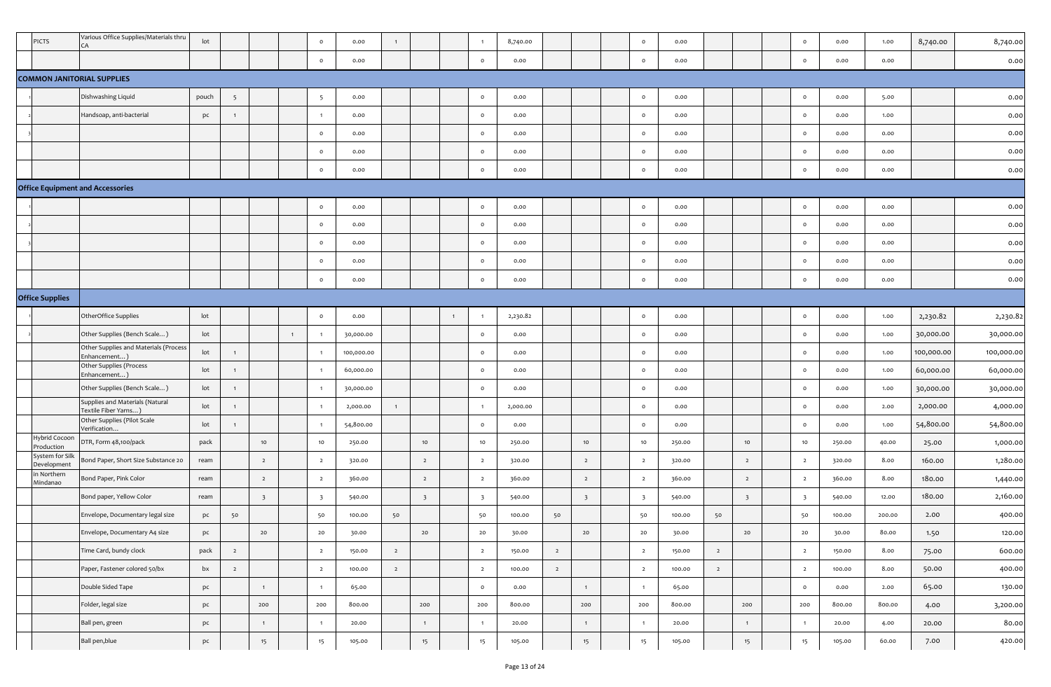| | | | | | | | | | | | | | | | | | | | | | | | | | | |
|---|---|---|---|---|---|---|---|---|---|---|---|---|---|---|---|---|---|---|---|---|---|---|---|---|---|---|
| | PICTS | Various Office Supplies/Materials thru CA | lot | | | | 0 | 0.00 | 1 | | | 1 | 8,740.00 | | | | 0 | 0.00 | | | | 0 | 0.00 | 1.00 | 8,740.00 | 8,740.00 |
| | | | | | | | 0 | 0.00 | | | | 0 | 0.00 | | | | 0 | 0.00 | | | | 0 | 0.00 | 0.00 | | 0.00 |
| **COMMON JANITORIAL SUPPLIES** | | | | | | | | | | | | | | | | | | | | | | | | | | |
| 1 | | Dishwashing Liquid | pouch | 5 | | | 5 | 0.00 | | | | 0 | 0.00 | | | | 0 | 0.00 | | | | 0 | 0.00 | 5.00 | | 0.00 |
| 2 | | Handsoap, anti-bacterial | pc | 1 | | | 1 | 0.00 | | | | 0 | 0.00 | | | | 0 | 0.00 | | | | 0 | 0.00 | 1.00 | | 0.00 |
| 3 | | | | | | | 0 | 0.00 | | | | 0 | 0.00 | | | | 0 | 0.00 | | | | 0 | 0.00 | 0.00 | | 0.00 |
| | | | | | | | 0 | 0.00 | | | | 0 | 0.00 | | | | 0 | 0.00 | | | | 0 | 0.00 | 0.00 | | 0.00 |
| | | | | | | | 0 | 0.00 | | | | 0 | 0.00 | | | | 0 | 0.00 | | | | 0 | 0.00 | 0.00 | | 0.00 |
| **Office Equipment and Accessories** | | | | | | | | | | | | | | | | | | | | | | | | | | |
| 1 | | | | | | | 0 | 0.00 | | | | 0 | 0.00 | | | | 0 | 0.00 | | | | 0 | 0.00 | 0.00 | | 0.00 |
| 2 | | | | | | | 0 | 0.00 | | | | 0 | 0.00 | | | | 0 | 0.00 | | | | 0 | 0.00 | 0.00 | | 0.00 |
| 3 | | | | | | | 0 | 0.00 | | | | 0 | 0.00 | | | | 0 | 0.00 | | | | 0 | 0.00 | 0.00 | | 0.00 |
| | | | | | | | 0 | 0.00 | | | | 0 | 0.00 | | | | 0 | 0.00 | | | | 0 | 0.00 | 0.00 | | 0.00 |
| | | | | | | | 0 | 0.00 | | | | 0 | 0.00 | | | | 0 | 0.00 | | | | 0 | 0.00 | 0.00 | | 0.00 |
| **Office Supplies** | | | | | | | | | | | | | | | | | | | | | | | | | | |
| 1 | | OtherOffice Supplies | lot | | | | 0 | 0.00 | | | 1 | 1 | 2,230.82 | | | | 0 | 0.00 | | | | 0 | 0.00 | 1.00 | 2,230.82 | 2,230.82 |
| 2 | | Other Supplies (Bench Scale…) | lot | | | 1 | 1 | 30,000.00 | | | | 0 | 0.00 | | | | 0 | 0.00 | | | | 0 | 0.00 | 1.00 | 30,000.00 | 30,000.00 |
| | | Other Supplies and Materials (Process Enhancement…) | lot | 1 | | | 1 | 100,000.00 | | | | 0 | 0.00 | | | | 0 | 0.00 | | | | 0 | 0.00 | 1.00 | 100,000.00 | 100,000.00 |
| | | Other Supplies (Process Enhancement…) | lot | 1 | | | 1 | 60,000.00 | | | | 0 | 0.00 | | | | 0 | 0.00 | | | | 0 | 0.00 | 1.00 | 60,000.00 | 60,000.00 |
| | | Other Supplies (Bench Scale…) | lot | 1 | | | 1 | 30,000.00 | | | | 0 | 0.00 | | | | 0 | 0.00 | | | | 0 | 0.00 | 1.00 | 30,000.00 | 30,000.00 |
| | | Supplies and Materials (Natural Textile Fiber Yarns…) | lot | 1 | | | 1 | 2,000.00 | 1 | | | 1 | 2,000.00 | | | | 0 | 0.00 | | | | 0 | 0.00 | 2.00 | 2,000.00 | 4,000.00 |
| | | Other Supplies (Pilot Scale Verification… | lot | 1 | | | 1 | 54,800.00 | | | | 0 | 0.00 | | | | 0 | 0.00 | | | | 0 | 0.00 | 1.00 | 54,800.00 | 54,800.00 |
| | Hybrid Cocoon Production | DTR, Form 48,100/pack | pack | | 10 | | 10 | 250.00 | | 10 | | 10 | 250.00 | | 10 | | 10 | 250.00 | | 10 | | 10 | 250.00 | 40.00 | 25.00 | 1,000.00 |
| | System for Silk Development | Bond Paper, Short Size Substance 20 | ream | | 2 | | 2 | 320.00 | | 2 | | 2 | 320.00 | | 2 | | 2 | 320.00 | | 2 | | 2 | 320.00 | 8.00 | 160.00 | 1,280.00 |
| | in Northern Mindanao | Bond Paper, Pink Color | ream | | 2 | | 2 | 360.00 | | 2 | | 2 | 360.00 | | 2 | | 2 | 360.00 | | 2 | | 2 | 360.00 | 8.00 | 180.00 | 1,440.00 |
| | | Bond paper, Yellow Color | ream | | 3 | | 3 | 540.00 | | 3 | | 3 | 540.00 | | 3 | | 3 | 540.00 | | 3 | | 3 | 540.00 | 12.00 | 180.00 | 2,160.00 |
| | | Envelope, Documentary legal size | pc | 50 | | | 50 | 100.00 | 50 | | | 50 | 100.00 | 50 | | | 50 | 100.00 | 50 | | | 50 | 100.00 | 200.00 | 2.00 | 400.00 |
| | | Envelope, Documentary A4 size | pc | | 20 | | 20 | 30.00 | | 20 | | 20 | 30.00 | | 20 | | 20 | 30.00 | | 20 | | 20 | 30.00 | 80.00 | 1.50 | 120.00 |
| | | Time Card, bundy clock | pack | 2 | | | 2 | 150.00 | 2 | | | 2 | 150.00 | 2 | | | 2 | 150.00 | 2 | | | 2 | 150.00 | 8.00 | 75.00 | 600.00 |
| | | Paper, Fastener colored 50/bx | bx | 2 | | | 2 | 100.00 | 2 | | | 2 | 100.00 | 2 | | | 2 | 100.00 | 2 | | | 2 | 100.00 | 8.00 | 50.00 | 400.00 |
| | | Double Sided Tape | pc | | 1 | | 1 | 65.00 | | | | 0 | 0.00 | | 1 | | 1 | 65.00 | | | | 0 | 0.00 | 2.00 | 65.00 | 130.00 |
| | | Folder, legal size | pc | | 200 | | 200 | 800.00 | | 200 | | 200 | 800.00 | | 200 | | 200 | 800.00 | | 200 | | 200 | 800.00 | 800.00 | 4.00 | 3,200.00 |
| | | Ball pen, green | pc | | 1 | | 1 | 20.00 | | 1 | | 1 | 20.00 | | 1 | | 1 | 20.00 | | 1 | | 1 | 20.00 | 4.00 | 20.00 | 80.00 |
| | | Ball pen,blue | pc | | 15 | | 15 | 105.00 | | 15 | | 15 | 105.00 | | 15 | | 15 | 105.00 | | 15 | | 15 | 105.00 | 60.00 | 7.00 | 420.00 |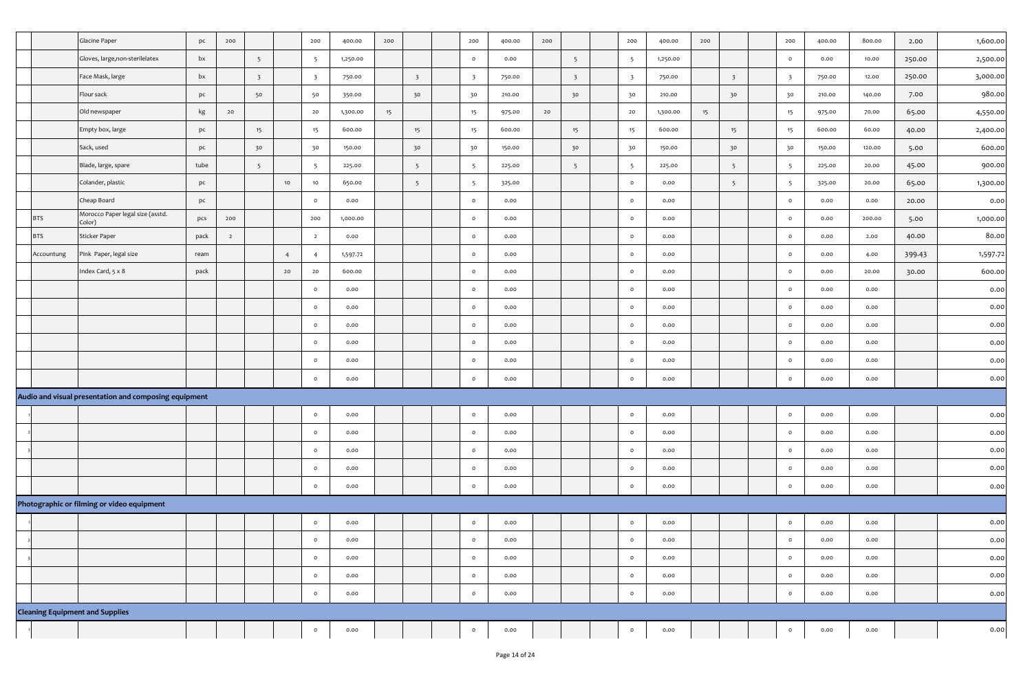| | | | | | | | | | | | | | | | | | | | | | | | | | | |
|---|---|---|---|---|---|---|---|---|---|---|---|---|---|---|---|---|---|---|---|---|---|---|---|---|---|---|
| | | Glacine Paper | pc | 200 | | | 200 | 400.00 | 200 | | | 200 | 400.00 | 200 | | | 200 | 400.00 | 200 | | | 200 | 400.00 | 800.00 | 2.00 | 1,600.00 |
| | | Gloves, large,non-sterilelatex | bx | | 5 | | 5 | 1,250.00 | | | | 0 | 0.00 | | 5 | | 5 | 1,250.00 | | | | 0 | 0.00 | 10.00 | 250.00 | 2,500.00 |
| | | Face Mask, large | bx | | 3 | | 3 | 750.00 | | 3 | | 3 | 750.00 | | 3 | | 3 | 750.00 | | 3 | | 3 | 750.00 | 12.00 | 250.00 | 3,000.00 |
| | | Flour sack | pc | | 50 | | 50 | 350.00 | | 30 | | 30 | 210.00 | | 30 | | 30 | 210.00 | | 30 | | 30 | 210.00 | 140.00 | 7.00 | 980.00 |
| | | Old newspaper | kg | 20 | | | 20 | 1,300.00 | 15 | | | 15 | 975.00 | 20 | | | 20 | 1,300.00 | 15 | | | 15 | 975.00 | 70.00 | 65.00 | 4,550.00 |
| | | Empty box, large | pc | | 15 | | 15 | 600.00 | | 15 | | 15 | 600.00 | | 15 | | 15 | 600.00 | | 15 | | 15 | 600.00 | 60.00 | 40.00 | 2,400.00 |
| | | Sack, used | pc | | 30 | | 30 | 150.00 | | 30 | | 30 | 150.00 | | 30 | | 30 | 150.00 | | 30 | | 30 | 150.00 | 120.00 | 5.00 | 600.00 |
| | | Blade, large, spare | tube | | 5 | | 5 | 225.00 | | 5 | | 5 | 225.00 | | 5 | | 5 | 225.00 | | 5 | | 5 | 225.00 | 20.00 | 45.00 | 900.00 |
| | | Colander, plastic | pc | | | 10 | 10 | 650.00 | | 5 | | 5 | 325.00 | | | | 0 | 0.00 | | 5 | | 5 | 325.00 | 20.00 | 65.00 | 1,300.00 |
| | | Cheap Board | pc | | | | 0 | 0.00 | | | | 0 | 0.00 | | | | 0 | 0.00 | | | | 0 | 0.00 | 0.00 | 20.00 | 0.00 |
| | BTS | Morocco Paper legal size (asstd. Color) | pcs | 200 | | | 200 | 1,000.00 | | | | 0 | 0.00 | | | | 0 | 0.00 | | | | 0 | 0.00 | 200.00 | 5.00 | 1,000.00 |
| | BTS | Sticker Paper | pack | 2 | | | 2 | 0.00 | | | | 0 | 0.00 | | | | 0 | 0.00 | | | | 0 | 0.00 | 2.00 | 40.00 | 80.00 |
| | Accountung | Pink Paper, legal size | ream | | | 4 | 4 | 1,597.72 | | | | 0 | 0.00 | | | | 0 | 0.00 | | | | 0 | 0.00 | 4.00 | 399.43 | 1,597.72 |
| | | Index Card, 5 x 8 | pack | | | 20 | 20 | 600.00 | | | | 0 | 0.00 | | | | 0 | 0.00 | | | | 0 | 0.00 | 20.00 | 30.00 | 600.00 |
| | | | | | | | 0 | 0.00 | | | | 0 | 0.00 | | | | 0 | 0.00 | | | | 0 | 0.00 | 0.00 | | 0.00 |
| | | | | | | | 0 | 0.00 | | | | 0 | 0.00 | | | | 0 | 0.00 | | | | 0 | 0.00 | 0.00 | | 0.00 |
| | | | | | | | 0 | 0.00 | | | | 0 | 0.00 | | | | 0 | 0.00 | | | | 0 | 0.00 | 0.00 | | 0.00 |
| | | | | | | | 0 | 0.00 | | | | 0 | 0.00 | | | | 0 | 0.00 | | | | 0 | 0.00 | 0.00 | | 0.00 |
| | | | | | | | 0 | 0.00 | | | | 0 | 0.00 | | | | 0 | 0.00 | | | | 0 | 0.00 | 0.00 | | 0.00 |
| | | | | | | | 0 | 0.00 | | | | 0 | 0.00 | | | | 0 | 0.00 | | | | 0 | 0.00 | 0.00 | | 0.00 |
| **Audio and visual presentation and composing equipment** | | | | | | | | | | | | | | | | | | | | | | | | | | |
| 1 | | | | | | | 0 | 0.00 | | | | 0 | 0.00 | | | | 0 | 0.00 | | | | 0 | 0.00 | 0.00 | | 0.00 |
| 2 | | | | | | | 0 | 0.00 | | | | 0 | 0.00 | | | | 0 | 0.00 | | | | 0 | 0.00 | 0.00 | | 0.00 |
| 3 | | | | | | | 0 | 0.00 | | | | 0 | 0.00 | | | | 0 | 0.00 | | | | 0 | 0.00 | 0.00 | | 0.00 |
| | | | | | | | 0 | 0.00 | | | | 0 | 0.00 | | | | 0 | 0.00 | | | | 0 | 0.00 | 0.00 | | 0.00 |
| | | | | | | | 0 | 0.00 | | | | 0 | 0.00 | | | | 0 | 0.00 | | | | 0 | 0.00 | 0.00 | | 0.00 |
| **Photographic or filming or video equipment** | | | | | | | | | | | | | | | | | | | | | | | | | | |
| 1 | | | | | | | 0 | 0.00 | | | | 0 | 0.00 | | | | 0 | 0.00 | | | | 0 | 0.00 | 0.00 | | 0.00 |
| 2 | | | | | | | 0 | 0.00 | | | | 0 | 0.00 | | | | 0 | 0.00 | | | | 0 | 0.00 | 0.00 | | 0.00 |
| 3 | | | | | | | 0 | 0.00 | | | | 0 | 0.00 | | | | 0 | 0.00 | | | | 0 | 0.00 | 0.00 | | 0.00 |
| | | | | | | | 0 | 0.00 | | | | 0 | 0.00 | | | | 0 | 0.00 | | | | 0 | 0.00 | 0.00 | | 0.00 |
| | | | | | | | 0 | 0.00 | | | | 0 | 0.00 | | | | 0 | 0.00 | | | | 0 | 0.00 | 0.00 | | 0.00 |
| **Cleaning Equipment and Supplies** | | | | | | | | | | | | | | | | | | | | | | | | | | |
| 1 | | | | | | | 0 | 0.00 | | | | 0 | 0.00 | | | | 0 | 0.00 | | | | 0 | 0.00 | 0.00 | | 0.00 |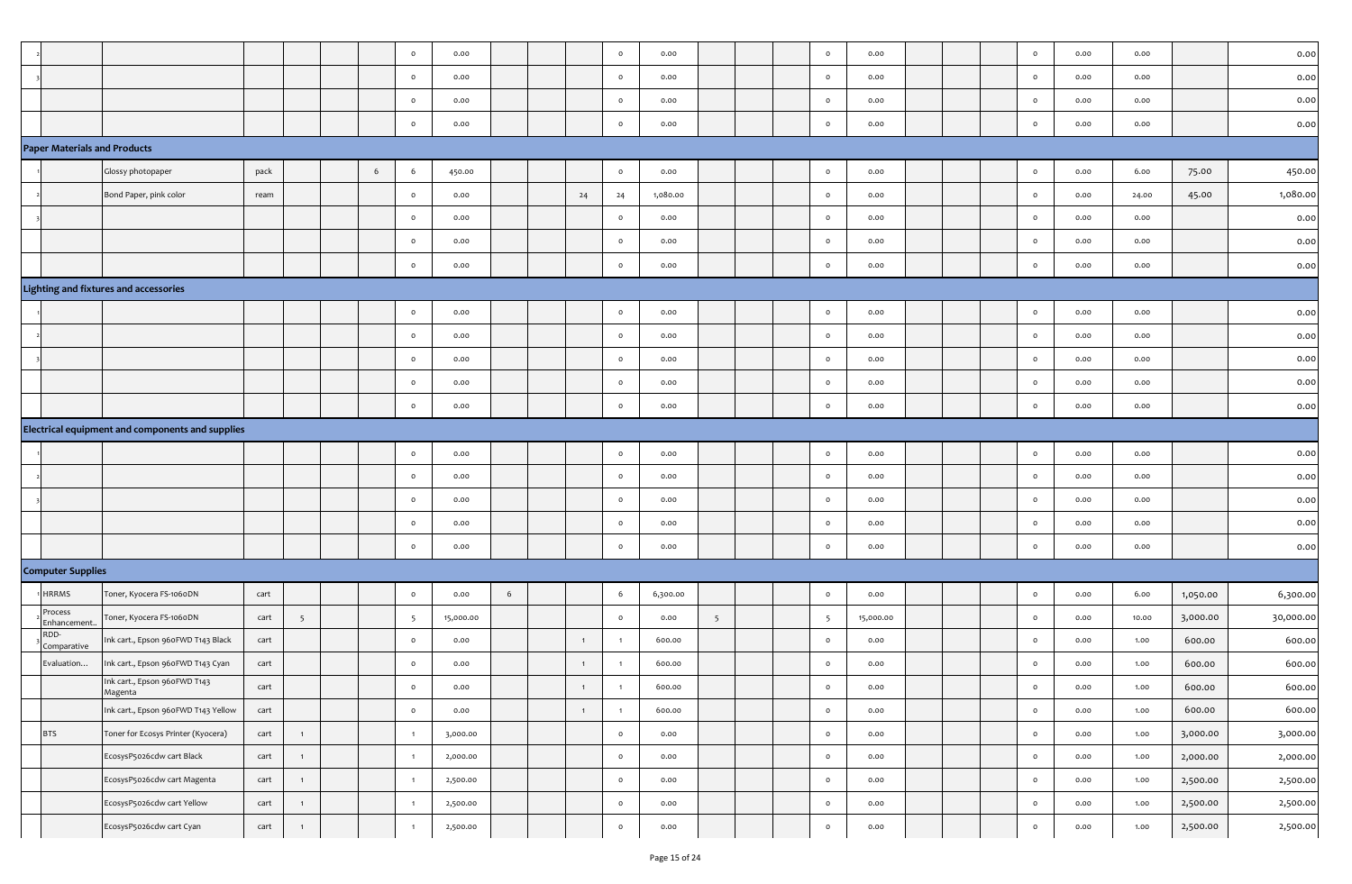| | | | | | | | | | | | | | | | | | | | | | | | | | | |
|---|---|---|---|---|---|---|---|---|---|---|---|---|---|---|---|---|---|---|---|---|---|---|---|---|---|---|
| 2 | | | | | | | 0 | 0.00 | | | | 0 | 0.00 | | | | 0 | 0.00 | | | | 0 | 0.00 | 0.00 | | 0.00 |
| 3 | | | | | | | 0 | 0.00 | | | | 0 | 0.00 | | | | 0 | 0.00 | | | | 0 | 0.00 | 0.00 | | 0.00 |
| | | | | | | | 0 | 0.00 | | | | 0 | 0.00 | | | | 0 | 0.00 | | | | 0 | 0.00 | 0.00 | | 0.00 |
| | | | | | | | 0 | 0.00 | | | | 0 | 0.00 | | | | 0 | 0.00 | | | | 0 | 0.00 | 0.00 | | 0.00 |
| **Paper Materials and Products** | | | | | | | | | | | | | | | | | | | | | | | | | | |
| 1 | | Glossy photopaper | pack | | | 6 | 6 | 450.00 | | | | 0 | 0.00 | | | | 0 | 0.00 | | | | 0 | 0.00 | 6.00 | 75.00 | 450.00 |
| 2 | | Bond Paper, pink color | ream | | | | 0 | 0.00 | | | 24 | 24 | 1,080.00 | | | | 0 | 0.00 | | | | 0 | 0.00 | 24.00 | 45.00 | 1,080.00 |
| 3 | | | | | | | 0 | 0.00 | | | | 0 | 0.00 | | | | 0 | 0.00 | | | | 0 | 0.00 | 0.00 | | 0.00 |
| | | | | | | | 0 | 0.00 | | | | 0 | 0.00 | | | | 0 | 0.00 | | | | 0 | 0.00 | 0.00 | | 0.00 |
| | | | | | | | 0 | 0.00 | | | | 0 | 0.00 | | | | 0 | 0.00 | | | | 0 | 0.00 | 0.00 | | 0.00 |
| **Lighting and fixtures and accessories** | | | | | | | | | | | | | | | | | | | | | | | | | | |
| 1 | | | | | | | 0 | 0.00 | | | | 0 | 0.00 | | | | 0 | 0.00 | | | | 0 | 0.00 | 0.00 | | 0.00 |
| 2 | | | | | | | 0 | 0.00 | | | | 0 | 0.00 | | | | 0 | 0.00 | | | | 0 | 0.00 | 0.00 | | 0.00 |
| 3 | | | | | | | 0 | 0.00 | | | | 0 | 0.00 | | | | 0 | 0.00 | | | | 0 | 0.00 | 0.00 | | 0.00 |
| | | | | | | | 0 | 0.00 | | | | 0 | 0.00 | | | | 0 | 0.00 | | | | 0 | 0.00 | 0.00 | | 0.00 |
| | | | | | | | 0 | 0.00 | | | | 0 | 0.00 | | | | 0 | 0.00 | | | | 0 | 0.00 | 0.00 | | 0.00 |
| **Electrical equipment and components and supplies** | | | | | | | | | | | | | | | | | | | | | | | | | | |
| 1 | | | | | | | 0 | 0.00 | | | | 0 | 0.00 | | | | 0 | 0.00 | | | | 0 | 0.00 | 0.00 | | 0.00 |
| 2 | | | | | | | 0 | 0.00 | | | | 0 | 0.00 | | | | 0 | 0.00 | | | | 0 | 0.00 | 0.00 | | 0.00 |
| 3 | | | | | | | 0 | 0.00 | | | | 0 | 0.00 | | | | 0 | 0.00 | | | | 0 | 0.00 | 0.00 | | 0.00 |
| | | | | | | | 0 | 0.00 | | | | 0 | 0.00 | | | | 0 | 0.00 | | | | 0 | 0.00 | 0.00 | | 0.00 |
| | | | | | | | 0 | 0.00 | | | | 0 | 0.00 | | | | 0 | 0.00 | | | | 0 | 0.00 | 0.00 | | 0.00 |
| **Computer Supplies** | | | | | | | | | | | | | | | | | | | | | | | | | | |
| 1 | HRRMS | Toner, Kyocera FS-1060DN | cart | | | | 0 | 0.00 | 6 | | | 6 | 6,300.00 | | | | 0 | 0.00 | | | | 0 | 0.00 | 6.00 | 1,050.00 | 6,300.00 |
| 2 | Process Enhancement.. | Toner, Kyocera FS-1060DN | cart | 5 | | | 5 | 15,000.00 | | | | 0 | 0.00 | 5 | | | 5 | 15,000.00 | | | | 0 | 0.00 | 10.00 | 3,000.00 | 30,000.00 |
| 3 | RDD-Comparative | Ink cart., Epson 960FWD T143 Black | cart | | | | 0 | 0.00 | | | 1 | 1 | 600.00 | | | | 0 | 0.00 | | | | 0 | 0.00 | 1.00 | 600.00 | 600.00 |
| | Evaluation... | Ink cart., Epson 960FWD T143 Cyan | cart | | | | 0 | 0.00 | | | 1 | 1 | 600.00 | | | | 0 | 0.00 | | | | 0 | 0.00 | 1.00 | 600.00 | 600.00 |
| | | Ink cart., Epson 960FWD T143 Magenta | cart | | | | 0 | 0.00 | | | 1 | 1 | 600.00 | | | | 0 | 0.00 | | | | 0 | 0.00 | 1.00 | 600.00 | 600.00 |
| | | Ink cart., Epson 960FWD T143 Yellow | cart | | | | 0 | 0.00 | | | 1 | 1 | 600.00 | | | | 0 | 0.00 | | | | 0 | 0.00 | 1.00 | 600.00 | 600.00 |
| | BTS | Toner for Ecosys Printer (Kyocera) | cart | 1 | | | 1 | 3,000.00 | | | | 0 | 0.00 | | | | 0 | 0.00 | | | | 0 | 0.00 | 1.00 | 3,000.00 | 3,000.00 |
| | | EcosysP5026cdw cart Black | cart | 1 | | | 1 | 2,000.00 | | | | 0 | 0.00 | | | | 0 | 0.00 | | | | 0 | 0.00 | 1.00 | 2,000.00 | 2,000.00 |
| | | EcosysP5026cdw cart Magenta | cart | 1 | | | 1 | 2,500.00 | | | | 0 | 0.00 | | | | 0 | 0.00 | | | | 0 | 0.00 | 1.00 | 2,500.00 | 2,500.00 |
| | | EcosysP5026cdw cart Yellow | cart | 1 | | | 1 | 2,500.00 | | | | 0 | 0.00 | | | | 0 | 0.00 | | | | 0 | 0.00 | 1.00 | 2,500.00 | 2,500.00 |
| | | EcosysP5026cdw cart Cyan | cart | 1 | | | 1 | 2,500.00 | | | | 0 | 0.00 | | | | 0 | 0.00 | | | | 0 | 0.00 | 1.00 | 2,500.00 | 2,500.00 |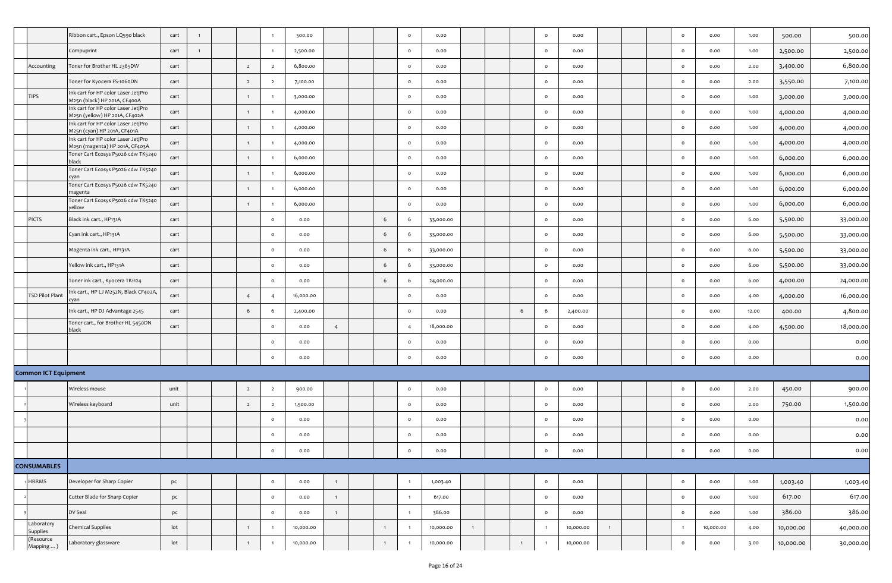| | | | | | | | | | | | | | | | | | | | | | | | | | | |
|---|---|---|---|---|---|---|---|---|---|---|---|---|---|---|---|---|---|---|---|---|---|---|---|---|---|---|
| | | Ribbon cart., Epson LQ590 black | cart | 1 | | | 1 | 500.00 | | | | 0 | 0.00 | | | | 0 | 0.00 | | | | 0 | 0.00 | 1.00 | 500.00 | 500.00 |
| | | Compuprint | cart | 1 | | | 1 | 2,500.00 | | | | 0 | 0.00 | | | | 0 | 0.00 | | | | 0 | 0.00 | 1.00 | 2,500.00 | 2,500.00 |
| | Accounting | Toner for Brother HL 2365DW | cart | | | 2 | 2 | 6,800.00 | | | | 0 | 0.00 | | | | 0 | 0.00 | | | | 0 | 0.00 | 2.00 | 3,400.00 | 6,800.00 |
| | | Toner for Kyocera FS-1060DN | cart | | | 2 | 2 | 7,100.00 | | | | 0 | 0.00 | | | | 0 | 0.00 | | | | 0 | 0.00 | 2.00 | 3,550.00 | 7,100.00 |
| | TIPS | Ink cart for HP color Laser JetPro M25n (black) HP 201A, CF400A | cart | | | 1 | 1 | 3,000.00 | | | | 0 | 0.00 | | | | 0 | 0.00 | | | | 0 | 0.00 | 1.00 | 3,000.00 | 3,000.00 |
| | | Ink cart for HP color Laser JetPro M25n (yellow) HP 201A, CF402A | cart | | | 1 | 1 | 4,000.00 | | | | 0 | 0.00 | | | | 0 | 0.00 | | | | 0 | 0.00 | 1.00 | 4,000.00 | 4,000.00 |
| | | Ink cart for HP color Laser JetPro M25n (cyan) HP 201A, CF401A | cart | | | 1 | 1 | 4,000.00 | | | | 0 | 0.00 | | | | 0 | 0.00 | | | | 0 | 0.00 | 1.00 | 4,000.00 | 4,000.00 |
| | | Ink cart for HP color Laser JetPro M25n (magenta) HP 201A, CF403A | cart | | | 1 | 1 | 4,000.00 | | | | 0 | 0.00 | | | | 0 | 0.00 | | | | 0 | 0.00 | 1.00 | 4,000.00 | 4,000.00 |
| | | Toner Cart Ecosys P5026 cdw TK5240 black | cart | | | 1 | 1 | 6,000.00 | | | | 0 | 0.00 | | | | 0 | 0.00 | | | | 0 | 0.00 | 1.00 | 6,000.00 | 6,000.00 |
| | | Toner Cart Ecosys P5026 cdw TK5240 cyan | cart | | | 1 | 1 | 6,000.00 | | | | 0 | 0.00 | | | | 0 | 0.00 | | | | 0 | 0.00 | 1.00 | 6,000.00 | 6,000.00 |
| | | Toner Cart Ecosys P5026 cdw TK5240 magenta | cart | | | 1 | 1 | 6,000.00 | | | | 0 | 0.00 | | | | 0 | 0.00 | | | | 0 | 0.00 | 1.00 | 6,000.00 | 6,000.00 |
| | | Toner Cart Ecosys P5026 cdw TK5240 yellow | cart | | | 1 | 1 | 6,000.00 | | | | 0 | 0.00 | | | | 0 | 0.00 | | | | 0 | 0.00 | 1.00 | 6,000.00 | 6,000.00 |
| | PICTS | Black ink cart., HP131A | cart | | | | 0 | 0.00 | | | 6 | 6 | 33,000.00 | | | | 0 | 0.00 | | | | 0 | 0.00 | 6.00 | 5,500.00 | 33,000.00 |
| | | Cyan ink cart., HP131A | cart | | | | 0 | 0.00 | | | 6 | 6 | 33,000.00 | | | | 0 | 0.00 | | | | 0 | 0.00 | 6.00 | 5,500.00 | 33,000.00 |
| | | Magenta ink cart., HP131A | cart | | | | 0 | 0.00 | | | 6 | 6 | 33,000.00 | | | | 0 | 0.00 | | | | 0 | 0.00 | 6.00 | 5,500.00 | 33,000.00 |
| | | Yellow ink cart., HP131A | cart | | | | 0 | 0.00 | | | 6 | 6 | 33,000.00 | | | | 0 | 0.00 | | | | 0 | 0.00 | 6.00 | 5,500.00 | 33,000.00 |
| | | Toner ink cart., Kyocera TK1124 | cart | | | | 0 | 0.00 | | | 6 | 6 | 24,000.00 | | | | 0 | 0.00 | | | | 0 | 0.00 | 6.00 | 4,000.00 | 24,000.00 |
| | TSD Pilot Plant | Ink cart., HP LJ M252N, Black CF402A, cyan | cart | | | 4 | 4 | 16,000.00 | | | | 0 | 0.00 | | | | 0 | 0.00 | | | | 0 | 0.00 | 4.00 | 4,000.00 | 16,000.00 |
| | | Ink cart., HP DJ Advantage 2545 | cart | | | 6 | 6 | 2,400.00 | | | | 0 | 0.00 | | | 6 | 6 | 2,400.00 | | | | 0 | 0.00 | 12.00 | 400.00 | 4,800.00 |
| | | Toner cart., for Brother HL 5450DN black | cart | | | | 0 | 0.00 | 4 | | | 4 | 18,000.00 | | | | 0 | 0.00 | | | | 0 | 0.00 | 4.00 | 4,500.00 | 18,000.00 |
| | | | | | | | 0 | 0.00 | | | | 0 | 0.00 | | | | 0 | 0.00 | | | | 0 | 0.00 | 0.00 | | 0.00 |
| | | | | | | | 0 | 0.00 | | | | 0 | 0.00 | | | | 0 | 0.00 | | | | 0 | 0.00 | 0.00 | | 0.00 |
| **Common ICT Equipment** | | | | | | | | | | | | | | | | | | | | | | | | | | |
| 1 | | Wireless mouse | unit | | | 2 | 2 | 900.00 | | | | 0 | 0.00 | | | | 0 | 0.00 | | | | 0 | 0.00 | 2.00 | 450.00 | 900.00 |
| 2 | | Wireless keyboard | unit | | | 2 | 2 | 1,500.00 | | | | 0 | 0.00 | | | | 0 | 0.00 | | | | 0 | 0.00 | 2.00 | 750.00 | 1,500.00 |
| 3 | | | | | | | 0 | 0.00 | | | | 0 | 0.00 | | | | 0 | 0.00 | | | | 0 | 0.00 | 0.00 | | 0.00 |
| | | | | | | | 0 | 0.00 | | | | 0 | 0.00 | | | | 0 | 0.00 | | | | 0 | 0.00 | 0.00 | | 0.00 |
| | | | | | | | 0 | 0.00 | | | | 0 | 0.00 | | | | 0 | 0.00 | | | | 0 | 0.00 | 0.00 | | 0.00 |
| **CONSUMABLES** | | | | | | | | | | | | | | | | | | | | | | | | | | |
| 1 | HRRMS | Developer for Sharp Copier | pc | | | | 0 | 0.00 | 1 | | | 1 | 1,003.40 | | | | 0 | 0.00 | | | | 0 | 0.00 | 1.00 | 1,003.40 | 1,003.40 |
| 2 | | Cutter Blade for Sharp Copier | pc | | | | 0 | 0.00 | 1 | | | 1 | 617.00 | | | | 0 | 0.00 | | | | 0 | 0.00 | 1.00 | 617.00 | 617.00 |
| 3 | | DV Seal | pc | | | | 0 | 0.00 | 1 | | | 1 | 386.00 | | | | 0 | 0.00 | | | | 0 | 0.00 | 1.00 | 386.00 | 386.00 |
| | Laboratory Supplies | Chemical Supplies | lot | | | 1 | 1 | 10,000.00 | | | 1 | 1 | 10,000.00 | 1 | | | 1 | 10,000.00 | 1 | | | 1 | 10,000.00 | 4.00 | 10,000.00 | 40,000.00 |
| | (Resource Mapping ... ) | Laboratory glassware | lot | | | 1 | 1 | 10,000.00 | | | 1 | 1 | 10,000.00 | | | 1 | 1 | 10,000.00 | | | | 0 | 0.00 | 3.00 | 10,000.00 | 30,000.00 |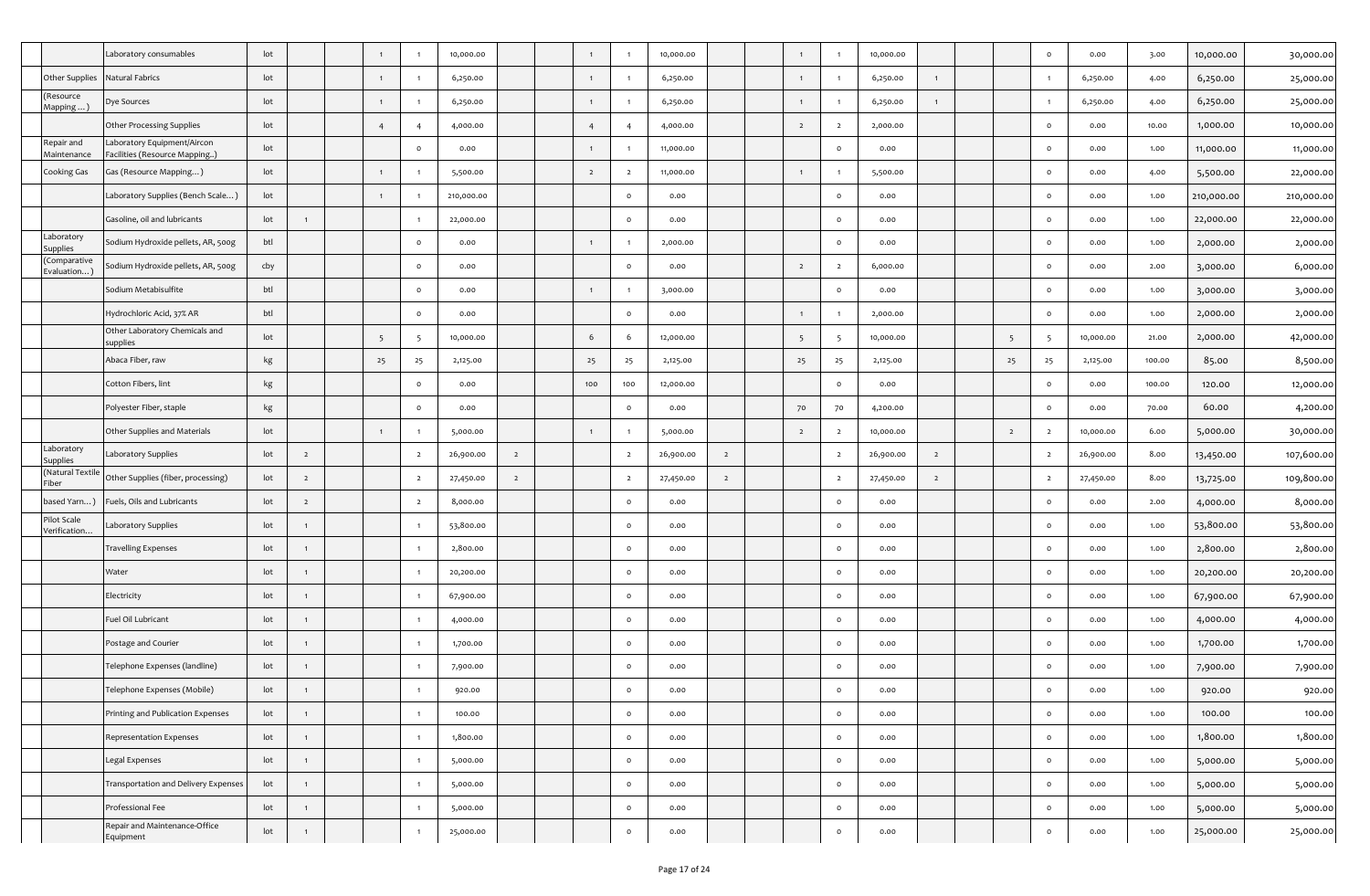| | | | | | | | | | | | | | | | | | | | | | | | | |
|---|---|---|---|---|---|---|---|---|---|---|---|---|---|---|---|---|---|---|---|---|---|---|---|---|
| | Laboratory consumables | lot | | | 1 | 1 | 10,000.00 | | | 1 | 1 | 10,000.00 | | | 1 | 1 | 10,000.00 | | | | 0 | 0.00 | 3.00 | 10,000.00 | 30,000.00 |
| Other Supplies | Natural Fabrics | lot | | | 1 | 1 | 6,250.00 | | | 1 | 1 | 6,250.00 | | | 1 | 1 | 6,250.00 | 1 | | | 1 | 6,250.00 | 4.00 | 6,250.00 | 25,000.00 |
| (Resource Mapping ... ) | Dye Sources | lot | | | 1 | 1 | 6,250.00 | | | 1 | 1 | 6,250.00 | | | 1 | 1 | 6,250.00 | 1 | | | 1 | 6,250.00 | 4.00 | 6,250.00 | 25,000.00 |
| | Other Processing Supplies | lot | | | 4 | 4 | 4,000.00 | | | 4 | 4 | 4,000.00 | | | 2 | 2 | 2,000.00 | | | | 0 | 0.00 | 10.00 | 1,000.00 | 10,000.00 |
| Repair and Maintenance | Laboratory Equipment/Aircon Facilities (Resource Mapping..) | lot | | | | 0 | 0.00 | | | 1 | 1 | 11,000.00 | | | | 0 | 0.00 | | | | 0 | 0.00 | 1.00 | 11,000.00 | 11,000.00 |
| Cooking Gas | Gas (Resource Mapping…) | lot | | | 1 | 1 | 5,500.00 | | | 2 | 2 | 11,000.00 | | | 1 | 1 | 5,500.00 | | | | 0 | 0.00 | 4.00 | 5,500.00 | 22,000.00 |
| | Laboratory Supplies (Bench Scale…) | lot | | | 1 | 1 | 210,000.00 | | | | 0 | 0.00 | | | | 0 | 0.00 | | | | 0 | 0.00 | 1.00 | 210,000.00 | 210,000.00 |
| | Gasoline, oil and lubricants | lot | 1 | | | 1 | 22,000.00 | | | | 0 | 0.00 | | | | 0 | 0.00 | | | | 0 | 0.00 | 1.00 | 22,000.00 | 22,000.00 |
| Laboratory Supplies | Sodium Hydroxide pellets, AR, 500g | btl | | | | 0 | 0.00 | | | 1 | 1 | 2,000.00 | | | | 0 | 0.00 | | | | 0 | 0.00 | 1.00 | 2,000.00 | 2,000.00 |
| (Comparative Evaluation…) | Sodium Hydroxide pellets, AR, 500g | cby | | | | 0 | 0.00 | | | | 0 | 0.00 | | | 2 | 2 | 6,000.00 | | | | 0 | 0.00 | 2.00 | 3,000.00 | 6,000.00 |
| | Sodium Metabisulfite | btl | | | | 0 | 0.00 | | | 1 | 1 | 3,000.00 | | | | 0 | 0.00 | | | | 0 | 0.00 | 1.00 | 3,000.00 | 3,000.00 |
| | Hydrochloric Acid, 37% AR | btl | | | | 0 | 0.00 | | | | 0 | 0.00 | | | 1 | 1 | 2,000.00 | | | | 0 | 0.00 | 1.00 | 2,000.00 | 2,000.00 |
| | Other Laboratory Chemicals and supplies | lot | | | 5 | 5 | 10,000.00 | | | 6 | 6 | 12,000.00 | | | 5 | 5 | 10,000.00 | | | 5 | 5 | 10,000.00 | 21.00 | 2,000.00 | 42,000.00 |
| | Abaca Fiber, raw | kg | | | 25 | 25 | 2,125.00 | | | 25 | 25 | 2,125.00 | | | 25 | 25 | 2,125.00 | | | 25 | 25 | 2,125.00 | 100.00 | 85.00 | 8,500.00 |
| | Cotton Fibers, lint | kg | | | | 0 | 0.00 | | | 100 | 100 | 12,000.00 | | | | 0 | 0.00 | | | | 0 | 0.00 | 100.00 | 120.00 | 12,000.00 |
| | Polyester Fiber, staple | kg | | | | 0 | 0.00 | | | | 0 | 0.00 | | | 70 | 70 | 4,200.00 | | | | 0 | 0.00 | 70.00 | 60.00 | 4,200.00 |
| | Other Supplies and Materials | lot | | | 1 | 1 | 5,000.00 | | | 1 | 1 | 5,000.00 | | | 2 | 2 | 10,000.00 | | | 2 | 2 | 10,000.00 | 6.00 | 5,000.00 | 30,000.00 |
| Laboratory Supplies | Laboratory Supplies | lot | 2 | | | 2 | 26,900.00 | 2 | | | 2 | 26,900.00 | 2 | | | 2 | 26,900.00 | 2 | | | 2 | 26,900.00 | 8.00 | 13,450.00 | 107,600.00 |
| (Natural Textile Fiber | Other Supplies (fiber, processing) | lot | 2 | | | 2 | 27,450.00 | 2 | | | 2 | 27,450.00 | 2 | | | 2 | 27,450.00 | 2 | | | 2 | 27,450.00 | 8.00 | 13,725.00 | 109,800.00 |
| based Yarn…) | Fuels, Oils and Lubricants | lot | 2 | | | 2 | 8,000.00 | | | | 0 | 0.00 | | | | 0 | 0.00 | | | | 0 | 0.00 | 2.00 | 4,000.00 | 8,000.00 |
| Pilot Scale Verification... | Laboratory Supplies | lot | 1 | | | 1 | 53,800.00 | | | | 0 | 0.00 | | | | 0 | 0.00 | | | | 0 | 0.00 | 1.00 | 53,800.00 | 53,800.00 |
| | Travelling Expenses | lot | 1 | | | 1 | 2,800.00 | | | | 0 | 0.00 | | | | 0 | 0.00 | | | | 0 | 0.00 | 1.00 | 2,800.00 | 2,800.00 |
| | Water | lot | 1 | | | 1 | 20,200.00 | | | | 0 | 0.00 | | | | 0 | 0.00 | | | | 0 | 0.00 | 1.00 | 20,200.00 | 20,200.00 |
| | Electricity | lot | 1 | | | 1 | 67,900.00 | | | | 0 | 0.00 | | | | 0 | 0.00 | | | | 0 | 0.00 | 1.00 | 67,900.00 | 67,900.00 |
| | Fuel Oil Lubricant | lot | 1 | | | 1 | 4,000.00 | | | | 0 | 0.00 | | | | 0 | 0.00 | | | | 0 | 0.00 | 1.00 | 4,000.00 | 4,000.00 |
| | Postage and Courier | lot | 1 | | | 1 | 1,700.00 | | | | 0 | 0.00 | | | | 0 | 0.00 | | | | 0 | 0.00 | 1.00 | 1,700.00 | 1,700.00 |
| | Telephone Expenses (landline) | lot | 1 | | | 1 | 7,900.00 | | | | 0 | 0.00 | | | | 0 | 0.00 | | | | 0 | 0.00 | 1.00 | 7,900.00 | 7,900.00 |
| | Telephone Expenses (Mobile) | lot | 1 | | | 1 | 920.00 | | | | 0 | 0.00 | | | | 0 | 0.00 | | | | 0 | 0.00 | 1.00 | 920.00 | 920.00 |
| | Printing and Publication Expenses | lot | 1 | | | 1 | 100.00 | | | | 0 | 0.00 | | | | 0 | 0.00 | | | | 0 | 0.00 | 1.00 | 100.00 | 100.00 |
| | Representation Expenses | lot | 1 | | | 1 | 1,800.00 | | | | 0 | 0.00 | | | | 0 | 0.00 | | | | 0 | 0.00 | 1.00 | 1,800.00 | 1,800.00 |
| | Legal Expenses | lot | 1 | | | 1 | 5,000.00 | | | | 0 | 0.00 | | | | 0 | 0.00 | | | | 0 | 0.00 | 1.00 | 5,000.00 | 5,000.00 |
| | Transportation and Delivery Expenses | lot | 1 | | | 1 | 5,000.00 | | | | 0 | 0.00 | | | | 0 | 0.00 | | | | 0 | 0.00 | 1.00 | 5,000.00 | 5,000.00 |
| | Professional Fee | lot | 1 | | | 1 | 5,000.00 | | | | 0 | 0.00 | | | | 0 | 0.00 | | | | 0 | 0.00 | 1.00 | 5,000.00 | 5,000.00 |
| | Repair and Maintenance-Office Equipment | lot | 1 | | | 1 | 25,000.00 | | | | 0 | 0.00 | | | | 0 | 0.00 | | | | 0 | 0.00 | 1.00 | 25,000.00 | 25,000.00 |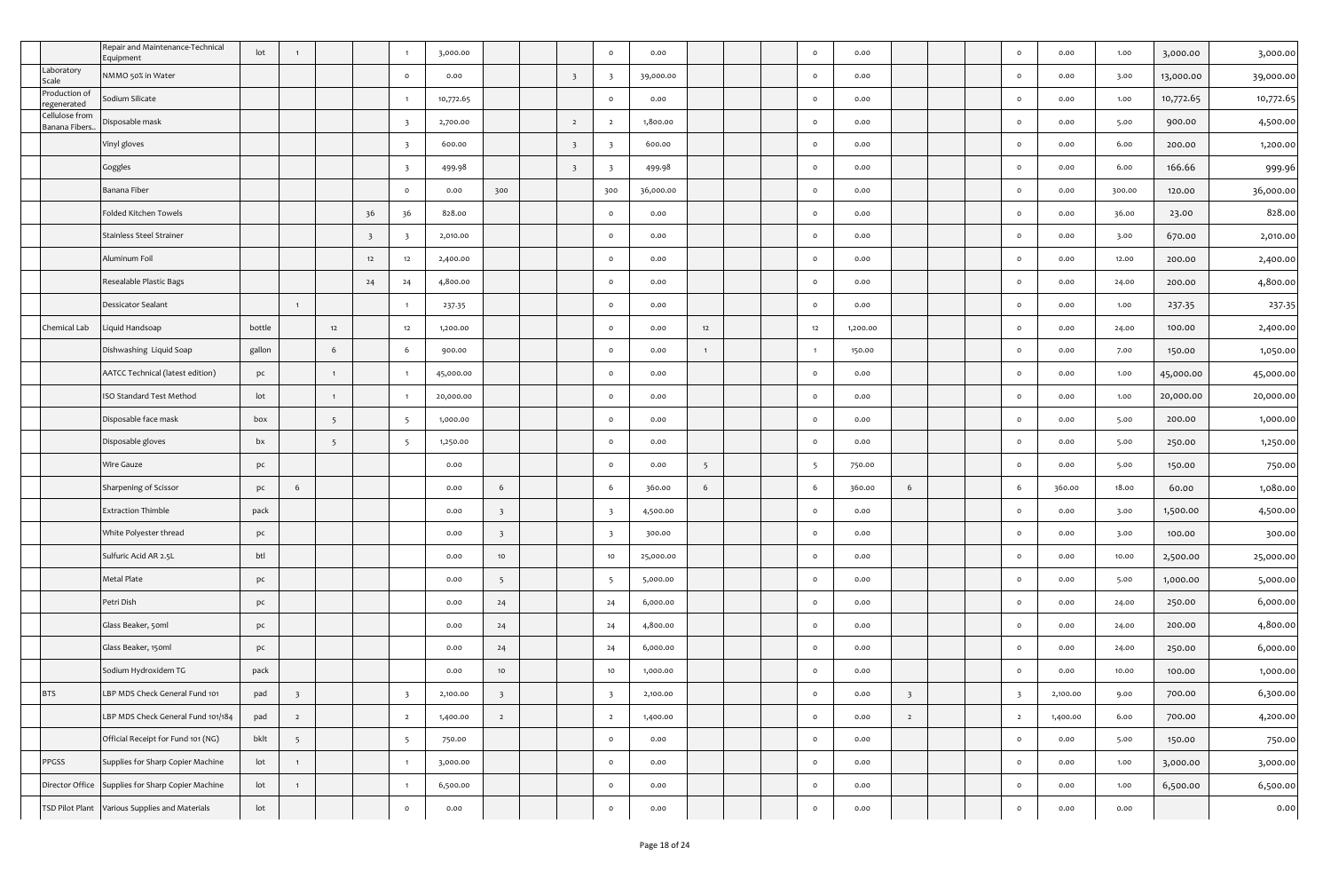| | | | | | | | | | | | | | | | | | | | | | | | | | |
|---|---|---|---|---|---|---|---|---|---|---|---|---|---|---|---|---|---|---|---|---|---|---|---|---|---|
| | Repair and Maintenance-Technical Equipment | lot | 1 | | | 1 | 3,000.00 | | | | 0 | 0.00 | | | | 0 | 0.00 | | | | 0 | 0.00 | 1.00 | 3,000.00 | 3,000.00 |
| Laboratory Scale | NMMO 50% in Water | | | | | 0 | 0.00 | | | 3 | 3 | 39,000.00 | | | | 0 | 0.00 | | | | 0 | 0.00 | 3.00 | 13,000.00 | 39,000.00 |
| Production of regenerated | Sodium Silicate | | | | | 1 | 10,772.65 | | | | 0 | 0.00 | | | | 0 | 0.00 | | | | 0 | 0.00 | 1.00 | 10,772.65 | 10,772.65 |
| Cellulose from Banana Fibers.. | Disposable mask | | | | | 3 | 2,700.00 | | | 2 | 2 | 1,800.00 | | | | 0 | 0.00 | | | | 0 | 0.00 | 5.00 | 900.00 | 4,500.00 |
| | Vinyl gloves | | | | | 3 | 600.00 | | | 3 | 3 | 600.00 | | | | 0 | 0.00 | | | | 0 | 0.00 | 6.00 | 200.00 | 1,200.00 |
| | Goggles | | | | | 3 | 499.98 | | | 3 | 3 | 499.98 | | | | 0 | 0.00 | | | | 0 | 0.00 | 6.00 | 166.66 | 999.96 |
| | Banana Fiber | | | | | 0 | 0.00 | 300 | | | 300 | 36,000.00 | | | | 0 | 0.00 | | | | 0 | 0.00 | 300.00 | 120.00 | 36,000.00 |
| | Folded Kitchen Towels | | | | 36 | 36 | 828.00 | | | | 0 | 0.00 | | | | 0 | 0.00 | | | | 0 | 0.00 | 36.00 | 23.00 | 828.00 |
| | Stainless Steel Strainer | | | | 3 | 3 | 2,010.00 | | | | 0 | 0.00 | | | | 0 | 0.00 | | | | 0 | 0.00 | 3.00 | 670.00 | 2,010.00 |
| | Aluminum Foil | | | | 12 | 12 | 2,400.00 | | | | 0 | 0.00 | | | | 0 | 0.00 | | | | 0 | 0.00 | 12.00 | 200.00 | 2,400.00 |
| | Resealable Plastic Bags | | | | 24 | 24 | 4,800.00 | | | | 0 | 0.00 | | | | 0 | 0.00 | | | | 0 | 0.00 | 24.00 | 200.00 | 4,800.00 |
| | Dessicator Sealant | | | 1 | | 1 | 237.35 | | | | 0 | 0.00 | | | | 0 | 0.00 | | | | 0 | 0.00 | 1.00 | 237.35 | 237.35 |
| Chemical Lab | Liquid Handsoap | bottle | | 12 | | 12 | 1,200.00 | | | | 0 | 0.00 | 12 | | | 12 | 1,200.00 | | | | 0 | 0.00 | 24.00 | 100.00 | 2,400.00 |
| | Dishwashing Liquid Soap | gallon | | 6 | | 6 | 900.00 | | | | 0 | 0.00 | 1 | | | 1 | 150.00 | | | | 0 | 0.00 | 7.00 | 150.00 | 1,050.00 |
| | AATCC Technical (latest edition) | pc | | 1 | | 1 | 45,000.00 | | | | 0 | 0.00 | | | | 0 | 0.00 | | | | 0 | 0.00 | 1.00 | 45,000.00 | 45,000.00 |
| | ISO Standard Test Method | lot | | 1 | | 1 | 20,000.00 | | | | 0 | 0.00 | | | | 0 | 0.00 | | | | 0 | 0.00 | 1.00 | 20,000.00 | 20,000.00 |
| | Disposable face mask | box | | 5 | | 5 | 1,000.00 | | | | 0 | 0.00 | | | | 0 | 0.00 | | | | 0 | 0.00 | 5.00 | 200.00 | 1,000.00 |
| | Disposable gloves | bx | | 5 | | 5 | 1,250.00 | | | | 0 | 0.00 | | | | 0 | 0.00 | | | | 0 | 0.00 | 5.00 | 250.00 | 1,250.00 |
| | Wire Gauze | pc | | | | | 0.00 | | | | 0 | 0.00 | 5 | | | 5 | 750.00 | | | | 0 | 0.00 | 5.00 | 150.00 | 750.00 |
| | Sharpening of Scissor | pc | 6 | | | | 0.00 | 6 | | | 6 | 360.00 | 6 | | | 6 | 360.00 | 6 | | | 6 | 360.00 | 18.00 | 60.00 | 1,080.00 |
| | Extraction Thimble | pack | | | | | 0.00 | 3 | | | 3 | 4,500.00 | | | | 0 | 0.00 | | | | 0 | 0.00 | 3.00 | 1,500.00 | 4,500.00 |
| | White Polyester thread | pc | | | | | 0.00 | 3 | | | 3 | 300.00 | | | | 0 | 0.00 | | | | 0 | 0.00 | 3.00 | 100.00 | 300.00 |
| | Sulfuric Acid AR 2.5L | btl | | | | | 0.00 | 10 | | | 10 | 25,000.00 | | | | 0 | 0.00 | | | | 0 | 0.00 | 10.00 | 2,500.00 | 25,000.00 |
| | Metal Plate | pc | | | | | 0.00 | 5 | | | 5 | 5,000.00 | | | | 0 | 0.00 | | | | 0 | 0.00 | 5.00 | 1,000.00 | 5,000.00 |
| | Petri Dish | pc | | | | | 0.00 | 24 | | | 24 | 6,000.00 | | | | 0 | 0.00 | | | | 0 | 0.00 | 24.00 | 250.00 | 6,000.00 |
| | Glass Beaker, 50ml | pc | | | | | 0.00 | 24 | | | 24 | 4,800.00 | | | | 0 | 0.00 | | | | 0 | 0.00 | 24.00 | 200.00 | 4,800.00 |
| | Glass Beaker, 150ml | pc | | | | | 0.00 | 24 | | | 24 | 6,000.00 | | | | 0 | 0.00 | | | | 0 | 0.00 | 24.00 | 250.00 | 6,000.00 |
| | Sodium Hydroxidem TG | pack | | | | | 0.00 | 10 | | | 10 | 1,000.00 | | | | 0 | 0.00 | | | | 0 | 0.00 | 10.00 | 100.00 | 1,000.00 |
| BTS | LBP MDS Check General Fund 101 | pad | 3 | | | 3 | 2,100.00 | 3 | | | 3 | 2,100.00 | | | | 0 | 0.00 | 3 | | | 3 | 2,100.00 | 9.00 | 700.00 | 6,300.00 |
| | LBP MDS Check General Fund 101/184 | pad | 2 | | | 2 | 1,400.00 | 2 | | | 2 | 1,400.00 | | | | 0 | 0.00 | 2 | | | 2 | 1,400.00 | 6.00 | 700.00 | 4,200.00 |
| | Official Receipt for Fund 101 (NG) | bklt | 5 | | | 5 | 750.00 | | | | 0 | 0.00 | | | | 0 | 0.00 | | | | 0 | 0.00 | 5.00 | 150.00 | 750.00 |
| PPGSS | Supplies for Sharp Copier Machine | lot | 1 | | | 1 | 3,000.00 | | | | 0 | 0.00 | | | | 0 | 0.00 | | | | 0 | 0.00 | 1.00 | 3,000.00 | 3,000.00 |
| Director Office | Supplies for Sharp Copier Machine | lot | 1 | | | 1 | 6,500.00 | | | | 0 | 0.00 | | | | 0 | 0.00 | | | | 0 | 0.00 | 1.00 | 6,500.00 | 6,500.00 |
| TSD Pilot Plant | Various Supplies and Materials | lot | | | | 0 | 0.00 | | | | 0 | 0.00 | | | | 0 | 0.00 | | | | 0 | 0.00 | 0.00 | | 0.00 |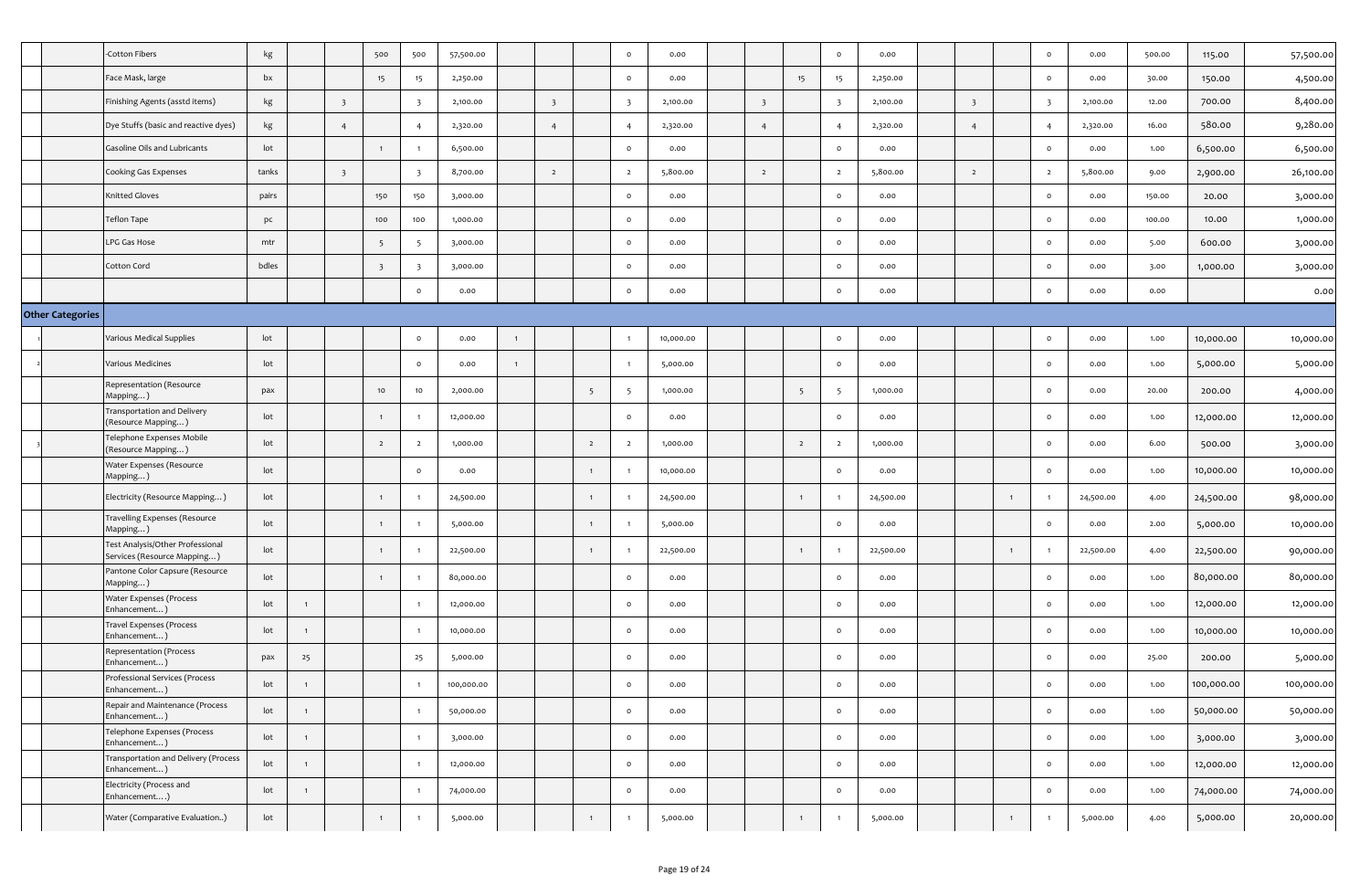| | | | | | | | | | | | | | | | | | | | | | | | | | | |
|---|---|---|---|---|---|---|---|---|---|---|---|---|---|---|---|---|---|---|---|---|---|---|---|---|---|---|
| | | -Cotton Fibers | kg | | | 500 | 500 | 57,500.00 | | | | 0 | 0.00 | | | | 0 | 0.00 | | | | 0 | 0.00 | 500.00 | 115.00 | 57,500.00 |
| | | Face Mask, large | bx | | | 15 | 15 | 2,250.00 | | | | 0 | 0.00 | | | 15 | 15 | 2,250.00 | | | | 0 | 0.00 | 30.00 | 150.00 | 4,500.00 |
| | | Finishing Agents (asstd items) | kg | | 3 | | 3 | 2,100.00 | | 3 | | 3 | 2,100.00 | | 3 | | 3 | 2,100.00 | | 3 | | 3 | 2,100.00 | 12.00 | 700.00 | 8,400.00 |
| | | Dye Stuffs (basic and reactive dyes) | kg | | 4 | | 4 | 2,320.00 | | 4 | | 4 | 2,320.00 | | 4 | | 4 | 2,320.00 | | 4 | | 4 | 2,320.00 | 16.00 | 580.00 | 9,280.00 |
| | | Gasoline Oils and Lubricants | lot | | | 1 | 1 | 6,500.00 | | | | 0 | 0.00 | | | | 0 | 0.00 | | | | 0 | 0.00 | 1.00 | 6,500.00 | 6,500.00 |
| | | Cooking Gas Expenses | tanks | | 3 | | 3 | 8,700.00 | | 2 | | 2 | 5,800.00 | | 2 | | 2 | 5,800.00 | | 2 | | 2 | 5,800.00 | 9.00 | 2,900.00 | 26,100.00 |
| | | Knitted Gloves | pairs | | | 150 | 150 | 3,000.00 | | | | 0 | 0.00 | | | | 0 | 0.00 | | | | 0 | 0.00 | 150.00 | 20.00 | 3,000.00 |
| | | Teflon Tape | pc | | | 100 | 100 | 1,000.00 | | | | 0 | 0.00 | | | | 0 | 0.00 | | | | 0 | 0.00 | 100.00 | 10.00 | 1,000.00 |
| | | LPG Gas Hose | mtr | | | 5 | 5 | 3,000.00 | | | | 0 | 0.00 | | | | 0 | 0.00 | | | | 0 | 0.00 | 5.00 | 600.00 | 3,000.00 |
| | | Cotton Cord | bdles | | | 3 | 3 | 3,000.00 | | | | 0 | 0.00 | | | | 0 | 0.00 | | | | 0 | 0.00 | 3.00 | 1,000.00 | 3,000.00 |
| | | | | | | | 0 | 0.00 | | | | 0 | 0.00 | | | | 0 | 0.00 | | | | 0 | 0.00 | 0.00 | | 0.00 |
| **Other Categories** | | | | | | | | | | | | | | | | | | | | | | | | | | |
| 1 | | Various Medical Supplies | lot | | | | 0 | 0.00 | 1 | | | 1 | 10,000.00 | | | | 0 | 0.00 | | | | 0 | 0.00 | 1.00 | 10,000.00 | 10,000.00 |
| 2 | | Various Medicines | lot | | | | 0 | 0.00 | 1 | | | 1 | 5,000.00 | | | | 0 | 0.00 | | | | 0 | 0.00 | 1.00 | 5,000.00 | 5,000.00 |
| | | Representation (Resource Mapping…) | pax | | | 10 | 10 | 2,000.00 | | | 5 | 5 | 1,000.00 | | | 5 | 5 | 1,000.00 | | | | 0 | 0.00 | 20.00 | 200.00 | 4,000.00 |
| | | Transportation and Delivery (Resource Mapping…) | lot | | | 1 | 1 | 12,000.00 | | | | 0 | 0.00 | | | | 0 | 0.00 | | | | 0 | 0.00 | 1.00 | 12,000.00 | 12,000.00 |
| 3 | | Telephone Expenses Mobile (Resource Mapping…) | lot | | | 2 | 2 | 1,000.00 | | | 2 | 2 | 1,000.00 | | | 2 | 2 | 1,000.00 | | | | 0 | 0.00 | 6.00 | 500.00 | 3,000.00 |
| | | Water Expenses (Resource Mapping…) | lot | | | | 0 | 0.00 | | | 1 | 1 | 10,000.00 | | | | 0 | 0.00 | | | | 0 | 0.00 | 1.00 | 10,000.00 | 10,000.00 |
| | | Electricity (Resource Mapping…) | lot | | | 1 | 1 | 24,500.00 | | | 1 | 1 | 24,500.00 | | | 1 | 1 | 24,500.00 | | | 1 | 1 | 24,500.00 | 4.00 | 24,500.00 | 98,000.00 |
| | | Travelling Expenses (Resource Mapping…) | lot | | | 1 | 1 | 5,000.00 | | | 1 | 1 | 5,000.00 | | | | 0 | 0.00 | | | | 0 | 0.00 | 2.00 | 5,000.00 | 10,000.00 |
| | | Test Analysis/Other Professional Services (Resource Mapping…) | lot | | | 1 | 1 | 22,500.00 | | | 1 | 1 | 22,500.00 | | | 1 | 1 | 22,500.00 | | | 1 | 1 | 22,500.00 | 4.00 | 22,500.00 | 90,000.00 |
| | | Pantone Color Capsure (Resource Mapping…) | lot | | | 1 | 1 | 80,000.00 | | | | 0 | 0.00 | | | | 0 | 0.00 | | | | 0 | 0.00 | 1.00 | 80,000.00 | 80,000.00 |
| | | Water Expenses (Process Enhancement…) | lot | 1 | | | 1 | 12,000.00 | | | | 0 | 0.00 | | | | 0 | 0.00 | | | | 0 | 0.00 | 1.00 | 12,000.00 | 12,000.00 |
| | | Travel Expenses (Process Enhancement…) | lot | 1 | | | 1 | 10,000.00 | | | | 0 | 0.00 | | | | 0 | 0.00 | | | | 0 | 0.00 | 1.00 | 10,000.00 | 10,000.00 |
| | | Representation (Process Enhancement…) | pax | 25 | | | 25 | 5,000.00 | | | | 0 | 0.00 | | | | 0 | 0.00 | | | | 0 | 0.00 | 25.00 | 200.00 | 5,000.00 |
| | | Professional Services (Process Enhancement…) | lot | 1 | | | 1 | 100,000.00 | | | | 0 | 0.00 | | | | 0 | 0.00 | | | | 0 | 0.00 | 1.00 | 100,000.00 | 100,000.00 |
| | | Repair and Maintenance (Process Enhancement…) | lot | 1 | | | 1 | 50,000.00 | | | | 0 | 0.00 | | | | 0 | 0.00 | | | | 0 | 0.00 | 1.00 | 50,000.00 | 50,000.00 |
| | | Telephone Expenses (Process Enhancement…) | lot | 1 | | | 1 | 3,000.00 | | | | 0 | 0.00 | | | | 0 | 0.00 | | | | 0 | 0.00 | 1.00 | 3,000.00 | 3,000.00 |
| | | Transportation and Delivery (Process Enhancement…) | lot | 1 | | | 1 | 12,000.00 | | | | 0 | 0.00 | | | | 0 | 0.00 | | | | 0 | 0.00 | 1.00 | 12,000.00 | 12,000.00 |
| | | Electricity (Process and Enhancement….) | lot | 1 | | | 1 | 74,000.00 | | | | 0 | 0.00 | | | | 0 | 0.00 | | | | 0 | 0.00 | 1.00 | 74,000.00 | 74,000.00 |
| | | Water (Comparative Evaluation..) | lot | | | 1 | 1 | 5,000.00 | | | 1 | 1 | 5,000.00 | | | 1 | 1 | 5,000.00 | | | 1 | 1 | 5,000.00 | 4.00 | 5,000.00 | 20,000.00 |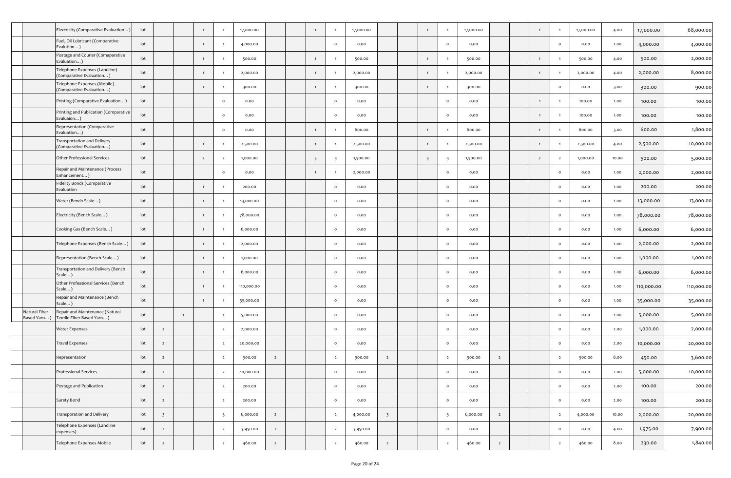| | | | | | | | | | | | | | | | | | | | | | | | | | | |
|---|---|---|---|---|---|---|---|---|---|---|---|---|---|---|---|---|---|---|---|---|---|---|---|---|---|---|
| | | Electricity (Comparative Evaluation...) | lot | | | 1 | 1 | 17,000.00 | | | 1 | 1 | 17,000.00 | | | 1 | 1 | 17,000.00 | | | 1 | 1 | 17,000.00 | 4.00 | 17,000.00 | 68,000.00 |
| | | Fuel, Oil Lubricant (Comparative Evalution...) | lot | | | 1 | 1 | 4,000.00 | | | | 0 | 0.00 | | | | 0 | 0.00 | | | | 0 | 0.00 | 1.00 | 4,000.00 | 4,000.00 |
| | | Postage and Courier (Comaparative Evaluation...) | lot | | | 1 | 1 | 500.00 | | | 1 | 1 | 500.00 | | | 1 | 1 | 500.00 | | | 1 | 1 | 500.00 | 4.00 | 500.00 | 2,000.00 |
| | | Telephone Expenses (Landline) (Comparative Evaluation...) | lot | | | 1 | 1 | 2,000.00 | | | 1 | 1 | 2,000.00 | | | 1 | 1 | 2,000.00 | | | 1 | 1 | 2,000.00 | 4.00 | 2,000.00 | 8,000.00 |
| | | Telephone Expenses (Mobile) (Comparative Evaluation...) | lot | | | 1 | 1 | 300.00 | | | 1 | 1 | 300.00 | | | 1 | 1 | 300.00 | | | | 0 | 0.00 | 3.00 | 300.00 | 900.00 |
| | | Printing (Comparative Evaluation...) | lot | | | | 0 | 0.00 | | | | 0 | 0.00 | | | | 0 | 0.00 | | | 1 | 1 | 100.00 | 1.00 | 100.00 | 100.00 |
| | | Printing and Publication (Comparative Evaluaion...) | lot | | | | 0 | 0.00 | | | | 0 | 0.00 | | | | 0 | 0.00 | | | 1 | 1 | 100.00 | 1.00 | 100.00 | 100.00 |
| | | Representation (Comparative Evaluation...) | lot | | | | 0 | 0.00 | | | 1 | 1 | 600.00 | | | 1 | 1 | 600.00 | | | 1 | 1 | 600.00 | 3.00 | 600.00 | 1,800.00 |
| | | Transportation and Delivery (Comparative Evaluation...) | lot | | | 1 | 1 | 2,500.00 | | | 1 | 1 | 2,500.00 | | | 1 | 1 | 2,500.00 | | | 1 | 1 | 2,500.00 | 4.00 | 2,500.00 | 10,000.00 |
| | | Other Professional Services | lot | | | 2 | 2 | 1,000.00 | | | 3 | 3 | 1,500.00 | | | 3 | 3 | 1,500.00 | | | 2 | 2 | 1,000.00 | 10.00 | 500.00 | 5,000.00 |
| | | Repair and Maintenance (Process Enhancement...) | lot | | | | 0 | 0.00 | | | 1 | 1 | 2,000.00 | | | | 0 | 0.00 | | | | 0 | 0.00 | 1.00 | 2,000.00 | 2,000.00 |
| | | Fidelity Bonds (Comparative Evaluation | lot | | | 1 | 1 | 200.00 | | | | 0 | 0.00 | | | | 0 | 0.00 | | | | 0 | 0.00 | 1.00 | 200.00 | 200.00 |
| | | Water (Bench Scale...) | lot | | | 1 | 1 | 13,000.00 | | | | 0 | 0.00 | | | | 0 | 0.00 | | | | 0 | 0.00 | 1.00 | 13,000.00 | 13,000.00 |
| | | Electricity (Bench Scale...) | lot | | | 1 | 1 | 78,000.00 | | | | 0 | 0.00 | | | | 0 | 0.00 | | | | 0 | 0.00 | 1.00 | 78,000.00 | 78,000.00 |
| | | Cooking Gas (Bench Scale...) | lot | | | 1 | 1 | 6,000.00 | | | | 0 | 0.00 | | | | 0 | 0.00 | | | | 0 | 0.00 | 1.00 | 6,000.00 | 6,000.00 |
| | | Telephone Expenses (Bench Scale...) | lot | | | 1 | 1 | 2,000.00 | | | | 0 | 0.00 | | | | 0 | 0.00 | | | | 0 | 0.00 | 1.00 | 2,000.00 | 2,000.00 |
| | | Representation (Bench Scale...) | lot | | | 1 | 1 | 1,000.00 | | | | 0 | 0.00 | | | | 0 | 0.00 | | | | 0 | 0.00 | 1.00 | 1,000.00 | 1,000.00 |
| | | Transportation and Delivery (Bench Scale...) | lot | | | 1 | 1 | 6,000.00 | | | | 0 | 0.00 | | | | 0 | 0.00 | | | | 0 | 0.00 | 1.00 | 6,000.00 | 6,000.00 |
| | | Other Professional Services (Bench Scale...) | lot | | | 1 | 1 | 110,000.00 | | | | 0 | 0.00 | | | | 0 | 0.00 | | | | 0 | 0.00 | 1.00 | 110,000.00 | 110,000.00 |
| | | Repair and Maintenance (Bench Scale...) | lot | | | 1 | 1 | 35,000.00 | | | | 0 | 0.00 | | | | 0 | 0.00 | | | | 0 | 0.00 | 1.00 | 35,000.00 | 35,000.00 |
| | Natural Fiber Based Yarn...) | Repair and Maintenance (Natural Textile Fiber Based Yarn...) | lot | | 1 | | 1 | 5,000.00 | | | | 0 | 0.00 | | | | 0 | 0.00 | | | | 0 | 0.00 | 1.00 | 5,000.00 | 5,000.00 |
| | | Water Expenses | lot | 2 | | | 2 | 2,000.00 | | | | 0 | 0.00 | | | | 0 | 0.00 | | | | 0 | 0.00 | 2.00 | 1,000.00 | 2,000.00 |
| | | Travel Expenses | lot | 2 | | | 2 | 20,000.00 | | | | 0 | 0.00 | | | | 0 | 0.00 | | | | 0 | 0.00 | 2.00 | 10,000.00 | 20,000.00 |
| | | Representation | lot | 2 | | | 2 | 900.00 | 2 | | | 2 | 900.00 | 2 | | | 2 | 900.00 | 2 | | | 2 | 900.00 | 8.00 | 450.00 | 3,600.00 |
| | | Professional Services | lot | 2 | | | 2 | 10,000.00 | | | | 0 | 0.00 | | | | 0 | 0.00 | | | | 0 | 0.00 | 2.00 | 5,000.00 | 10,000.00 |
| | | Postage and Publication | lot | 2 | | | 2 | 200.00 | | | | 0 | 0.00 | | | | 0 | 0.00 | | | | 0 | 0.00 | 2.00 | 100.00 | 200.00 |
| | | Surety Bond | lot | 2 | | | 2 | 200.00 | | | | 0 | 0.00 | | | | 0 | 0.00 | | | | 0 | 0.00 | 2.00 | 100.00 | 200.00 |
| | | Transporation and Delivery | lot | 3 | | | 3 | 6,000.00 | 2 | | | 2 | 4,000.00 | 3 | | | 3 | 6,000.00 | 2 | | | 2 | 4,000.00 | 10.00 | 2,000.00 | 20,000.00 |
| | | Telephone Expenses (Landline expenses) | lot | 2 | | | 2 | 3,950.00 | 2 | | | 2 | 3,950.00 | | | | 0 | 0.00 | | | | 0 | 0.00 | 4.00 | 1,975.00 | 7,900.00 |
| | | Telephone Expenses Mobile | lot | 2 | | | 2 | 460.00 | 2 | | | 2 | 460.00 | 2 | | | 2 | 460.00 | 2 | | | 2 | 460.00 | 8.00 | 230.00 | 1,840.00 |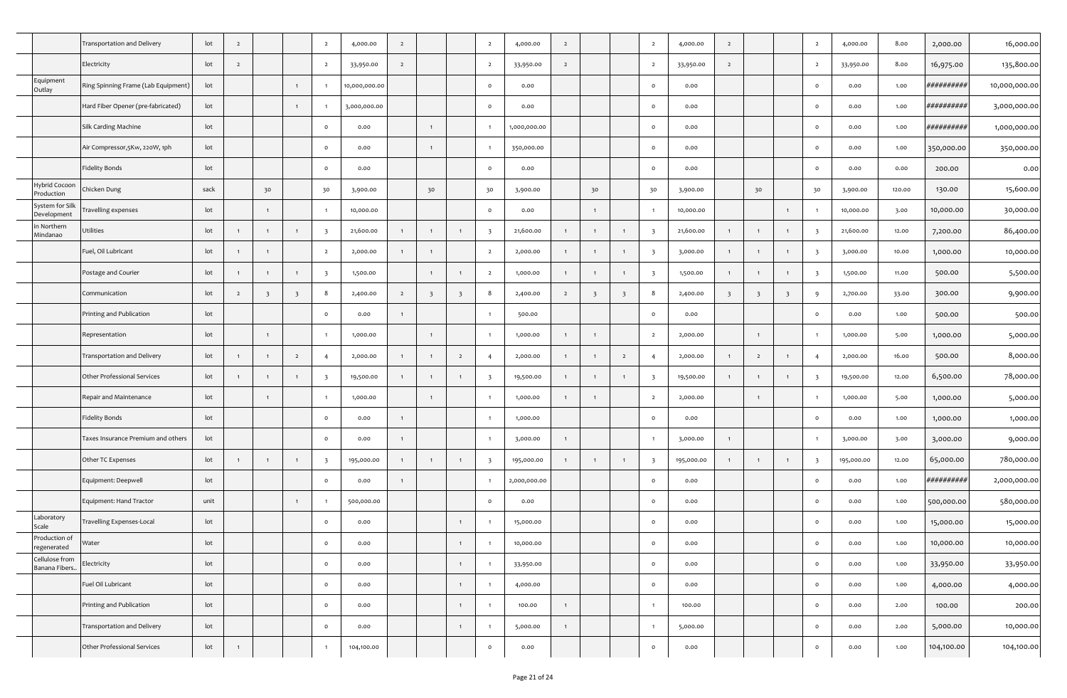| | | | | | | | | | | | | | | | | | | | | | | | | | |
|---|---|---|---|---|---|---|---|---|---|---|---|---|---|---|---|---|---|---|---|---|---|---|---|---|---|
| | Transportation and Delivery | lot | 2 | | | 2 | 4,000.00 | 2 | | | 2 | 4,000.00 | 2 | | | 2 | 4,000.00 | 2 | | | 2 | 4,000.00 | 8.00 | 2,000.00 | 16,000.00 |
| | Electricity | lot | 2 | | | 2 | 33,950.00 | 2 | | | 2 | 33,950.00 | 2 | | | 2 | 33,950.00 | 2 | | | 2 | 33,950.00 | 8.00 | 16,975.00 | 135,800.00 |
| Equipment Outlay | Ring Spinning Frame (Lab Equipment) | lot | | | 1 | 1 | 10,000,000.00 | | | | 0 | 0.00 | | | | 0 | 0.00 | | | | 0 | 0.00 | 1.00 | ########## | 10,000,000.00 |
| | Hard Fiber Opener (pre-fabricated) | lot | | | 1 | 1 | 3,000,000.00 | | | | 0 | 0.00 | | | | 0 | 0.00 | | | | 0 | 0.00 | 1.00 | ########## | 3,000,000.00 |
| | Silk Carding Machine | lot | | | | 0 | 0.00 | | 1 | | 1 | 1,000,000.00 | | | | 0 | 0.00 | | | | 0 | 0.00 | 1.00 | ########## | 1,000,000.00 |
| | Air Compressor,5Kw, 220W, 1ph | lot | | | | 0 | 0.00 | | 1 | | 1 | 350,000.00 | | | | 0 | 0.00 | | | | 0 | 0.00 | 1.00 | 350,000.00 | 350,000.00 |
| | Fidelity Bonds | lot | | | | 0 | 0.00 | | | | 0 | 0.00 | | | | 0 | 0.00 | | | | 0 | 0.00 | 0.00 | 200.00 | 0.00 |
| Hybrid Cocoon Production | Chicken Dung | sack | | 30 | | 30 | 3,900.00 | | 30 | | 30 | 3,900.00 | | 30 | | 30 | 3,900.00 | | 30 | | 30 | 3,900.00 | 120.00 | 130.00 | 15,600.00 |
| System for Silk Development | Travelling expenses | lot | | 1 | | 1 | 10,000.00 | | | | 0 | 0.00 | | 1 | | 1 | 10,000.00 | | | 1 | 1 | 10,000.00 | 3.00 | 10,000.00 | 30,000.00 |
| in Northern Mindanao | Utilities | lot | 1 | 1 | 1 | 3 | 21,600.00 | 1 | 1 | 1 | 3 | 21,600.00 | 1 | 1 | 1 | 3 | 21,600.00 | 1 | 1 | 1 | 3 | 21,600.00 | 12.00 | 7,200.00 | 86,400.00 |
| | Fuel, Oil Lubricant | lot | 1 | 1 | | 2 | 2,000.00 | 1 | 1 | | 2 | 2,000.00 | 1 | 1 | 1 | 3 | 3,000.00 | 1 | 1 | 1 | 3 | 3,000.00 | 10.00 | 1,000.00 | 10,000.00 |
| | Postage and Courier | lot | 1 | 1 | 1 | 3 | 1,500.00 | | 1 | 1 | 2 | 1,000.00 | 1 | 1 | 1 | 3 | 1,500.00 | 1 | 1 | 1 | 3 | 1,500.00 | 11.00 | 500.00 | 5,500.00 |
| | Communication | lot | 2 | 3 | 3 | 8 | 2,400.00 | 2 | 3 | 3 | 8 | 2,400.00 | 2 | 3 | 3 | 8 | 2,400.00 | 3 | 3 | 3 | 9 | 2,700.00 | 33.00 | 300.00 | 9,900.00 |
| | Printing and Publication | lot | | | | 0 | 0.00 | 1 | | | 1 | 500.00 | | | | 0 | 0.00 | | | | 0 | 0.00 | 1.00 | 500.00 | 500.00 |
| | Representation | lot | | 1 | | 1 | 1,000.00 | | 1 | | 1 | 1,000.00 | 1 | 1 | | 2 | 2,000.00 | | 1 | | 1 | 1,000.00 | 5.00 | 1,000.00 | 5,000.00 |
| | Transportation and Delivery | lot | 1 | 1 | 2 | 4 | 2,000.00 | 1 | 1 | 2 | 4 | 2,000.00 | 1 | 1 | 2 | 4 | 2,000.00 | 1 | 2 | 1 | 4 | 2,000.00 | 16.00 | 500.00 | 8,000.00 |
| | Other Professional Services | lot | 1 | 1 | 1 | 3 | 19,500.00 | 1 | 1 | 1 | 3 | 19,500.00 | 1 | 1 | 1 | 3 | 19,500.00 | 1 | 1 | 1 | 3 | 19,500.00 | 12.00 | 6,500.00 | 78,000.00 |
| | Repair and Maintenance | lot | | 1 | | 1 | 1,000.00 | | 1 | | 1 | 1,000.00 | 1 | 1 | | 2 | 2,000.00 | | 1 | | 1 | 1,000.00 | 5.00 | 1,000.00 | 5,000.00 |
| | Fidelity Bonds | lot | | | | 0 | 0.00 | 1 | | | 1 | 1,000.00 | | | | 0 | 0.00 | | | | 0 | 0.00 | 1.00 | 1,000.00 | 1,000.00 |
| | Taxes Insurance Premium and others | lot | | | | 0 | 0.00 | 1 | | | 1 | 3,000.00 | 1 | | | 1 | 3,000.00 | 1 | | | 1 | 3,000.00 | 3.00 | 3,000.00 | 9,000.00 |
| | Other TC Expenses | lot | 1 | 1 | 1 | 3 | 195,000.00 | 1 | 1 | 1 | 3 | 195,000.00 | 1 | 1 | 1 | 3 | 195,000.00 | 1 | 1 | 1 | 3 | 195,000.00 | 12.00 | 65,000.00 | 780,000.00 |
| | Equipment: Deepwell | lot | | | | 0 | 0.00 | 1 | | | 1 | 2,000,000.00 | | | | 0 | 0.00 | | | | 0 | 0.00 | 1.00 | ########## | 2,000,000.00 |
| | Equipment: Hand Tractor | unit | | | 1 | 1 | 500,000.00 | | | | 0 | 0.00 | | | | 0 | 0.00 | | | | 0 | 0.00 | 1.00 | 500,000.00 | 580,000.00 |
| Laboratory Scale | Travelling Expenses-Local | lot | | | | 0 | 0.00 | | | 1 | 1 | 15,000.00 | | | | 0 | 0.00 | | | | 0 | 0.00 | 1.00 | 15,000.00 | 15,000.00 |
| Production of regenerated | Water | lot | | | | 0 | 0.00 | | | 1 | 1 | 10,000.00 | | | | 0 | 0.00 | | | | 0 | 0.00 | 1.00 | 10,000.00 | 10,000.00 |
| Cellulose from Banana Fibers.. | Electricity | lot | | | | 0 | 0.00 | | | 1 | 1 | 33,950.00 | | | | 0 | 0.00 | | | | 0 | 0.00 | 1.00 | 33,950.00 | 33,950.00 |
| | Fuel Oil Lubricant | lot | | | | 0 | 0.00 | | | 1 | 1 | 4,000.00 | | | | 0 | 0.00 | | | | 0 | 0.00 | 1.00 | 4,000.00 | 4,000.00 |
| | Printing and Publication | lot | | | | 0 | 0.00 | | | 1 | 1 | 100.00 | 1 | | | 1 | 100.00 | | | | 0 | 0.00 | 2.00 | 100.00 | 200.00 |
| | Transportation and Delivery | lot | | | | 0 | 0.00 | | | 1 | 1 | 5,000.00 | 1 | | | 1 | 5,000.00 | | | | 0 | 0.00 | 2.00 | 5,000.00 | 10,000.00 |
| | Other Professional Services | lot | 1 | | | 1 | 104,100.00 | | | | 0 | 0.00 | | | | 0 | 0.00 | | | | 0 | 0.00 | 1.00 | 104,100.00 | 104,100.00 |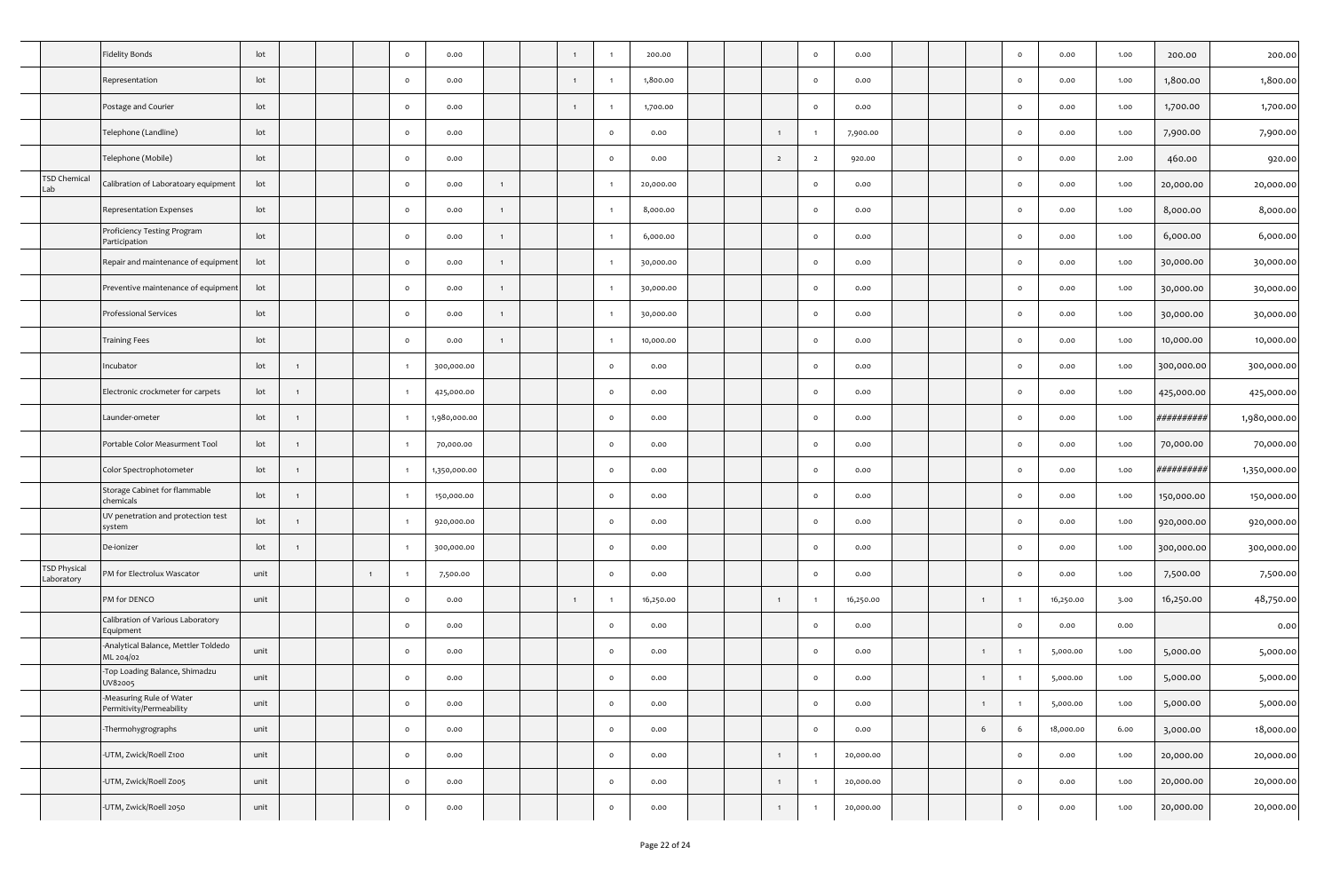| | | | | | | | | | | | | | | | | | | | | | | | | | |
|---|---|---|---|---|---|---|---|---|---|---|---|---|---|---|---|---|---|---|---|---|---|---|---|---|---|
| | Fidelity Bonds | lot | | | | 0 | 0.00 | | | 1 | 1 | 200.00 | | | | 0 | 0.00 | | | | 0 | 0.00 | 1.00 | 200.00 | 200.00 |
| | Representation | lot | | | | 0 | 0.00 | | | 1 | 1 | 1,800.00 | | | | 0 | 0.00 | | | | 0 | 0.00 | 1.00 | 1,800.00 | 1,800.00 |
| | Postage and Courier | lot | | | | 0 | 0.00 | | | 1 | 1 | 1,700.00 | | | | 0 | 0.00 | | | | 0 | 0.00 | 1.00 | 1,700.00 | 1,700.00 |
| | Telephone (Landline) | lot | | | | 0 | 0.00 | | | | 0 | 0.00 | | | 1 | 1 | 7,900.00 | | | | 0 | 0.00 | 1.00 | 7,900.00 | 7,900.00 |
| | Telephone (Mobile) | lot | | | | 0 | 0.00 | | | | 0 | 0.00 | | | 2 | 2 | 920.00 | | | | 0 | 0.00 | 2.00 | 460.00 | 920.00 |
| TSD Chemical Lab | Calibration of Laboratoary equipment | lot | | | | 0 | 0.00 | 1 | | | 1 | 20,000.00 | | | | 0 | 0.00 | | | | 0 | 0.00 | 1.00 | 20,000.00 | 20,000.00 |
| | Representation Expenses | lot | | | | 0 | 0.00 | 1 | | | 1 | 8,000.00 | | | | 0 | 0.00 | | | | 0 | 0.00 | 1.00 | 8,000.00 | 8,000.00 |
| | Proficiency Testing Program Participation | lot | | | | 0 | 0.00 | 1 | | | 1 | 6,000.00 | | | | 0 | 0.00 | | | | 0 | 0.00 | 1.00 | 6,000.00 | 6,000.00 |
| | Repair and maintenance of equipment | lot | | | | 0 | 0.00 | 1 | | | 1 | 30,000.00 | | | | 0 | 0.00 | | | | 0 | 0.00 | 1.00 | 30,000.00 | 30,000.00 |
| | Preventive maintenance of equipment | lot | | | | 0 | 0.00 | 1 | | | 1 | 30,000.00 | | | | 0 | 0.00 | | | | 0 | 0.00 | 1.00 | 30,000.00 | 30,000.00 |
| | Professional Services | lot | | | | 0 | 0.00 | 1 | | | 1 | 30,000.00 | | | | 0 | 0.00 | | | | 0 | 0.00 | 1.00 | 30,000.00 | 30,000.00 |
| | Training Fees | lot | | | | 0 | 0.00 | 1 | | | 1 | 10,000.00 | | | | 0 | 0.00 | | | | 0 | 0.00 | 1.00 | 10,000.00 | 10,000.00 |
| | Incubator | lot | 1 | | | 1 | 300,000.00 | | | | 0 | 0.00 | | | | 0 | 0.00 | | | | 0 | 0.00 | 1.00 | 300,000.00 | 300,000.00 |
| | Electronic crockmeter for carpets | lot | 1 | | | 1 | 425,000.00 | | | | 0 | 0.00 | | | | 0 | 0.00 | | | | 0 | 0.00 | 1.00 | 425,000.00 | 425,000.00 |
| | Launder-ometer | lot | 1 | | | 1 | 1,980,000.00 | | | | 0 | 0.00 | | | | 0 | 0.00 | | | | 0 | 0.00 | 1.00 | ########## | 1,980,000.00 |
| | Portable Color Measurment Tool | lot | 1 | | | 1 | 70,000.00 | | | | 0 | 0.00 | | | | 0 | 0.00 | | | | 0 | 0.00 | 1.00 | 70,000.00 | 70,000.00 |
| | Color Spectrophotometer | lot | 1 | | | 1 | 1,350,000.00 | | | | 0 | 0.00 | | | | 0 | 0.00 | | | | 0 | 0.00 | 1.00 | ########## | 1,350,000.00 |
| | Storage Cabinet for flammable chemicals | lot | 1 | | | 1 | 150,000.00 | | | | 0 | 0.00 | | | | 0 | 0.00 | | | | 0 | 0.00 | 1.00 | 150,000.00 | 150,000.00 |
| | UV penetration and protection test system | lot | 1 | | | 1 | 920,000.00 | | | | 0 | 0.00 | | | | 0 | 0.00 | | | | 0 | 0.00 | 1.00 | 920,000.00 | 920,000.00 |
| | De-ionizer | lot | 1 | | | 1 | 300,000.00 | | | | 0 | 0.00 | | | | 0 | 0.00 | | | | 0 | 0.00 | 1.00 | 300,000.00 | 300,000.00 |
| TSD Physical Laboratory | PM for Electrolux Wascator | unit | | | 1 | 1 | 7,500.00 | | | | 0 | 0.00 | | | | 0 | 0.00 | | | | 0 | 0.00 | 1.00 | 7,500.00 | 7,500.00 |
| | PM for DENCO | unit | | | | 0 | 0.00 | | | 1 | 1 | 16,250.00 | | | 1 | 1 | 16,250.00 | | | 1 | 1 | 16,250.00 | 3.00 | 16,250.00 | 48,750.00 |
| | Calibration of Various Laboratory Equipment | | | | | 0 | 0.00 | | | | 0 | 0.00 | | | | 0 | 0.00 | | | | 0 | 0.00 | 0.00 | | 0.00 |
| | -Analytical Balance, Mettler Toldedo ML 204/02 | unit | | | | 0 | 0.00 | | | | 0 | 0.00 | | | | 0 | 0.00 | | | 1 | 1 | 5,000.00 | 1.00 | 5,000.00 | 5,000.00 |
| | -Top Loading Balance, Shimadzu UV82005 | unit | | | | 0 | 0.00 | | | | 0 | 0.00 | | | | 0 | 0.00 | | | 1 | 1 | 5,000.00 | 1.00 | 5,000.00 | 5,000.00 |
| | -Measuring Rule of Water Permitivity/Permeability | unit | | | | 0 | 0.00 | | | | 0 | 0.00 | | | | 0 | 0.00 | | | 1 | 1 | 5,000.00 | 1.00 | 5,000.00 | 5,000.00 |
| | -Thermohygrographs | unit | | | | 0 | 0.00 | | | | 0 | 0.00 | | | | 0 | 0.00 | | | 6 | 6 | 18,000.00 | 6.00 | 3,000.00 | 18,000.00 |
| | -UTM, Zwick/Roell Z100 | unit | | | | 0 | 0.00 | | | | 0 | 0.00 | | | 1 | 1 | 20,000.00 | | | | 0 | 0.00 | 1.00 | 20,000.00 | 20,000.00 |
| | -UTM, Zwick/Roell Z005 | unit | | | | 0 | 0.00 | | | | 0 | 0.00 | | | 1 | 1 | 20,000.00 | | | | 0 | 0.00 | 1.00 | 20,000.00 | 20,000.00 |
| | -UTM, Zwick/Roell 2050 | unit | | | | 0 | 0.00 | | | | 0 | 0.00 | | | 1 | 1 | 20,000.00 | | | | 0 | 0.00 | 1.00 | 20,000.00 | 20,000.00 |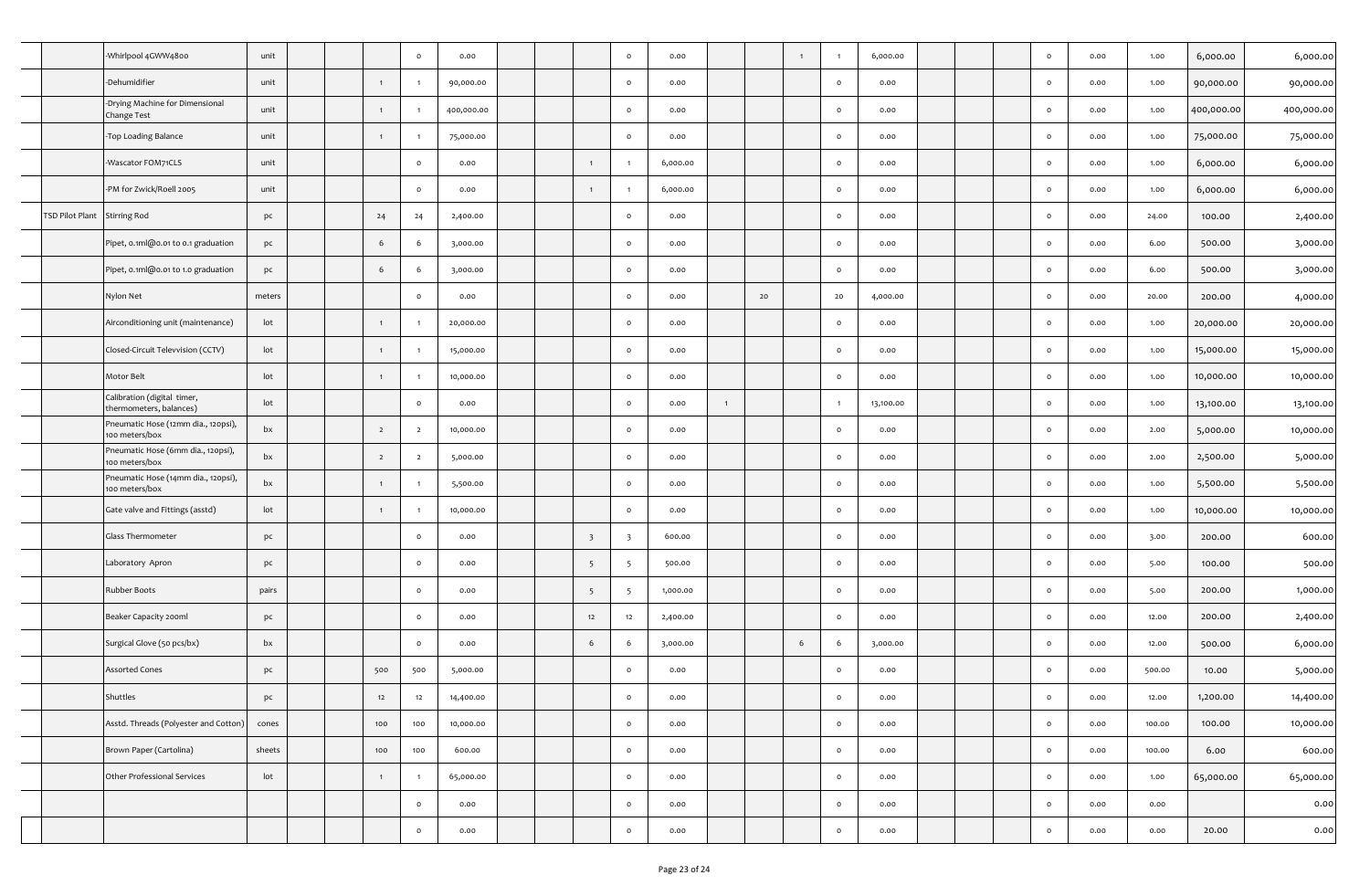| | | | | | | | | | | | | | | | | | | | | | | | | | |
|---|---|---|---|---|---|---|---|---|---|---|---|---|---|---|---|---|---|---|---|---|---|---|---|---|---|
| | -Whirlpool 4GWW4800 | unit | | | | 0 | 0.00 | | | | 0 | 0.00 | | | 1 | 1 | 6,000.00 | | | | 0 | 0.00 | 1.00 | 6,000.00 | 6,000.00 |
| | -Dehumidifier | unit | | | 1 | 1 | 90,000.00 | | | | 0 | 0.00 | | | | 0 | 0.00 | | | | 0 | 0.00 | 1.00 | 90,000.00 | 90,000.00 |
| | -Drying Machine for Dimensional Change Test | unit | | | 1 | 1 | 400,000.00 | | | | 0 | 0.00 | | | | 0 | 0.00 | | | | 0 | 0.00 | 1.00 | 400,000.00 | 400,000.00 |
| | -Top Loading Balance | unit | | | 1 | 1 | 75,000.00 | | | | 0 | 0.00 | | | | 0 | 0.00 | | | | 0 | 0.00 | 1.00 | 75,000.00 | 75,000.00 |
| | -Wascator FOM71CLS | unit | | | | 0 | 0.00 | | | 1 | 1 | 6,000.00 | | | | 0 | 0.00 | | | | 0 | 0.00 | 1.00 | 6,000.00 | 6,000.00 |
| | -PM for Zwick/Roell 2005 | unit | | | | 0 | 0.00 | | | 1 | 1 | 6,000.00 | | | | 0 | 0.00 | | | | 0 | 0.00 | 1.00 | 6,000.00 | 6,000.00 |
| TSD Pilot Plant | Stirring Rod | pc | | | 24 | 24 | 2,400.00 | | | | 0 | 0.00 | | | | 0 | 0.00 | | | | 0 | 0.00 | 24.00 | 100.00 | 2,400.00 |
| | Pipet, 0.1ml@0.01 to 0.1 graduation | pc | | | 6 | 6 | 3,000.00 | | | | 0 | 0.00 | | | | 0 | 0.00 | | | | 0 | 0.00 | 6.00 | 500.00 | 3,000.00 |
| | Pipet, 0.1ml@0.01 to 1.0 graduation | pc | | | 6 | 6 | 3,000.00 | | | | 0 | 0.00 | | | | 0 | 0.00 | | | | 0 | 0.00 | 6.00 | 500.00 | 3,000.00 |
| | Nylon Net | meters | | | | 0 | 0.00 | | | | 0 | 0.00 | | 20 | | 20 | 4,000.00 | | | | 0 | 0.00 | 20.00 | 200.00 | 4,000.00 |
| | Airconditioning unit (maintenance) | lot | | | 1 | 1 | 20,000.00 | | | | 0 | 0.00 | | | | 0 | 0.00 | | | | 0 | 0.00 | 1.00 | 20,000.00 | 20,000.00 |
| | Closed-Circuit Televvision (CCTV) | lot | | | 1 | 1 | 15,000.00 | | | | 0 | 0.00 | | | | 0 | 0.00 | | | | 0 | 0.00 | 1.00 | 15,000.00 | 15,000.00 |
| | Motor Belt | lot | | | 1 | 1 | 10,000.00 | | | | 0 | 0.00 | | | | 0 | 0.00 | | | | 0 | 0.00 | 1.00 | 10,000.00 | 10,000.00 |
| | Calibration (digital timer, thermometers, balances) | lot | | | | 0 | 0.00 | | | | 0 | 0.00 | 1 | | | 1 | 13,100.00 | | | | 0 | 0.00 | 1.00 | 13,100.00 | 13,100.00 |
| | Pneumatic Hose (12mm dia., 120psi), 100 meters/box | bx | | | 2 | 2 | 10,000.00 | | | | 0 | 0.00 | | | | 0 | 0.00 | | | | 0 | 0.00 | 2.00 | 5,000.00 | 10,000.00 |
| | Pneumatic Hose (6mm dia., 120psi), 100 meters/box | bx | | | 2 | 2 | 5,000.00 | | | | 0 | 0.00 | | | | 0 | 0.00 | | | | 0 | 0.00 | 2.00 | 2,500.00 | 5,000.00 |
| | Pneumatic Hose (14mm dia., 120psi), 100 meters/box | bx | | | 1 | 1 | 5,500.00 | | | | 0 | 0.00 | | | | 0 | 0.00 | | | | 0 | 0.00 | 1.00 | 5,500.00 | 5,500.00 |
| | Gate valve and Fittings (asstd) | lot | | | 1 | 1 | 10,000.00 | | | | 0 | 0.00 | | | | 0 | 0.00 | | | | 0 | 0.00 | 1.00 | 10,000.00 | 10,000.00 |
| | Glass Thermometer | pc | | | | 0 | 0.00 | | | 3 | 3 | 600.00 | | | | 0 | 0.00 | | | | 0 | 0.00 | 3.00 | 200.00 | 600.00 |
| | Laboratory Apron | pc | | | | 0 | 0.00 | | | 5 | 5 | 500.00 | | | | 0 | 0.00 | | | | 0 | 0.00 | 5.00 | 100.00 | 500.00 |
| | Rubber Boots | pairs | | | | 0 | 0.00 | | | 5 | 5 | 1,000.00 | | | | 0 | 0.00 | | | | 0 | 0.00 | 5.00 | 200.00 | 1,000.00 |
| | Beaker Capacity 200ml | pc | | | | 0 | 0.00 | | | 12 | 12 | 2,400.00 | | | | 0 | 0.00 | | | | 0 | 0.00 | 12.00 | 200.00 | 2,400.00 |
| | Surgical Glove (50 pcs/bx) | bx | | | | 0 | 0.00 | | | 6 | 6 | 3,000.00 | | | 6 | 6 | 3,000.00 | | | | 0 | 0.00 | 12.00 | 500.00 | 6,000.00 |
| | Assorted Cones | pc | | | 500 | 500 | 5,000.00 | | | | 0 | 0.00 | | | | 0 | 0.00 | | | | 0 | 0.00 | 500.00 | 10.00 | 5,000.00 |
| | Shuttles | pc | | | 12 | 12 | 14,400.00 | | | | 0 | 0.00 | | | | 0 | 0.00 | | | | 0 | 0.00 | 12.00 | 1,200.00 | 14,400.00 |
| | Asstd. Threads (Polyester and Cotton) | cones | | | 100 | 100 | 10,000.00 | | | | 0 | 0.00 | | | | 0 | 0.00 | | | | 0 | 0.00 | 100.00 | 100.00 | 10,000.00 |
| | Brown Paper (Cartolina) | sheets | | | 100 | 100 | 600.00 | | | | 0 | 0.00 | | | | 0 | 0.00 | | | | 0 | 0.00 | 100.00 | 6.00 | 600.00 |
| | Other Professional Services | lot | | | 1 | 1 | 65,000.00 | | | | 0 | 0.00 | | | | 0 | 0.00 | | | | 0 | 0.00 | 1.00 | 65,000.00 | 65,000.00 |
| | | | | | | 0 | 0.00 | | | | 0 | 0.00 | | | | 0 | 0.00 | | | | 0 | 0.00 | 0.00 | | 0.00 |
| | | | | | | 0 | 0.00 | | | | 0 | 0.00 | | | | 0 | 0.00 | | | | 0 | 0.00 | 0.00 | 20.00 | 0.00 |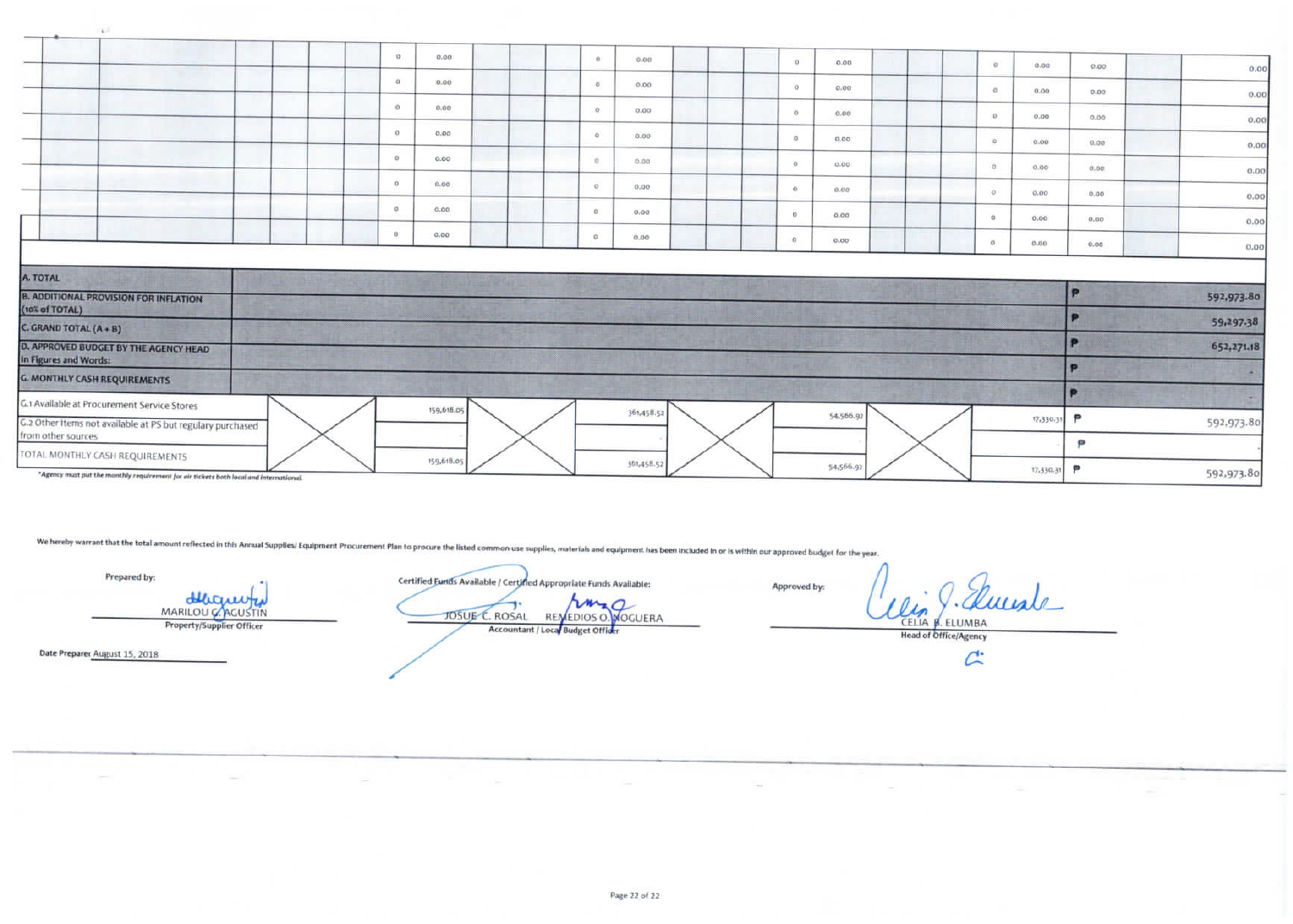| | | | | | | | | | | | | | | | | | | | | | | |
|---|---|---|---|---|---|---|---|---|---|---|---|---|---|---|---|---|---|---|---|---|---|---|
| | | | | | | 0 | 0.00 | | | | 0 | 0.00 | | | | 0 | 0.00 | | | | 0 | 0.00 | 0.00 | | 0.00 |
| | | | | | | 0 | 0.00 | | | | 0 | 0.00 | | | | 0 | 0.00 | | | | 0 | 0.00 | 0.00 | | 0.00 |
| | | | | | | 0 | 0.00 | | | | 0 | 0.00 | | | | 0 | 0.00 | | | | 0 | 0.00 | 0.00 | | 0.00 |
| | | | | | | 0 | 0.00 | | | | 0 | 0.00 | | | | 0 | 0.00 | | | | 0 | 0.00 | 0.00 | | 0.00 |
| | | | | | | 0 | 0.00 | | | | 0 | 0.00 | | | | 0 | 0.00 | | | | 0 | 0.00 | 0.00 | | 0.00 |
| | | | | | | 0 | 0.00 | | | | 0 | 0.00 | | | | 0 | 0.00 | | | | 0 | 0.00 | 0.00 | | 0.00 |
| | | | | | | 0 | 0.00 | | | | 0 | 0.00 | | | | 0 | 0.00 | | | | 0 | 0.00 | 0.00 | | 0.00 |
| | | | | | | 0 | 0.00 | | | | 0 | 0.00 | | | | 0 | 0.00 | | | | 0 | 0.00 | 0.00 | | 0.00 |

| | | |
|---|---|---|
| A. TOTAL | ₱ | 592,973.80 |
| B. ADDITIONAL PROVISION FOR INFLATION (10% of TOTAL) | ₱ | 59,297.38 |
| C. GRAND TOTAL (A + B) | ₱ | 652,271.18 |
| D. APPROVED BUDGET BY THE AGENCY HEAD In Figures and Words: | ₱ | - |
| G. MONTHLY CASH REQUIREMENTS | ₱ | - |

| | | | | | | | | | |
|---|---|---|---|---|---|---|---|---|---|
| G.1 Available at Procurement Service Stores | | 159,618.05 | | 361,458.52 | | 54,566.92 | | 17,330.31 | ₱ 592,973.80 |
| G.2 Other Items not available at PS but regularly purchased from other sources | | - | | - | | - | | - | ₱ - |
| TOTAL MONTHLY CASH REQUIREMENTS | | 159,618.05 | | 361,458.52 | | 54,566.92 | | 17,330.31 | ₱ 592,973.80 |

*Agency must put the monthly requirement for air tickets both local and international.

We hereby warrant that the total amount reflected in this Annual Supplies/ Equipment Procurement Plan to procure the listed common-use supplies, materials and equipment has been included in or is within our approved budget for the year.

Prepared by:

MARILOU C. AGUSTIN
Property/Supplier Officer

Certified Funds Available / Certified Appropriate Funds Available:

JOSUE C. ROSAL    REMEDIOS O. NOGUERA
Accountant / Local Budget Officer

Approved by:

CELIA B. ELUMBA
Head of Office/Agency

Date Prepared: August 15, 2018